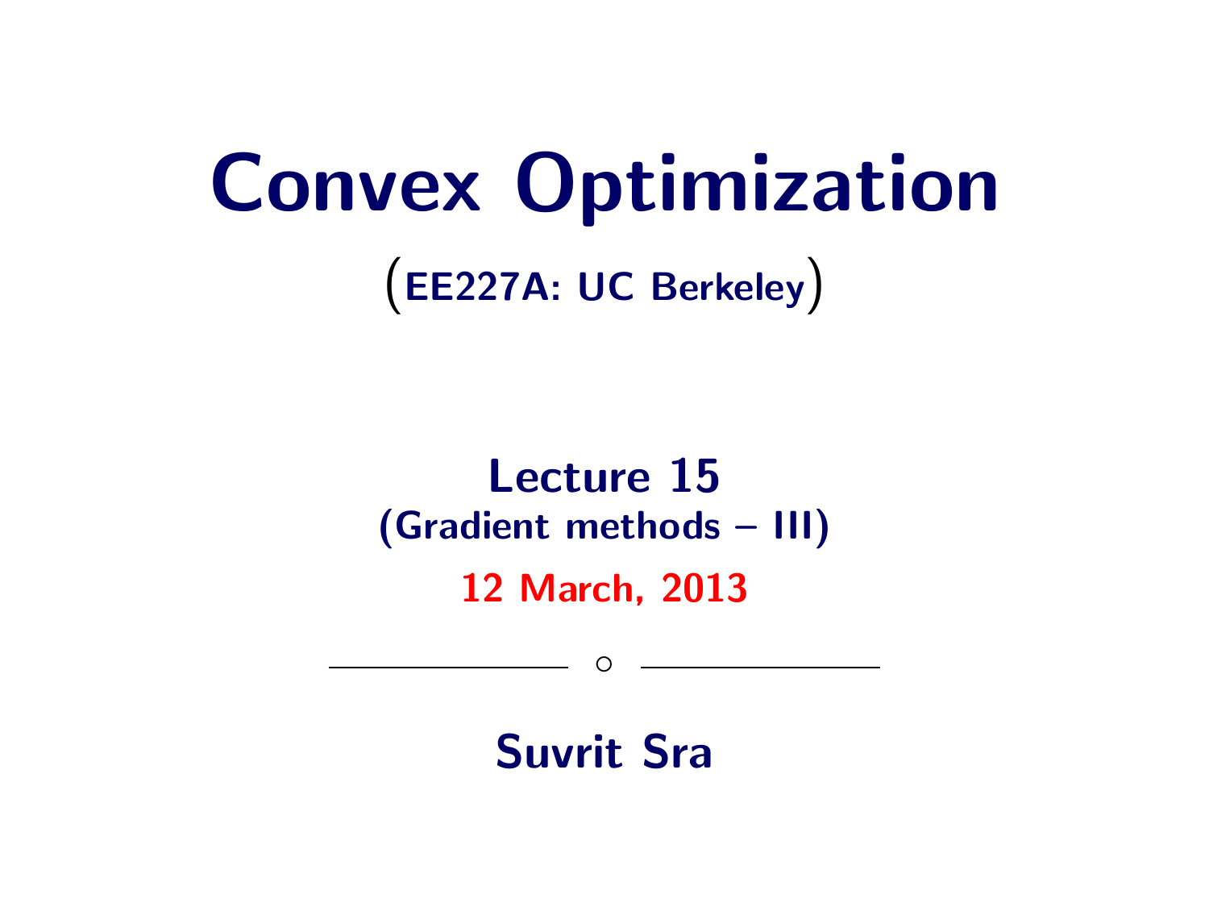# Convex Optimization

**(EE227A: UC Berkeley)**

## Lecture 15

**(Gradient methods – III)**

**12 March, 2013**

---

**Suvrit Sra**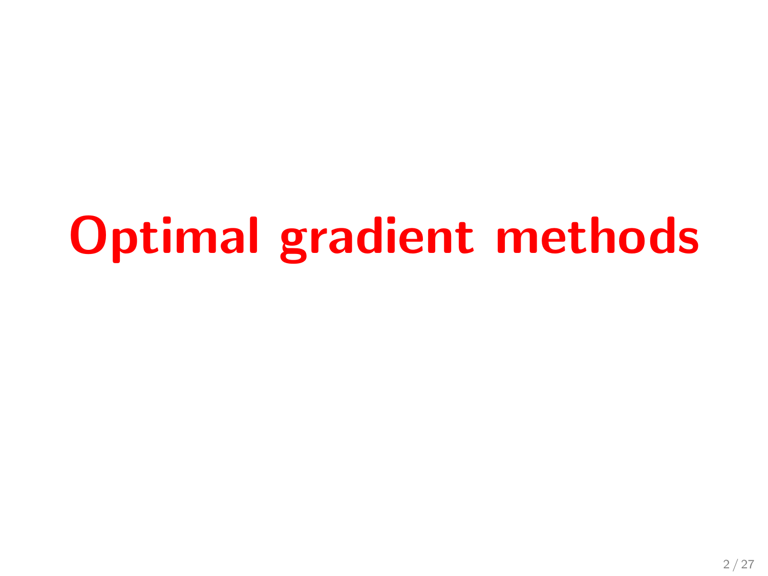# Optimal gradient methods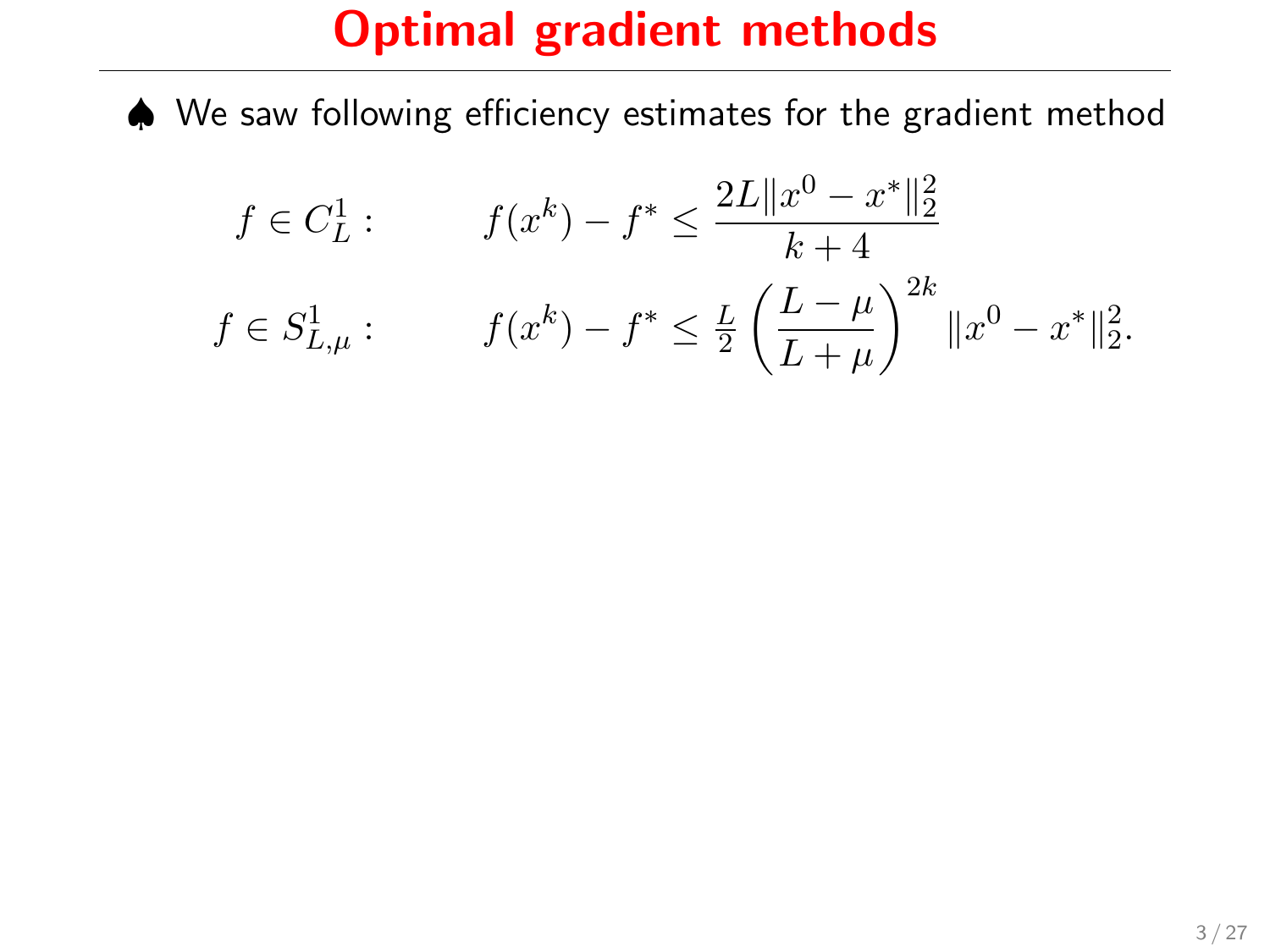# Optimal gradient methods

♠ We saw following efficiency estimates for the gradient method

$$
\begin{aligned}
f \in C^1_L : \qquad & f(x^k) - f^* \leq \frac{2L\|x^0 - x^*\|_2^2}{k+4} \\
f \in S^1_{L,\mu} : \qquad & f(x^k) - f^* \leq \tfrac{L}{2}\left(\frac{L-\mu}{L+\mu}\right)^{2k}\|x^0 - x^*\|_2^2.
\end{aligned}
$$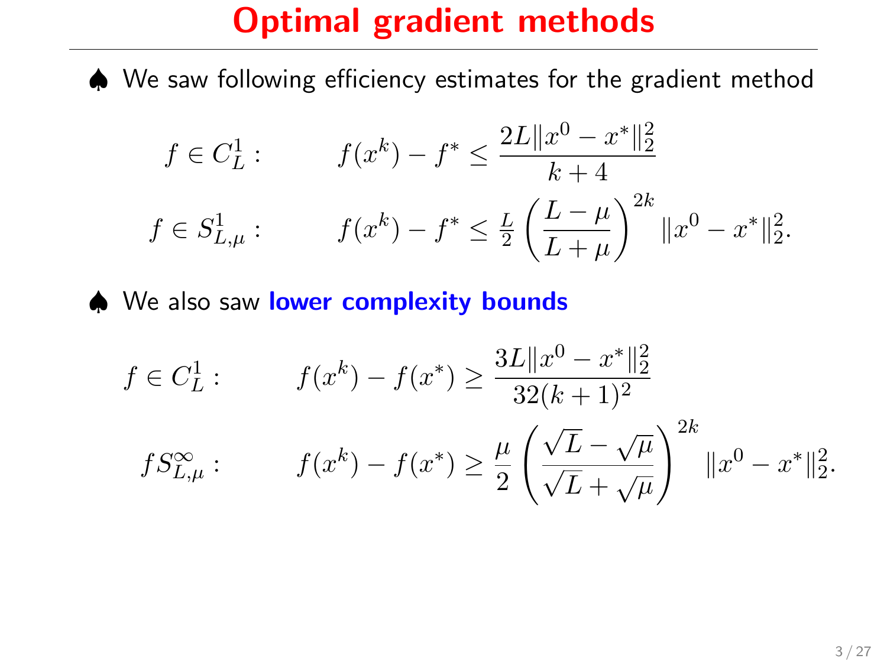# Optimal gradient methods

♠ We saw following efficiency estimates for the gradient method

$$f \in C_L^1 : \qquad f(x^k) - f^* \leq \frac{2L\|x^0 - x^*\|_2^2}{k+4}$$

$$f \in S_{L,\mu}^1 : \qquad f(x^k) - f^* \leq \tfrac{L}{2}\left(\frac{L-\mu}{L+\mu}\right)^{2k}\|x^0 - x^*\|_2^2.$$

♠ We also saw **lower complexity bounds**

$$f \in C_L^1 : \qquad f(x^k) - f(x^*) \geq \frac{3L\|x^0 - x^*\|_2^2}{32(k+1)^2}$$

$$f S_{L,\mu}^{\infty} : \qquad f(x^k) - f(x^*) \geq \frac{\mu}{2}\left(\frac{\sqrt{L}-\sqrt{\mu}}{\sqrt{L}+\sqrt{\mu}}\right)^{2k}\|x^0 - x^*\|_2^2.$$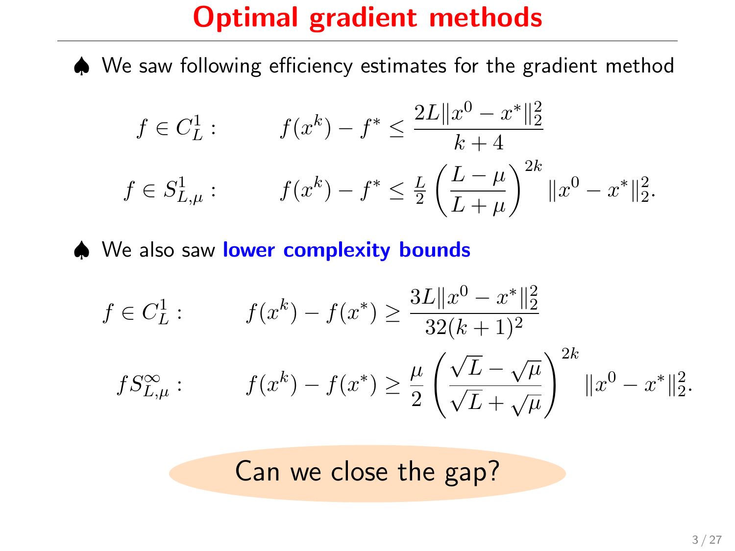# Optimal gradient methods

♠ We saw following efficiency estimates for the gradient method

$$f \in C_L^1 : \qquad f(x^k) - f^* \leq \frac{2L\|x^0 - x^*\|_2^2}{k+4}$$

$$f \in S_{L,\mu}^1 : \qquad f(x^k) - f^* \leq \tfrac{L}{2}\left(\frac{L-\mu}{L+\mu}\right)^{2k}\|x^0 - x^*\|_2^2.$$

♠ We also saw **lower complexity bounds**

$$f \in C_L^1 : \qquad f(x^k) - f(x^*) \geq \frac{3L\|x^0 - x^*\|_2^2}{32(k+1)^2}$$

$$f S_{L,\mu}^\infty : \qquad f(x^k) - f(x^*) \geq \frac{\mu}{2}\left(\frac{\sqrt{L}-\sqrt{\mu}}{\sqrt{L}+\sqrt{\mu}}\right)^{2k}\|x^0 - x^*\|_2^2.$$

Can we close the gap?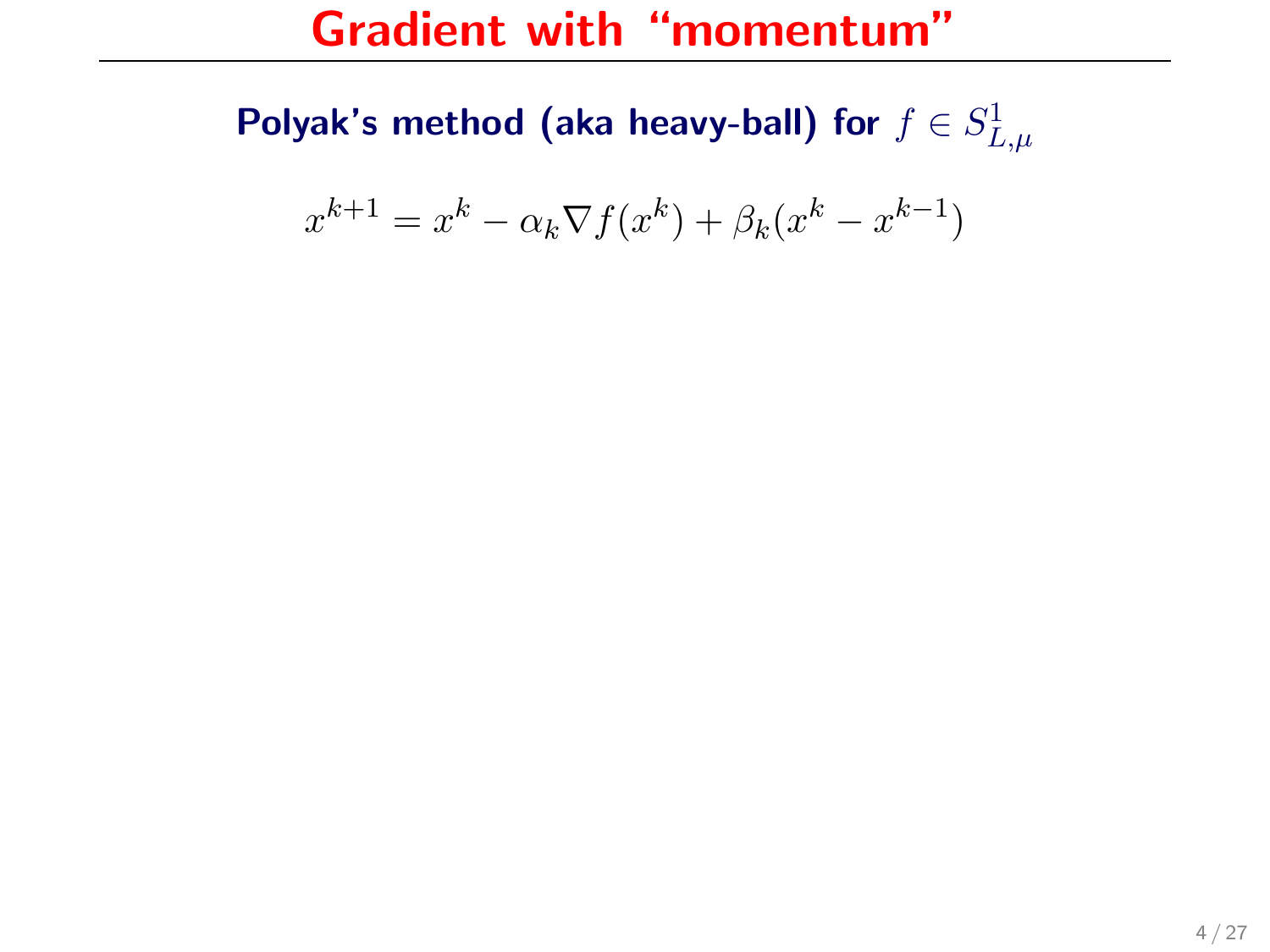# Gradient with "momentum"

**Polyak's method (aka heavy-ball) for $f \in S^1_{L,\mu}$**

$$x^{k+1} = x^k - \alpha_k \nabla f(x^k) + \beta_k (x^k - x^{k-1})$$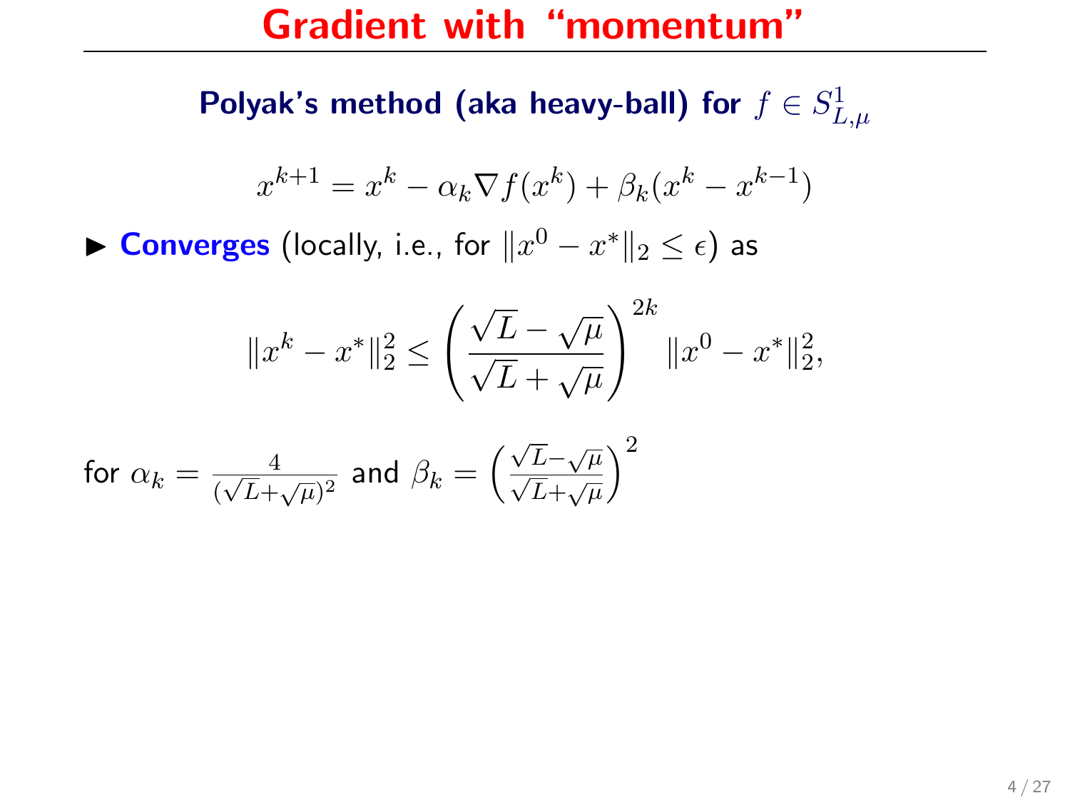# Gradient with "momentum"

**Polyak's method (aka heavy-ball) for $f \in S^1_{L,\mu}$**

$$x^{k+1} = x^k - \alpha_k \nabla f(x^k) + \beta_k (x^k - x^{k-1})$$

- **Converges** (locally, i.e., for $\|x^0 - x^*\|_2 \leq \epsilon$) as

$$\|x^k - x^*\|_2^2 \leq \left( \frac{\sqrt{L} - \sqrt{\mu}}{\sqrt{L} + \sqrt{\mu}} \right)^{2k} \|x^0 - x^*\|_2^2,$$

for $\alpha_k = \frac{4}{(\sqrt{L}+\sqrt{\mu})^2}$ and $\beta_k = \left( \frac{\sqrt{L}-\sqrt{\mu}}{\sqrt{L}+\sqrt{\mu}} \right)^2$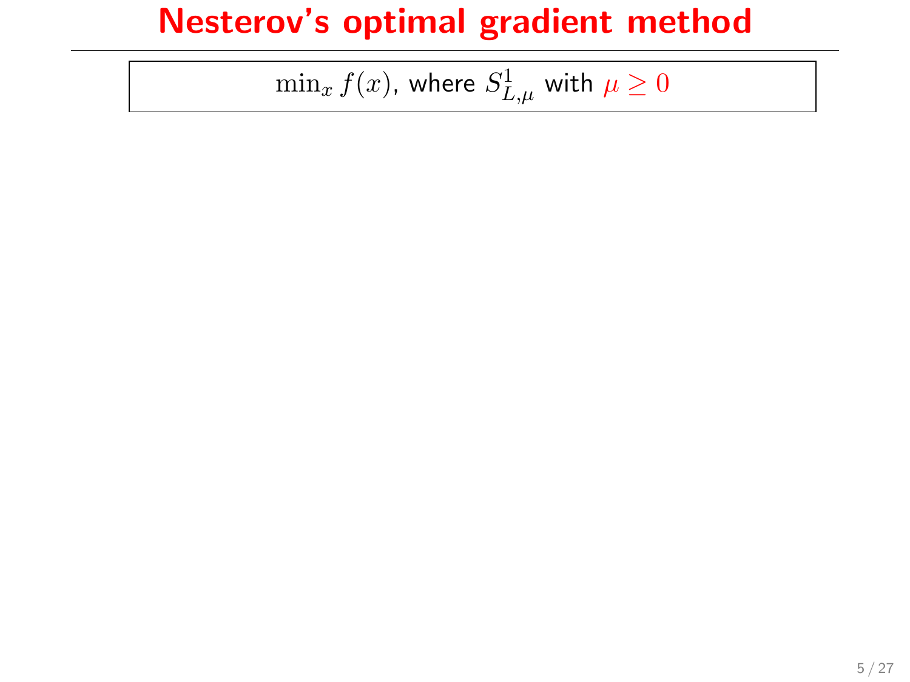# Nesterov's optimal gradient method

$\min_x f(x)$, where $S^1_{L,\mu}$ with $\mu \geq 0$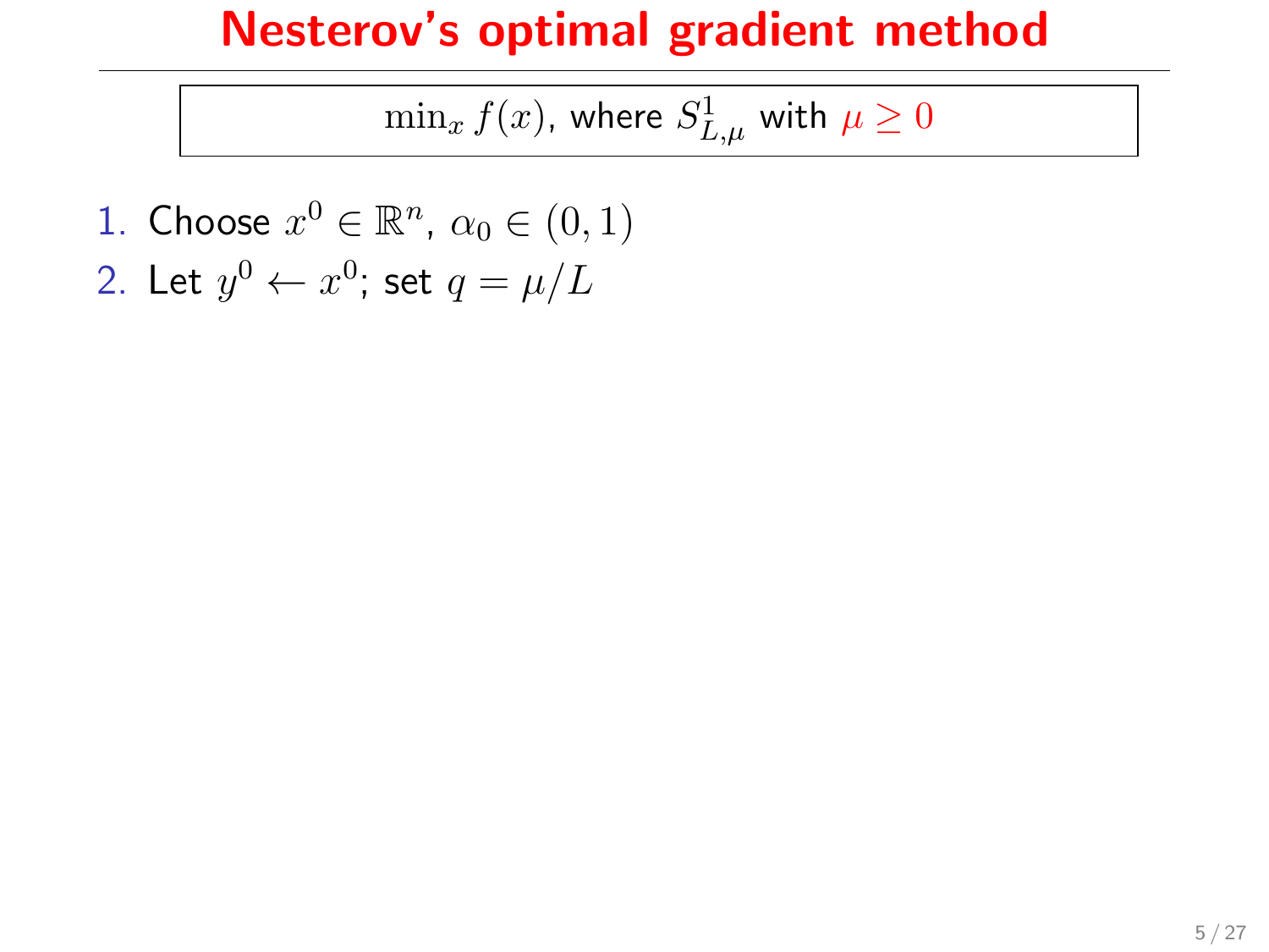# Nesterov's optimal gradient method

$\min_x f(x)$, where $S^1_{L,\mu}$ with $\mu \geq 0$

1. Choose $x^0 \in \mathbb{R}^n$, $\alpha_0 \in (0, 1)$
2. Let $y^0 \leftarrow x^0$; set $q = \mu/L$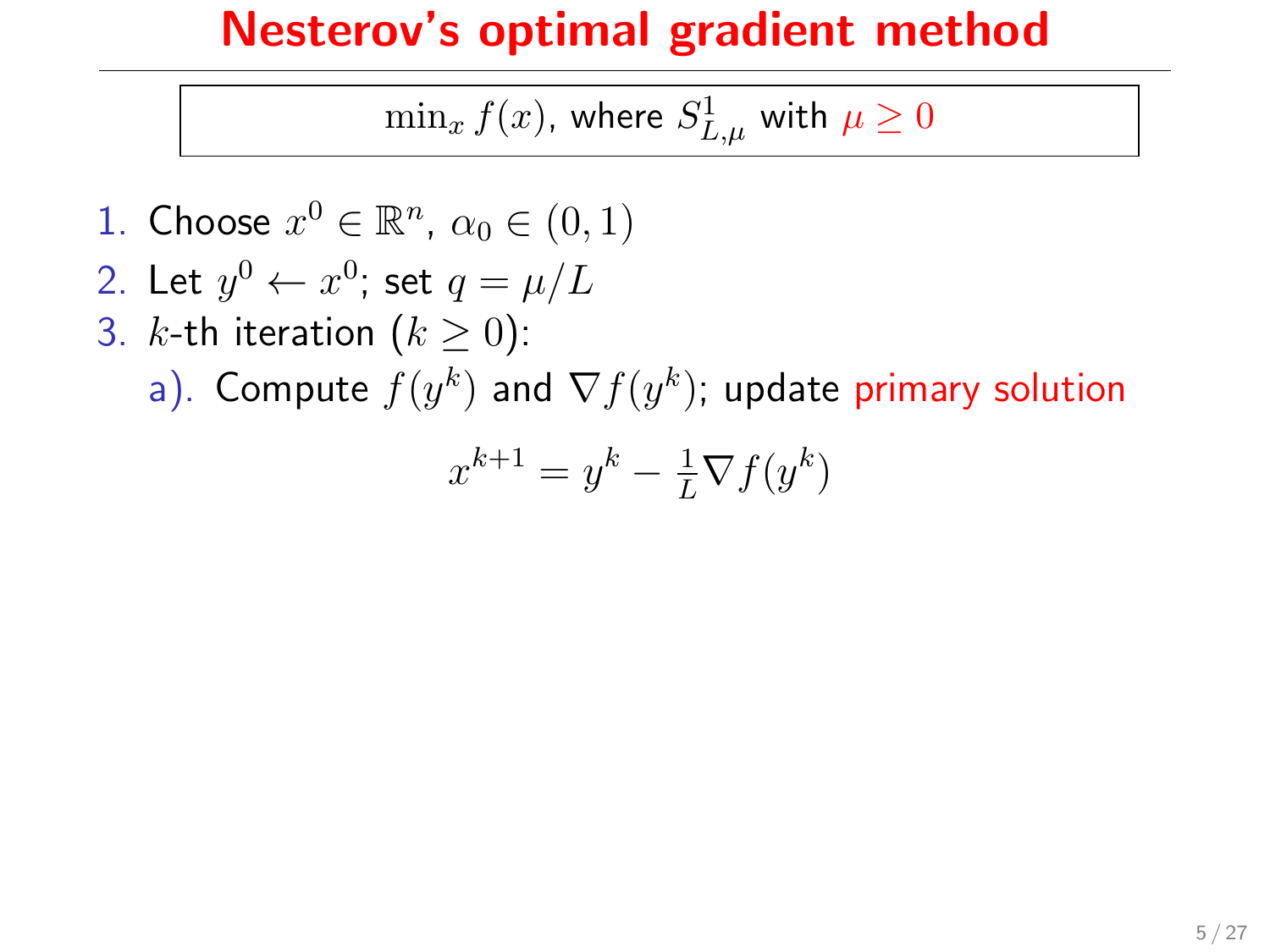# Nesterov's optimal gradient method

$\min_x f(x)$, where $S^1_{L,\mu}$ with $\mu \geq 0$

1. Choose $x^0 \in \mathbb{R}^n$, $\alpha_0 \in (0,1)$
2. Let $y^0 \leftarrow x^0$; set $q = \mu/L$
3. $k$-th iteration ($k \geq 0$):

   a). Compute $f(y^k)$ and $\nabla f(y^k)$; update primary solution

$$x^{k+1} = y^k - \tfrac{1}{L}\nabla f(y^k)$$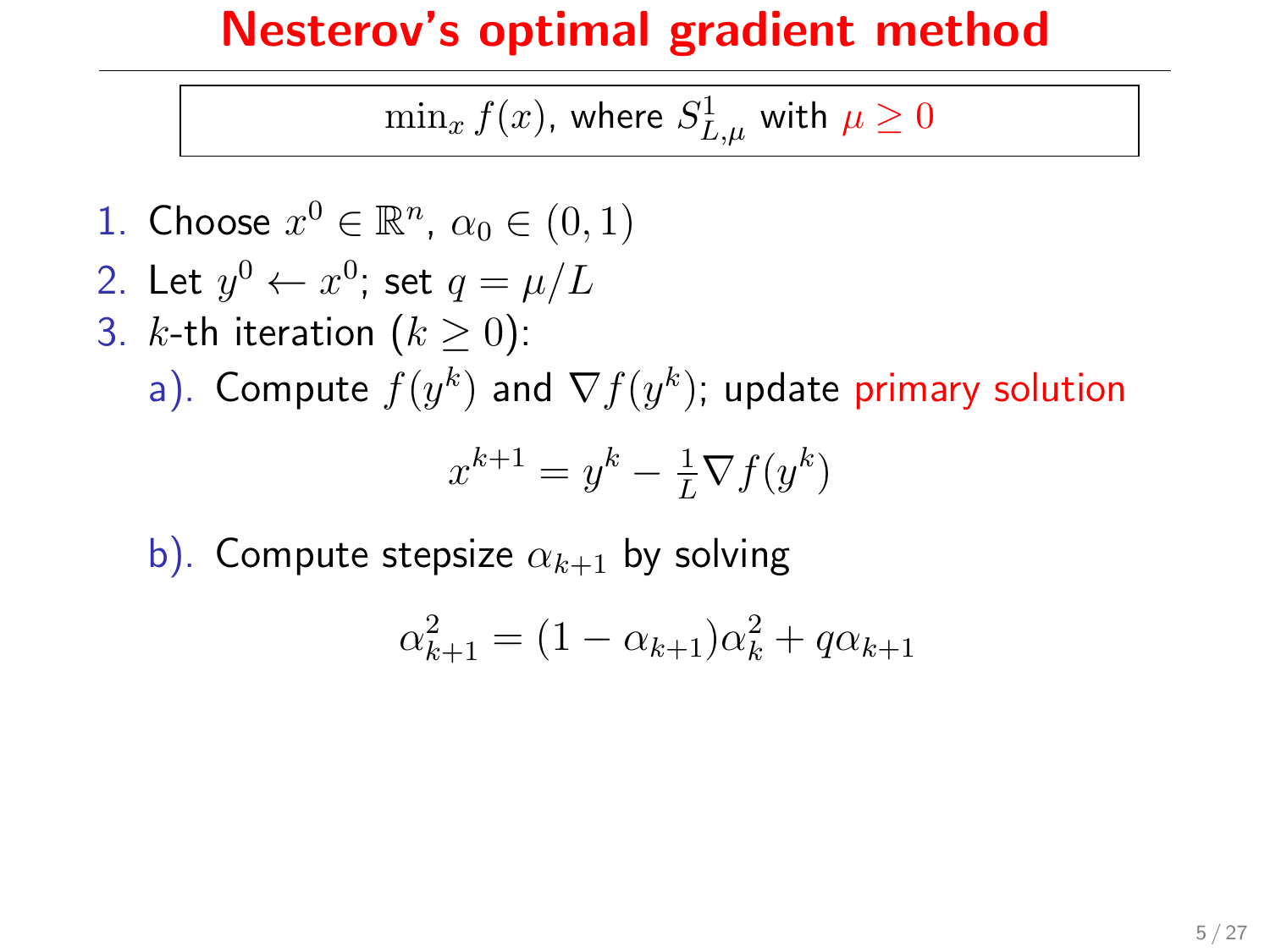# Nesterov's optimal gradient method

$\min_x f(x)$, where $S^1_{L,\mu}$ with $\mu \geq 0$

1. Choose $x^0 \in \mathbb{R}^n$, $\alpha_0 \in (0,1)$
2. Let $y^0 \leftarrow x^0$; set $q = \mu/L$
3. $k$-th iteration ($k \geq 0$):

   a). Compute $f(y^k)$ and $\nabla f(y^k)$; update primary solution

   $$x^{k+1} = y^k - \tfrac{1}{L}\nabla f(y^k)$$

   b). Compute stepsize $\alpha_{k+1}$ by solving

   $$\alpha_{k+1}^2 = (1 - \alpha_{k+1})\alpha_k^2 + q\alpha_{k+1}$$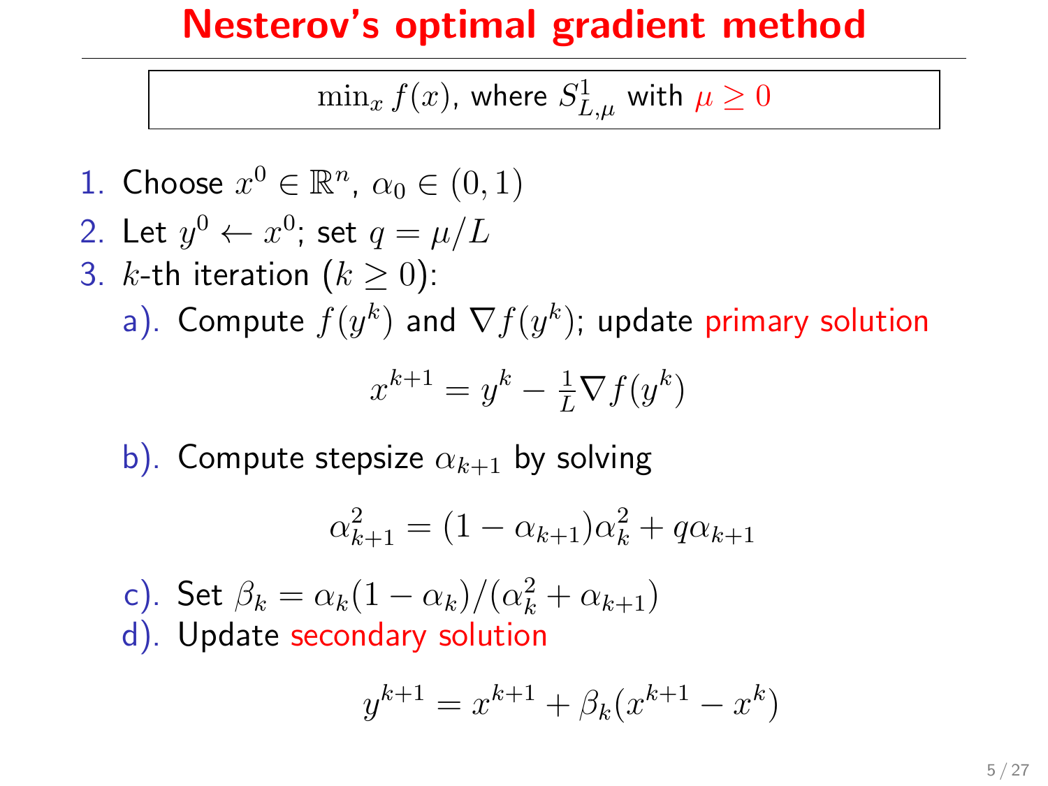# Nesterov's optimal gradient method

$\min_x f(x)$, where $S^1_{L,\mu}$ with $\mu \geq 0$

1. Choose $x^0 \in \mathbb{R}^n$, $\alpha_0 \in (0, 1)$
2. Let $y^0 \leftarrow x^0$; set $q = \mu/L$
3. $k$-th iteration $(k \geq 0)$:

   a). Compute $f(y^k)$ and $\nabla f(y^k)$; update primary solution

   $$x^{k+1} = y^k - \tfrac{1}{L}\nabla f(y^k)$$

   b). Compute stepsize $\alpha_{k+1}$ by solving

   $$\alpha_{k+1}^2 = (1 - \alpha_{k+1})\alpha_k^2 + q\alpha_{k+1}$$

   c). Set $\beta_k = \alpha_k(1 - \alpha_k)/(\alpha_k^2 + \alpha_{k+1})$

   d). Update secondary solution

   $$y^{k+1} = x^{k+1} + \beta_k(x^{k+1} - x^k)$$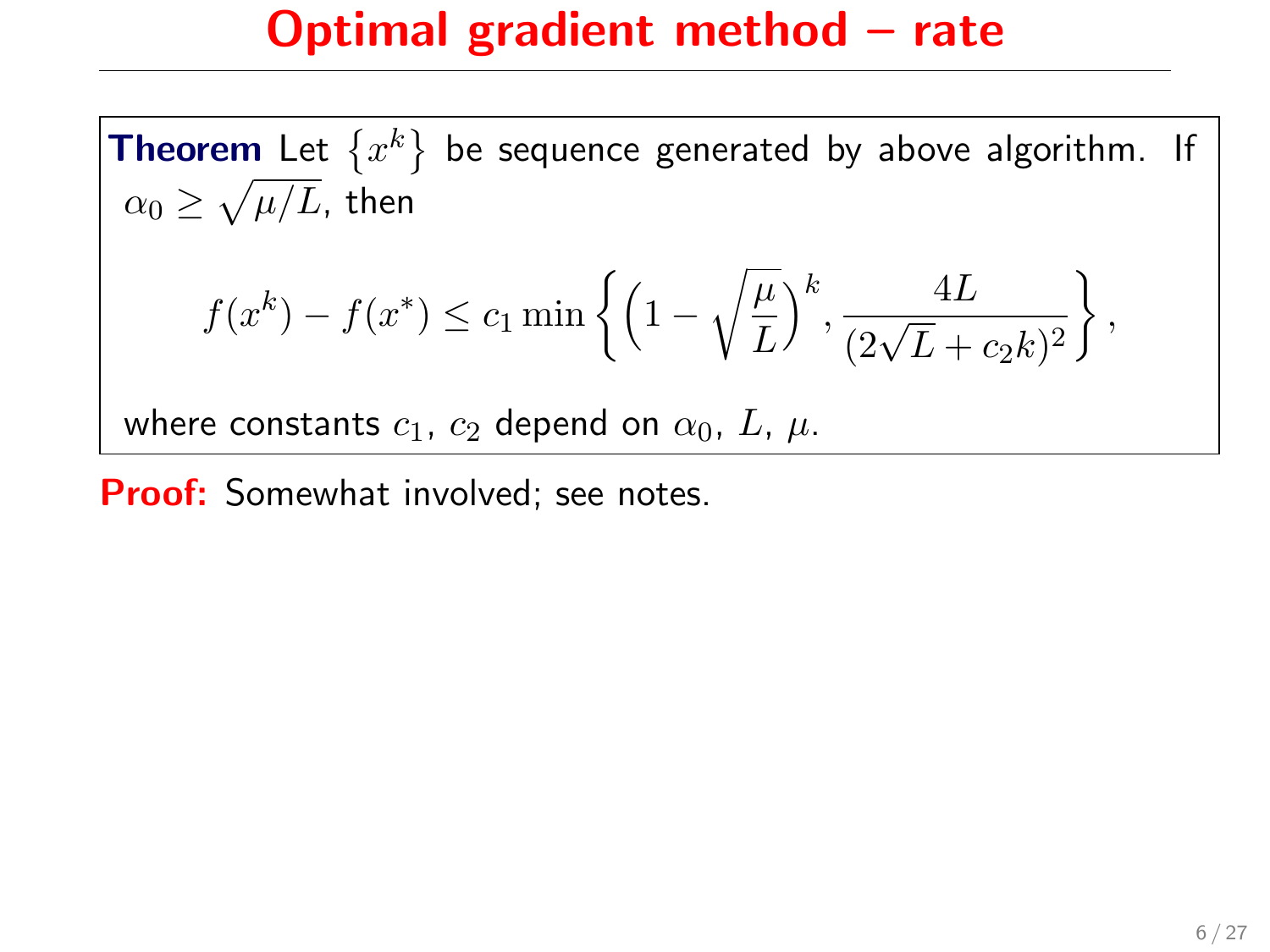# Optimal gradient method – rate

**Theorem** Let $\{x^k\}$ be sequence generated by above algorithm. If $\alpha_0 \geq \sqrt{\mu/L}$, then

$$f(x^k) - f(x^*) \leq c_1 \min\left\{\left(1 - \sqrt{\frac{\mu}{L}}\right)^k, \frac{4L}{(2\sqrt{L} + c_2 k)^2}\right\},$$

where constants $c_1$, $c_2$ depend on $\alpha_0$, $L$, $\mu$.

**Proof:** Somewhat involved; see notes.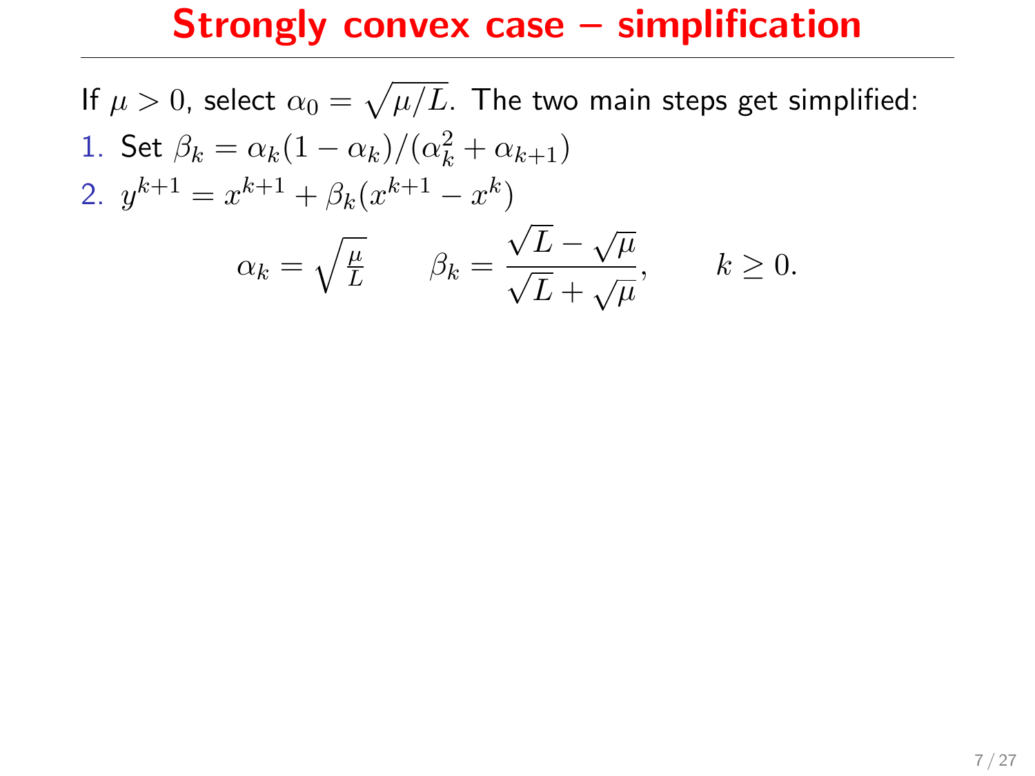# Strongly convex case – simplification

If $\mu > 0$, select $\alpha_0 = \sqrt{\mu/L}$. The two main steps get simplified:

1. Set $\beta_k = \alpha_k(1 - \alpha_k)/(\alpha_k^2 + \alpha_{k+1})$
2. $y^{k+1} = x^{k+1} + \beta_k(x^{k+1} - x^k)$

$$\alpha_k = \sqrt{\tfrac{\mu}{L}} \qquad \beta_k = \frac{\sqrt{L} - \sqrt{\mu}}{\sqrt{L} + \sqrt{\mu}}, \qquad k \geq 0.$$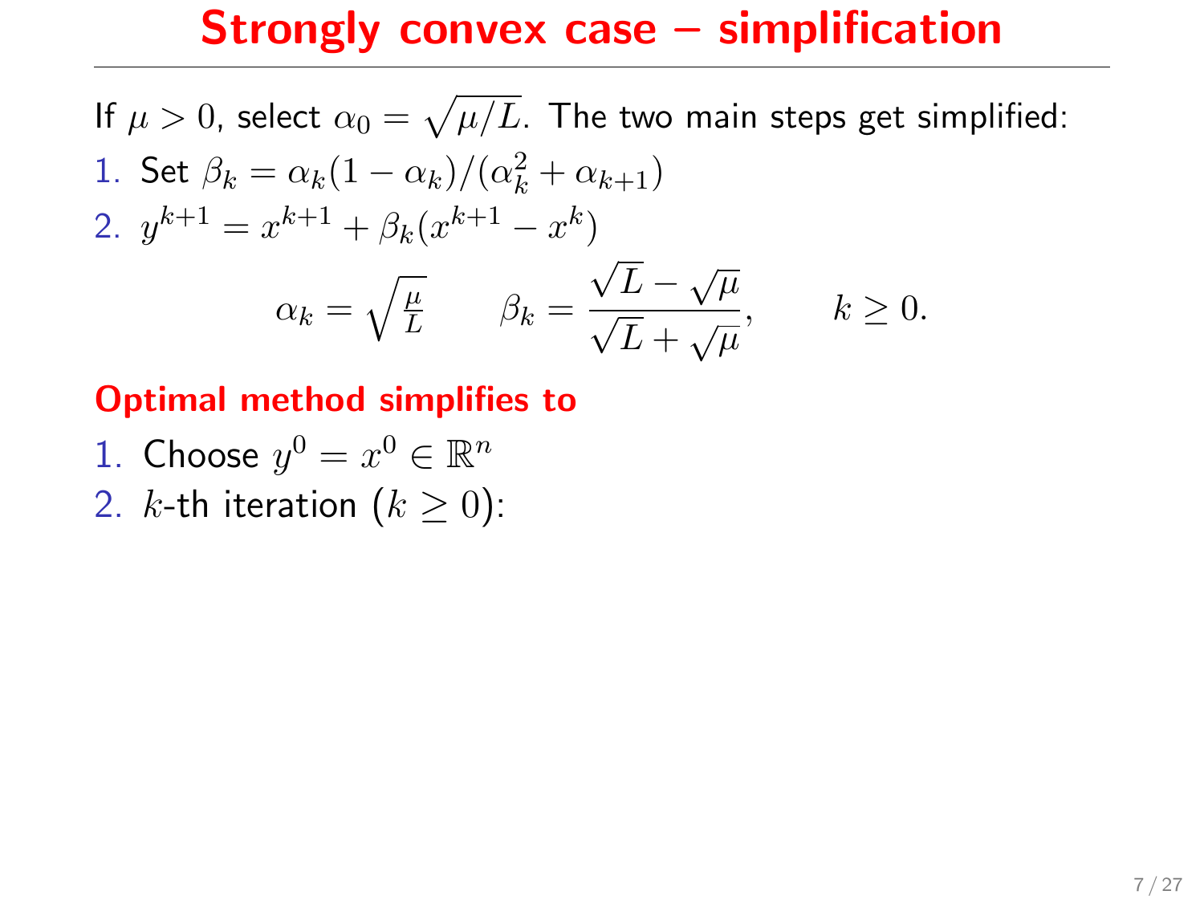# Strongly convex case – simplification

If $\mu > 0$, select $\alpha_0 = \sqrt{\mu/L}$. The two main steps get simplified:

1. Set $\beta_k = \alpha_k(1 - \alpha_k)/(\alpha_k^2 + \alpha_{k+1})$
2. $y^{k+1} = x^{k+1} + \beta_k(x^{k+1} - x^k)$

$$\alpha_k = \sqrt{\frac{\mu}{L}} \qquad \beta_k = \frac{\sqrt{L} - \sqrt{\mu}}{\sqrt{L} + \sqrt{\mu}}, \qquad k \geq 0.$$

**Optimal method simplifies to**

1. Choose $y^0 = x^0 \in \mathbb{R}^n$
2. $k$-th iteration ($k \geq 0$):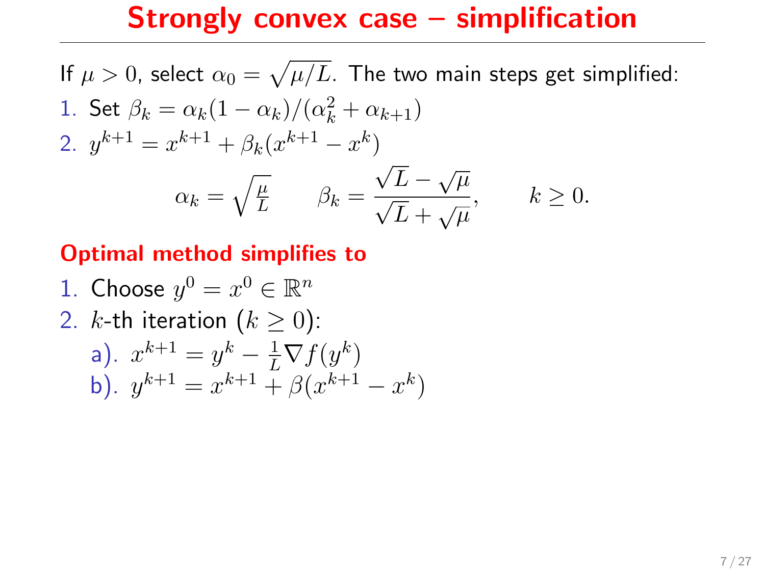# Strongly convex case – simplification

If $\mu > 0$, select $\alpha_0 = \sqrt{\mu/L}$. The two main steps get simplified:

1. Set $\beta_k = \alpha_k(1-\alpha_k)/(\alpha_k^2 + \alpha_{k+1})$
2. $y^{k+1} = x^{k+1} + \beta_k(x^{k+1} - x^k)$

$$\alpha_k = \sqrt{\tfrac{\mu}{L}} \qquad \beta_k = \frac{\sqrt{L} - \sqrt{\mu}}{\sqrt{L} + \sqrt{\mu}}, \qquad k \geq 0.$$

**Optimal method simplifies to**

1. Choose $y^0 = x^0 \in \mathbb{R}^n$
2. $k$-th iteration ($k \geq 0$):
   a). $x^{k+1} = y^k - \frac{1}{L}\nabla f(y^k)$
   b). $y^{k+1} = x^{k+1} + \beta(x^{k+1} - x^k)$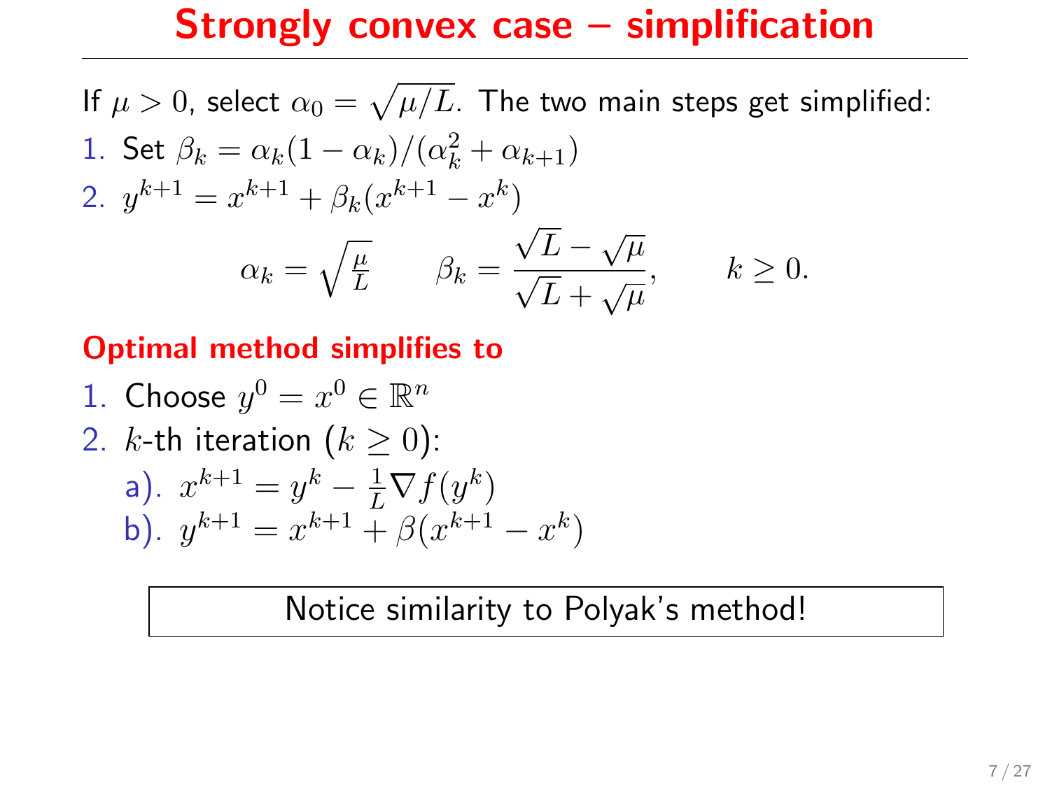# Strongly convex case – simplification

If $\mu > 0$, select $\alpha_0 = \sqrt{\mu/L}$. The two main steps get simplified:

1. Set $\beta_k = \alpha_k(1-\alpha_k)/(\alpha_k^2 + \alpha_{k+1})$
2. $y^{k+1} = x^{k+1} + \beta_k(x^{k+1} - x^k)$

$$\alpha_k = \sqrt{\tfrac{\mu}{L}} \qquad \beta_k = \frac{\sqrt{L} - \sqrt{\mu}}{\sqrt{L} + \sqrt{\mu}}, \qquad k \geq 0.$$

**Optimal method simplifies to**

1. Choose $y^0 = x^0 \in \mathbb{R}^n$
2. $k$-th iteration ($k \geq 0$):

   a). $x^{k+1} = y^k - \frac{1}{L}\nabla f(y^k)$

   b). $y^{k+1} = x^{k+1} + \beta(x^{k+1} - x^k)$

Notice similarity to Polyak's method!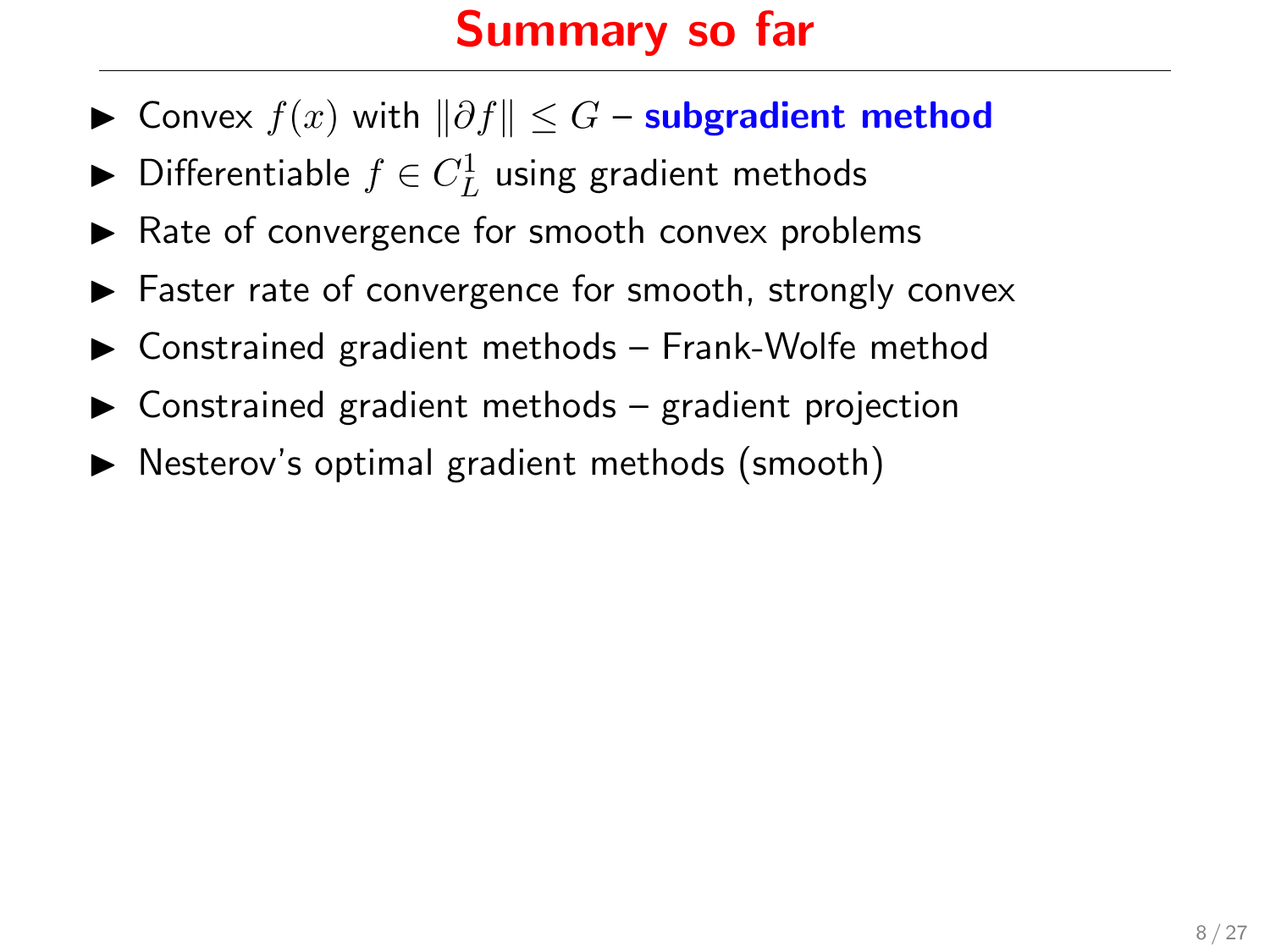# Summary so far

- Convex $f(x)$ with $\|\partial f\| \leq G$ – **subgradient method**
- Differentiable $f \in C_L^1$ using gradient methods
- Rate of convergence for smooth convex problems
- Faster rate of convergence for smooth, strongly convex
- Constrained gradient methods – Frank-Wolfe method
- Constrained gradient methods – gradient projection
- Nesterov's optimal gradient methods (smooth)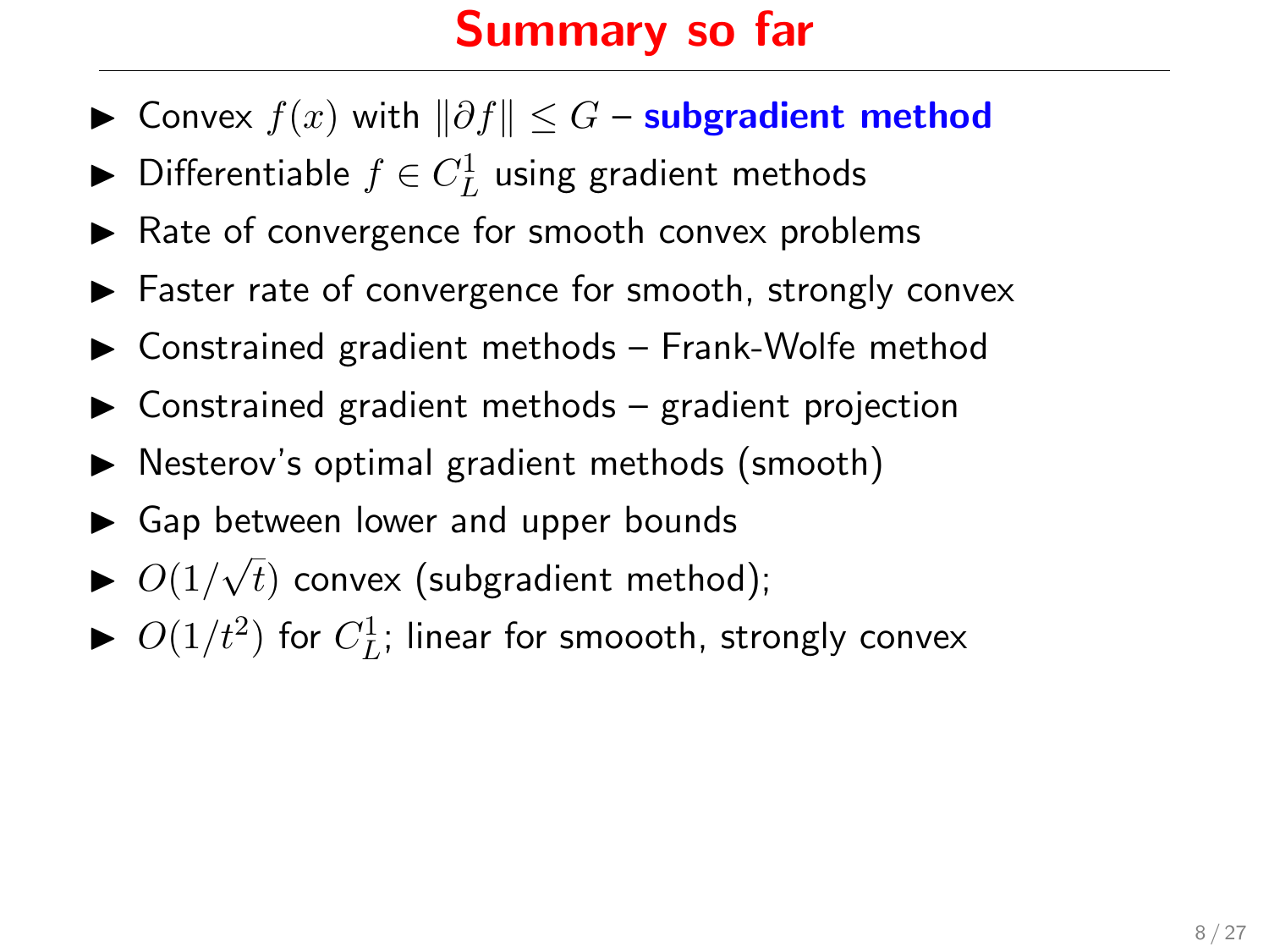# Summary so far

- Convex $f(x)$ with $\|\partial f\| \leq G$ – **subgradient method**
- Differentiable $f \in C_L^1$ using gradient methods
- Rate of convergence for smooth convex problems
- Faster rate of convergence for smooth, strongly convex
- Constrained gradient methods – Frank-Wolfe method
- Constrained gradient methods – gradient projection
- Nesterov's optimal gradient methods (smooth)
- Gap between lower and upper bounds
- $O(1/\sqrt{t})$ convex (subgradient method);
- $O(1/t^2)$ for $C_L^1$; linear for smoooth, strongly convex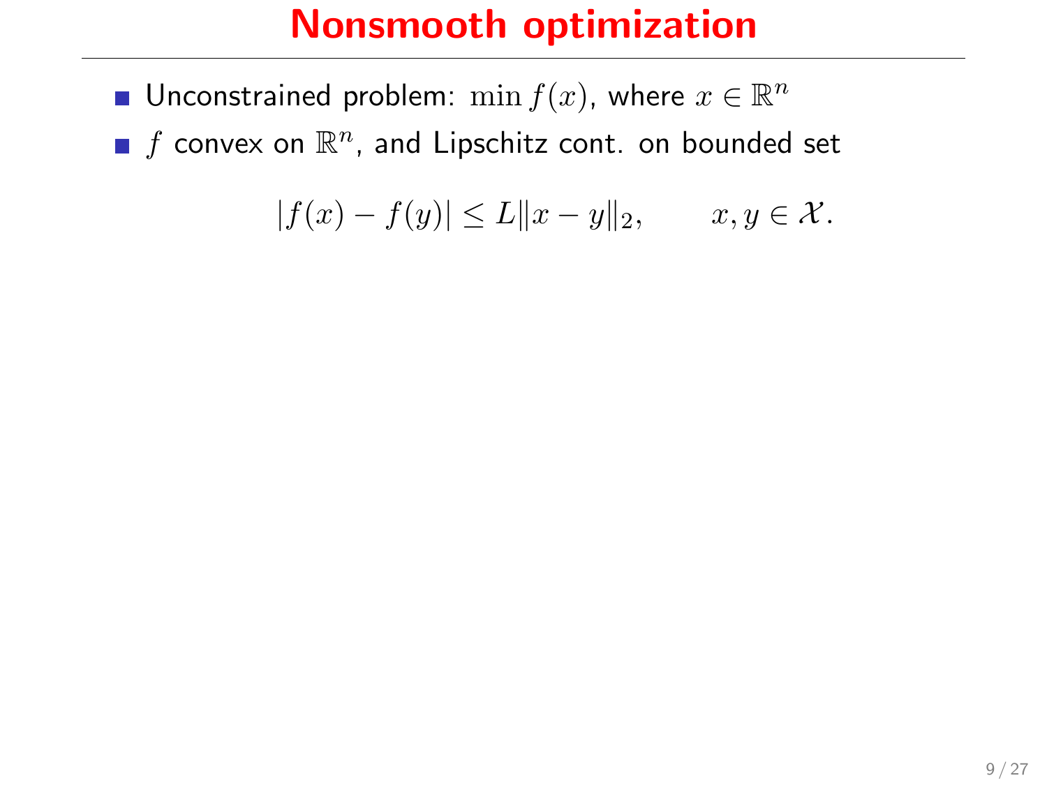# Nonsmooth optimization

- Unconstrained problem: $\min f(x)$, where $x \in \mathbb{R}^n$
- $f$ convex on $\mathbb{R}^n$, and Lipschitz cont. on bounded set

$$|f(x) - f(y)| \leq L\|x - y\|_2, \qquad x, y \in \mathcal{X}.$$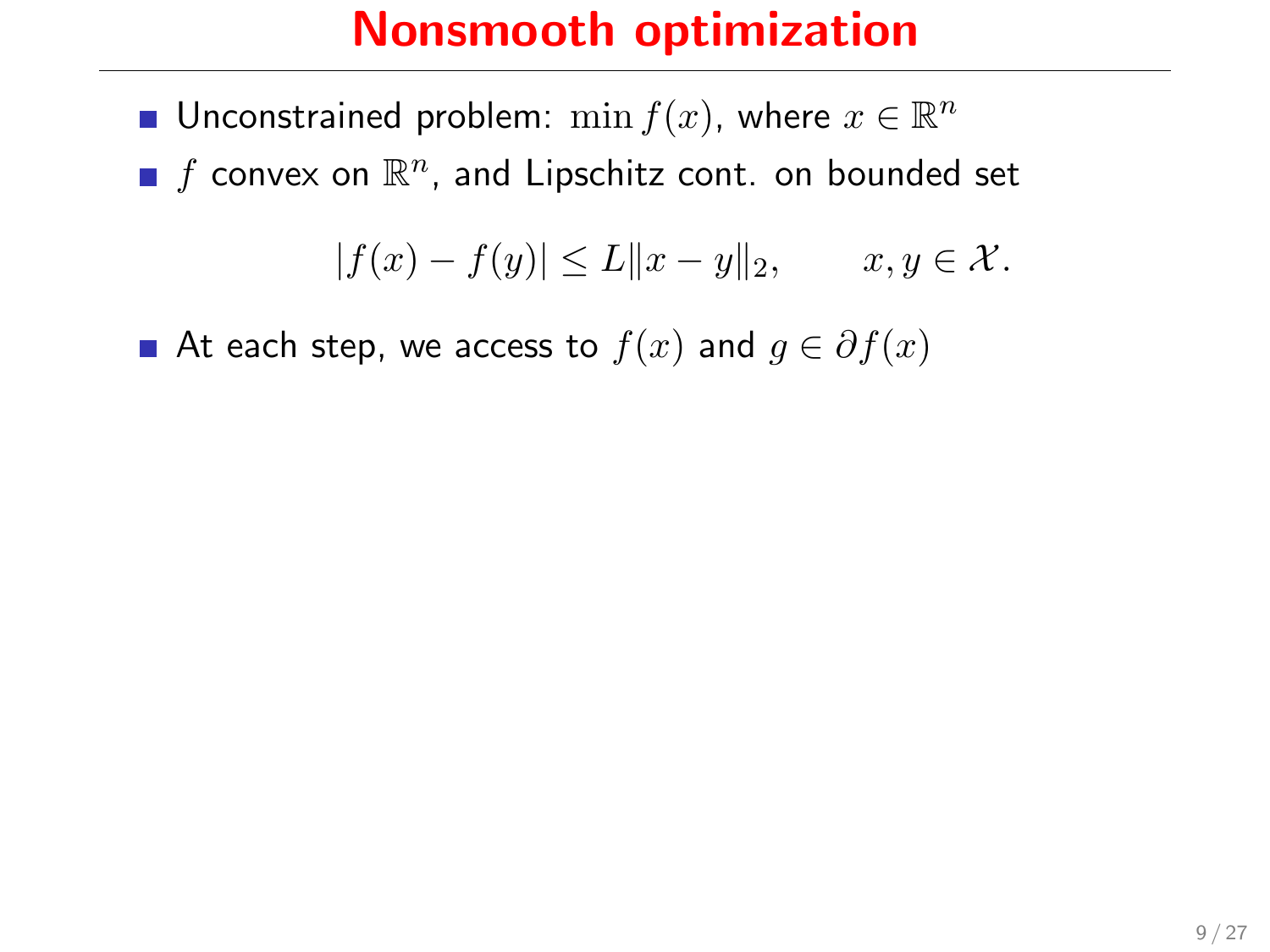# Nonsmooth optimization

- Unconstrained problem: $\min f(x)$, where $x \in \mathbb{R}^n$
- $f$ convex on $\mathbb{R}^n$, and Lipschitz cont. on bounded set

$$|f(x) - f(y)| \leq L\|x - y\|_2, \qquad x, y \in \mathcal{X}.$$

- At each step, we access to $f(x)$ and $g \in \partial f(x)$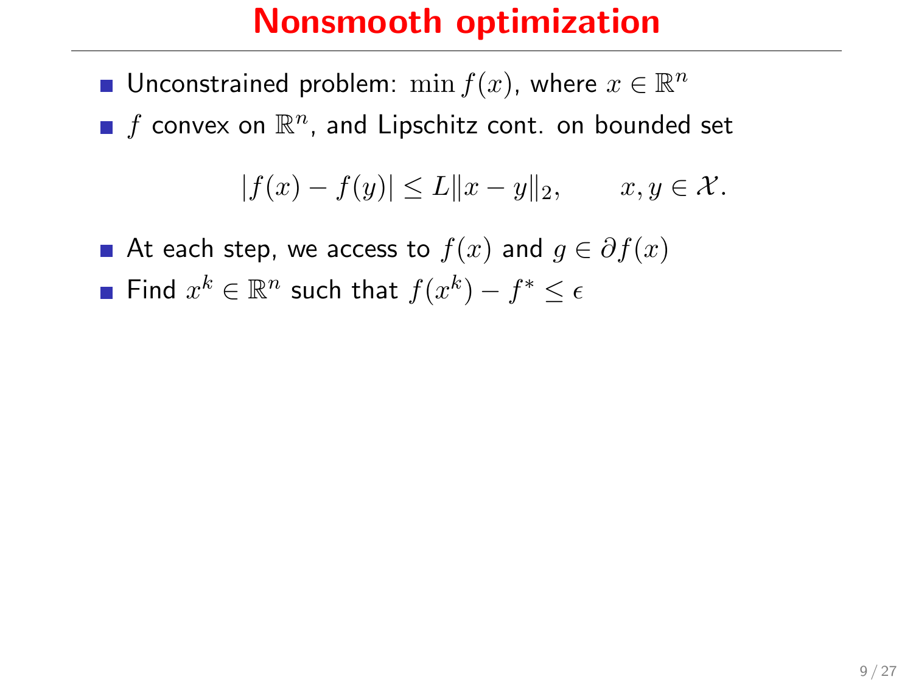# Nonsmooth optimization

- Unconstrained problem: $\min f(x)$, where $x \in \mathbb{R}^n$
- $f$ convex on $\mathbb{R}^n$, and Lipschitz cont. on bounded set

$$|f(x) - f(y)| \leq L\|x - y\|_2, \qquad x, y \in \mathcal{X}.$$

- At each step, we access to $f(x)$ and $g \in \partial f(x)$
- Find $x^k \in \mathbb{R}^n$ such that $f(x^k) - f^* \leq \epsilon$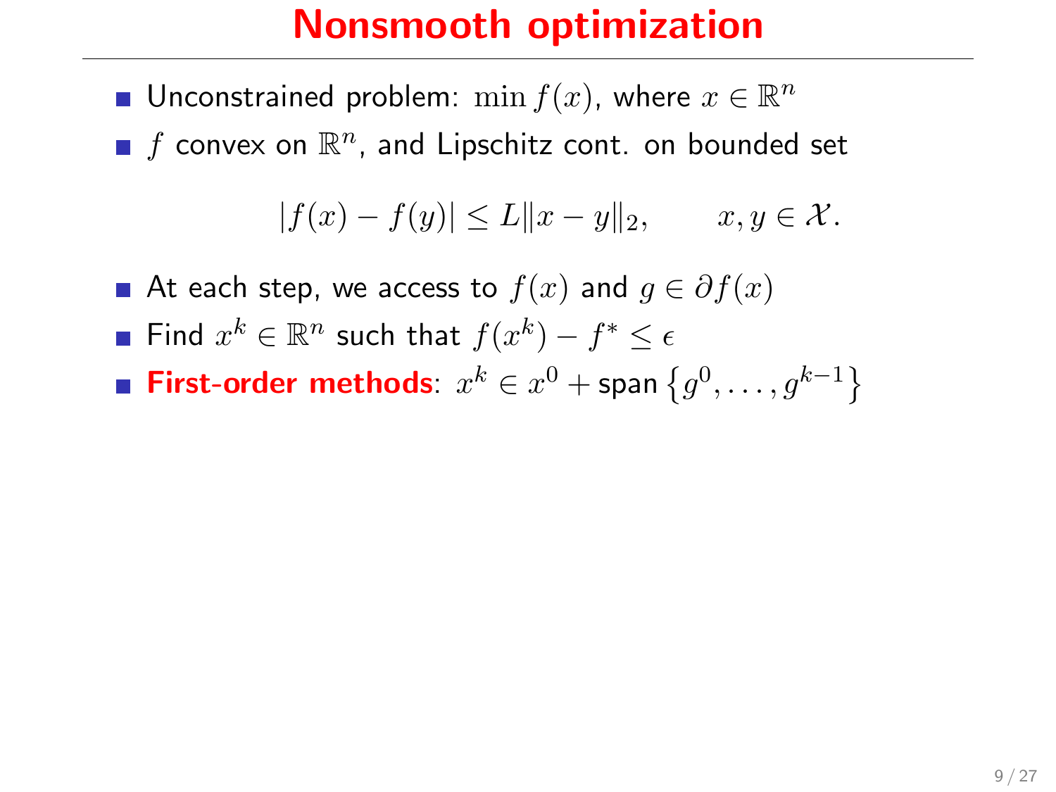# Nonsmooth optimization

- Unconstrained problem: $\min f(x)$, where $x \in \mathbb{R}^n$
- $f$ convex on $\mathbb{R}^n$, and Lipschitz cont. on bounded set

$$|f(x) - f(y)| \leq L\|x - y\|_2, \qquad x, y \in \mathcal{X}.$$

- At each step, we access to $f(x)$ and $g \in \partial f(x)$
- Find $x^k \in \mathbb{R}^n$ such that $f(x^k) - f^* \leq \epsilon$
- **First-order methods**: $x^k \in x^0 + \text{span}\left\{g^0, \ldots, g^{k-1}\right\}$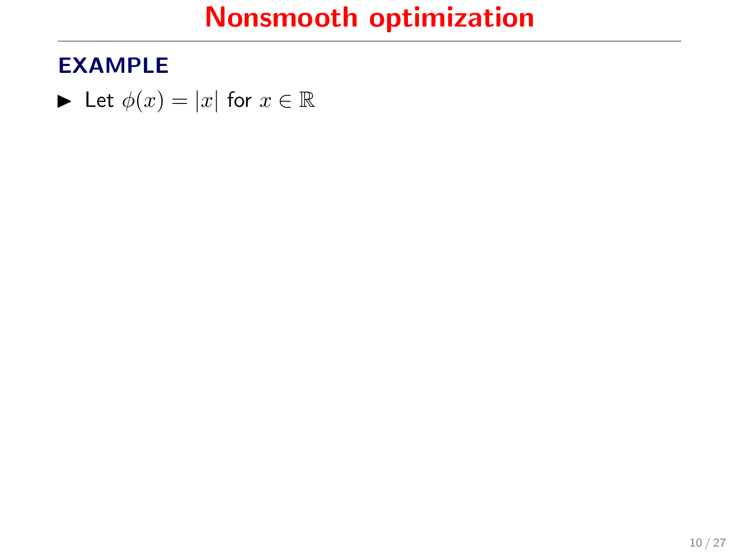# Nonsmooth optimization

## EXAMPLE

- Let $\phi(x) = |x|$ for $x \in \mathbb{R}$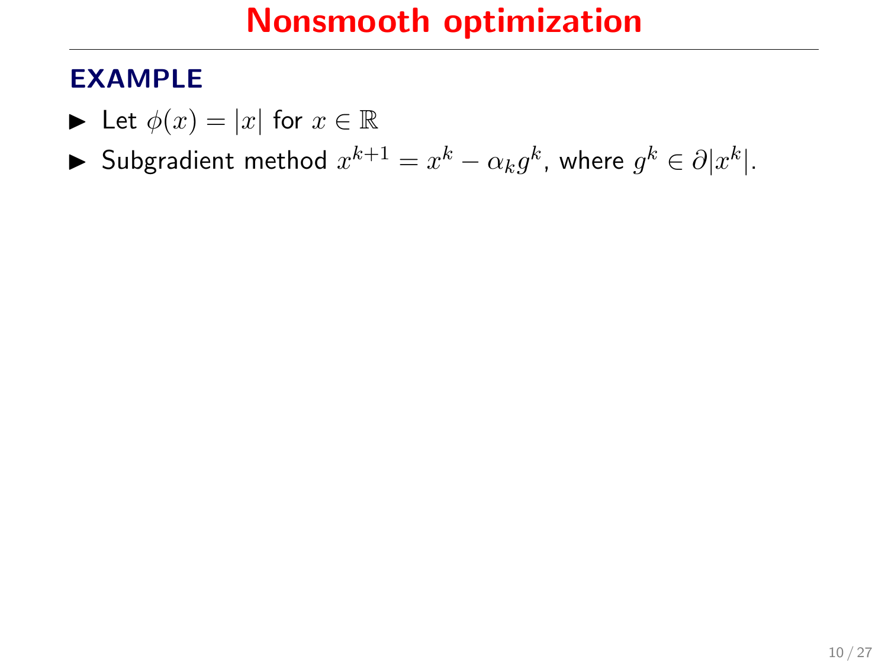# Nonsmooth optimization

## EXAMPLE

- Let $\phi(x) = |x|$ for $x \in \mathbb{R}$
- Subgradient method $x^{k+1} = x^k - \alpha_k g^k$, where $g^k \in \partial |x^k|$.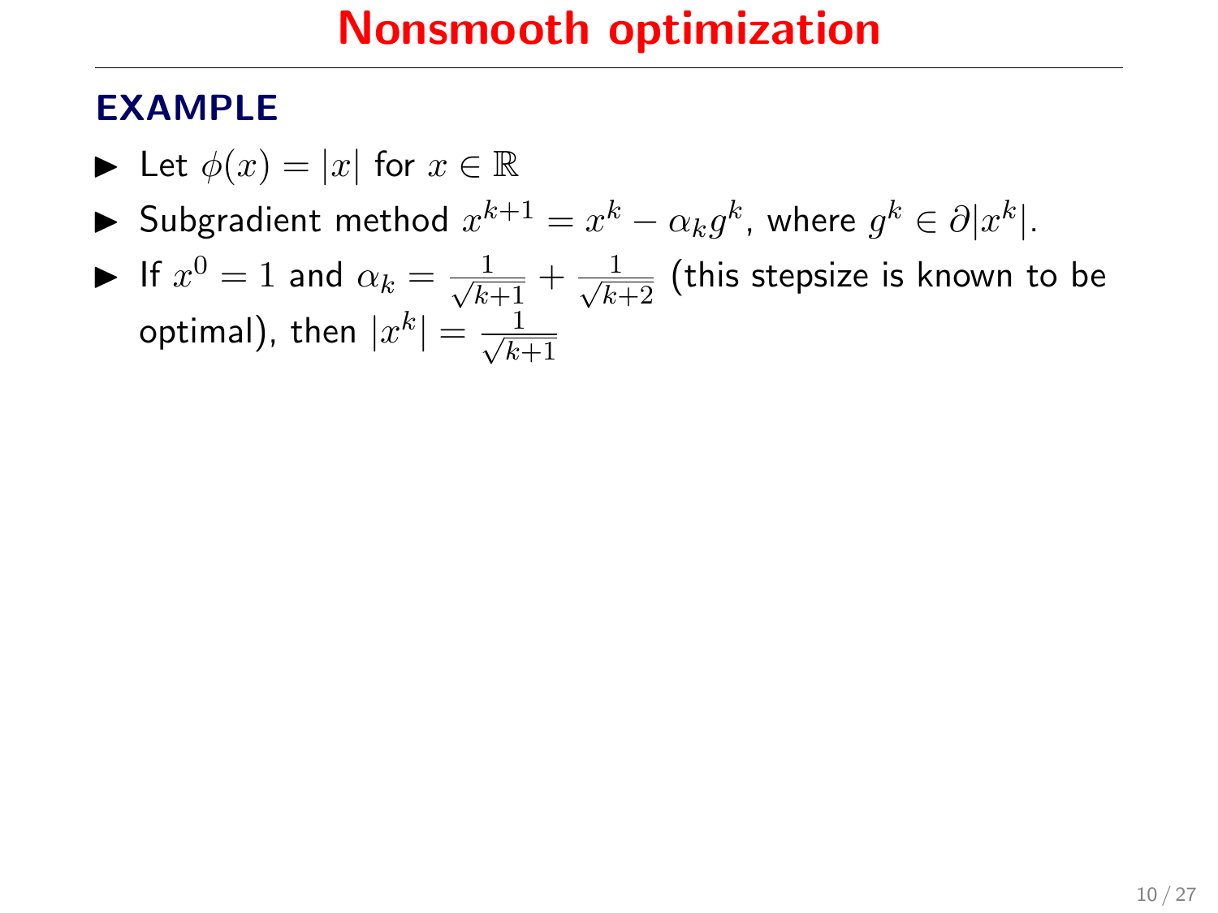# Nonsmooth optimization

## EXAMPLE

- Let $\phi(x) = |x|$ for $x \in \mathbb{R}$
- Subgradient method $x^{k+1} = x^k - \alpha_k g^k$, where $g^k \in \partial |x^k|$.
- If $x^0 = 1$ and $\alpha_k = \frac{1}{\sqrt{k+1}} + \frac{1}{\sqrt{k+2}}$ (this stepsize is known to be optimal), then $|x^k| = \frac{1}{\sqrt{k+1}}$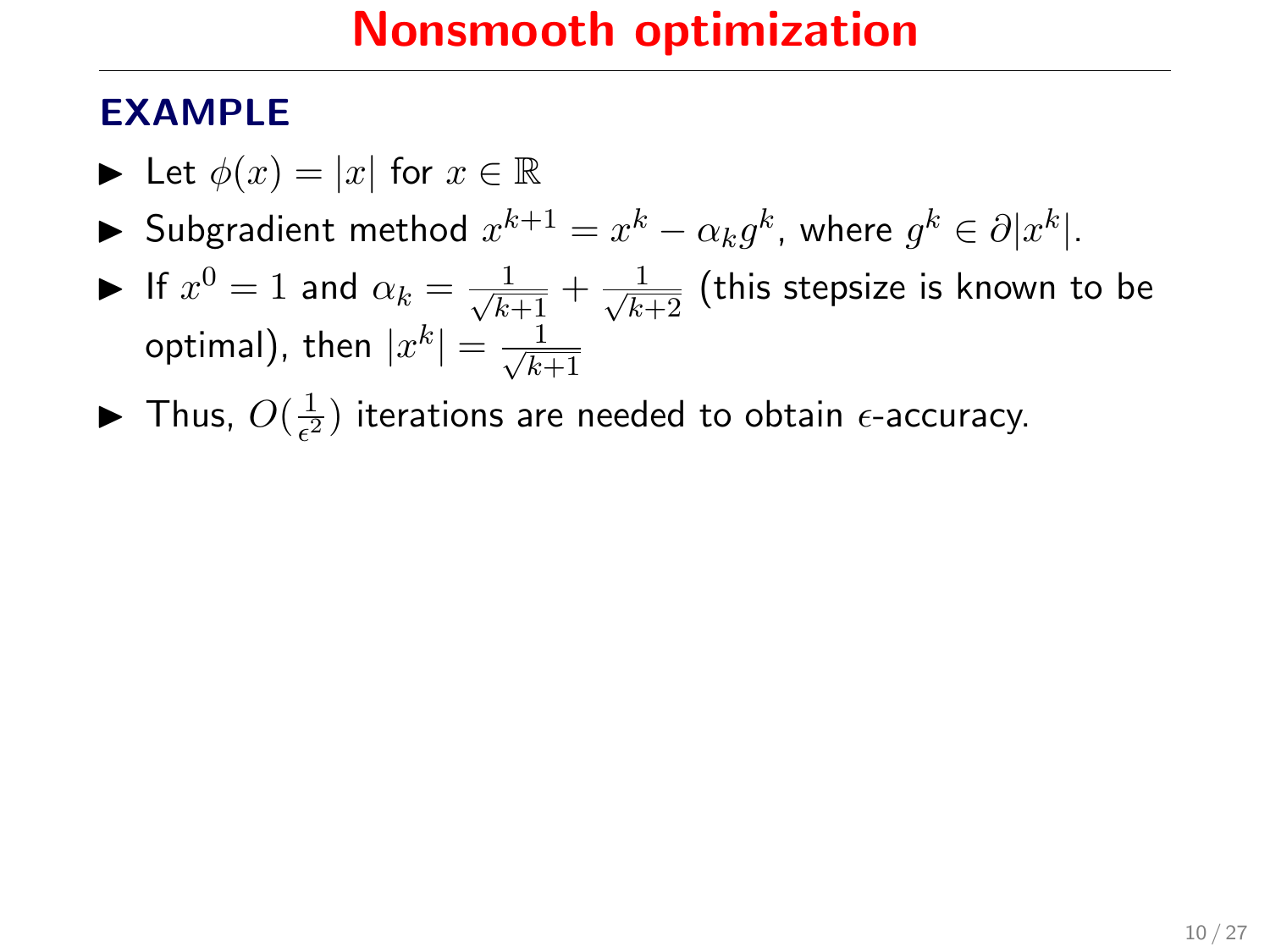# Nonsmooth optimization

## EXAMPLE

- Let $\phi(x) = |x|$ for $x \in \mathbb{R}$
- Subgradient method $x^{k+1} = x^k - \alpha_k g^k$, where $g^k \in \partial |x^k|$.
- If $x^0 = 1$ and $\alpha_k = \frac{1}{\sqrt{k+1}} + \frac{1}{\sqrt{k+2}}$ (this stepsize is known to be optimal), then $|x^k| = \frac{1}{\sqrt{k+1}}$
- Thus, $O(\frac{1}{\epsilon^2})$ iterations are needed to obtain $\epsilon$-accuracy.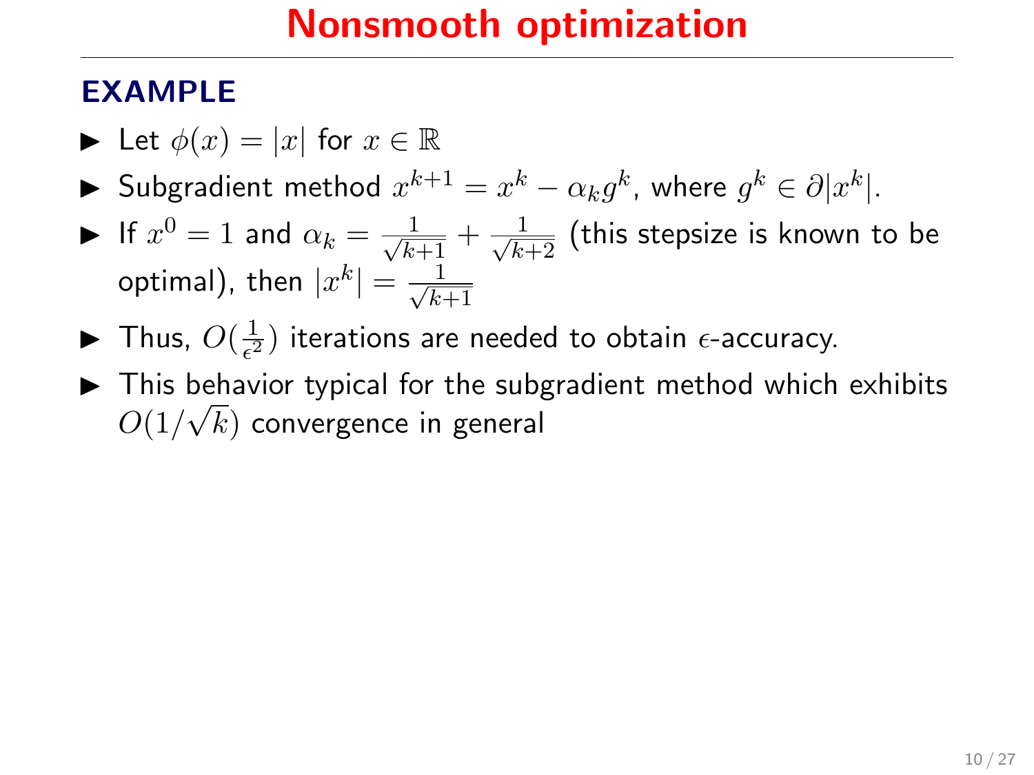# Nonsmooth optimization

## EXAMPLE

- Let $\phi(x) = |x|$ for $x \in \mathbb{R}$
- Subgradient method $x^{k+1} = x^k - \alpha_k g^k$, where $g^k \in \partial |x^k|$.
- If $x^0 = 1$ and $\alpha_k = \frac{1}{\sqrt{k+1}} + \frac{1}{\sqrt{k+2}}$ (this stepsize is known to be optimal), then $|x^k| = \frac{1}{\sqrt{k+1}}$
- Thus, $O(\frac{1}{\epsilon^2})$ iterations are needed to obtain $\epsilon$-accuracy.
- This behavior typical for the subgradient method which exhibits $O(1/\sqrt{k})$ convergence in general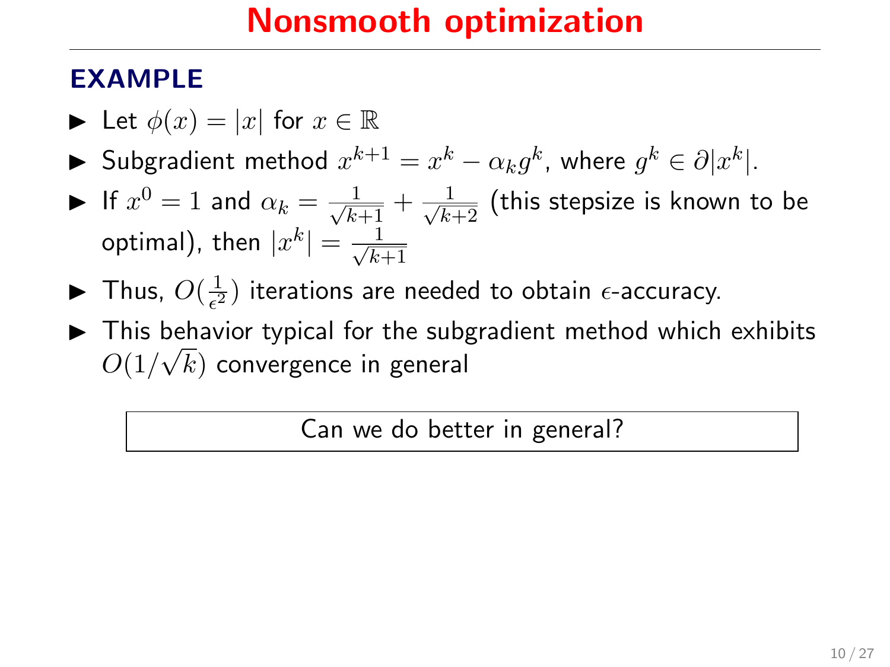# Nonsmooth optimization

## EXAMPLE

- Let $\phi(x) = |x|$ for $x \in \mathbb{R}$
- Subgradient method $x^{k+1} = x^k - \alpha_k g^k$, where $g^k \in \partial|x^k|$.
- If $x^0 = 1$ and $\alpha_k = \frac{1}{\sqrt{k+1}} + \frac{1}{\sqrt{k+2}}$ (this stepsize is known to be optimal), then $|x^k| = \frac{1}{\sqrt{k+1}}$
- Thus, $O(\frac{1}{\epsilon^2})$ iterations are needed to obtain $\epsilon$-accuracy.
- This behavior typical for the subgradient method which exhibits $O(1/\sqrt{k})$ convergence in general

Can we do better in general?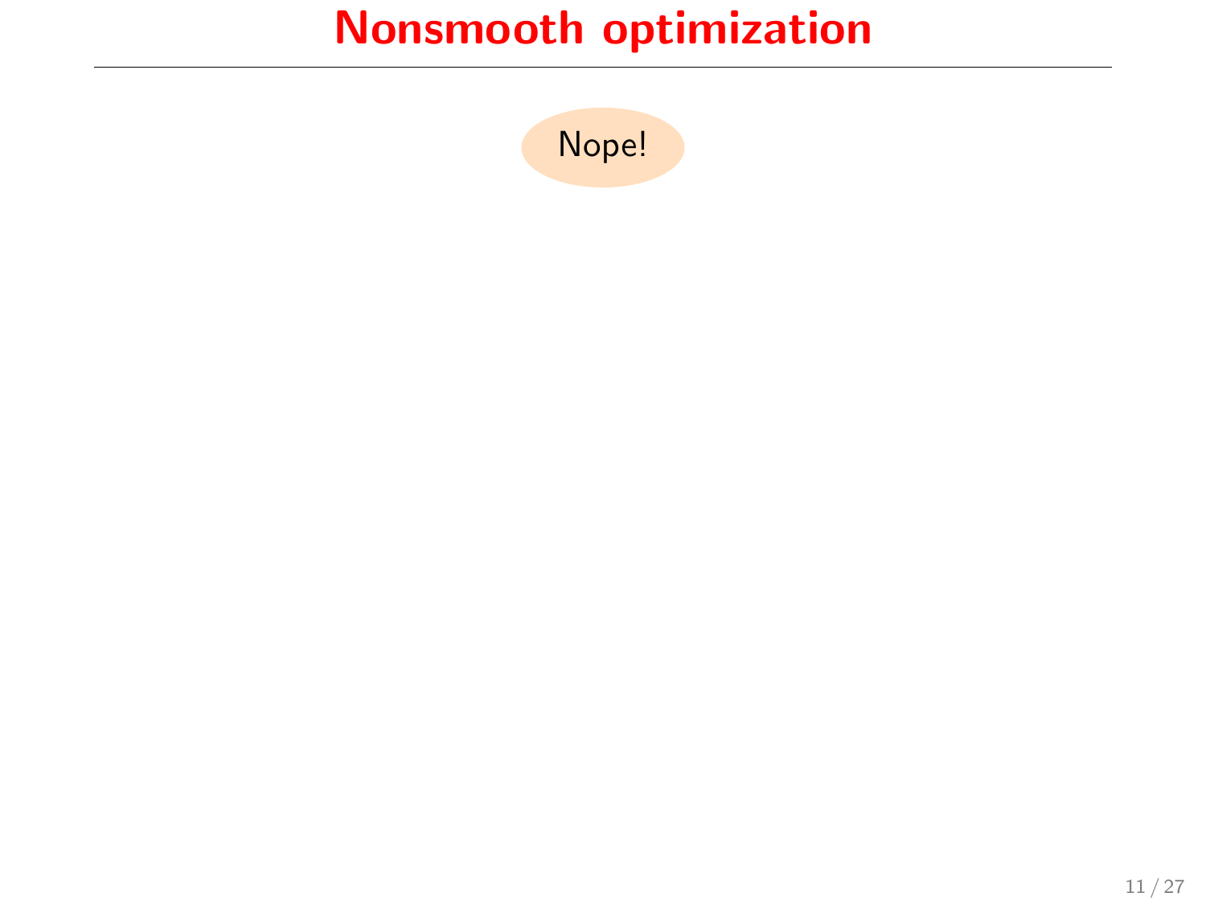# Nonsmooth optimization

Nope!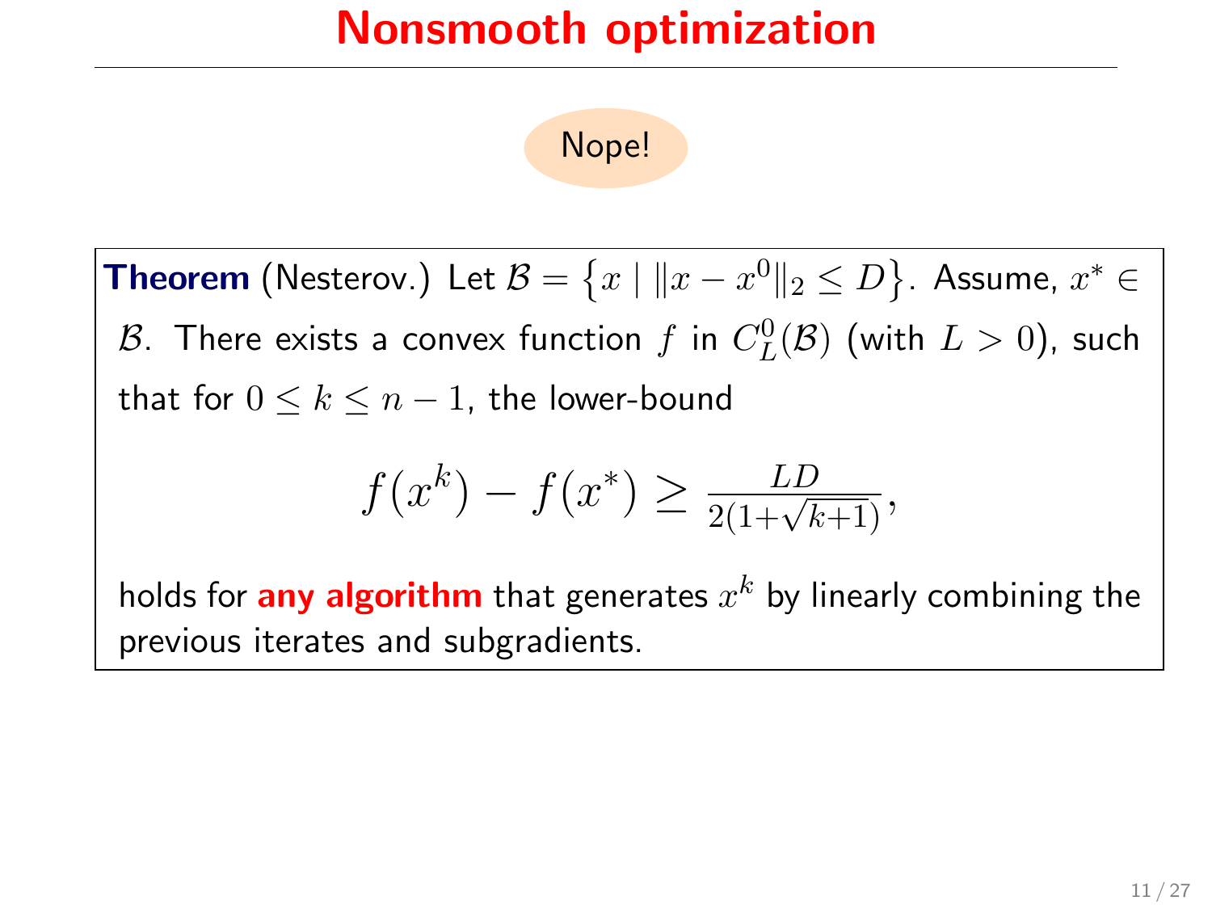# Nonsmooth optimization

Nope!

**Theorem** (Nesterov.) Let $\mathcal{B} = \left\{x \mid \|x - x^0\|_2 \leq D\right\}$. Assume, $x^* \in \mathcal{B}$. There exists a convex function $f$ in $C_L^0(\mathcal{B})$ (with $L > 0$), such that for $0 \leq k \leq n-1$, the lower-bound

$$f(x^k) - f(x^*) \geq \frac{LD}{2(1+\sqrt{k+1})},$$

holds for **any algorithm** that generates $x^k$ by linearly combining the previous iterates and subgradients.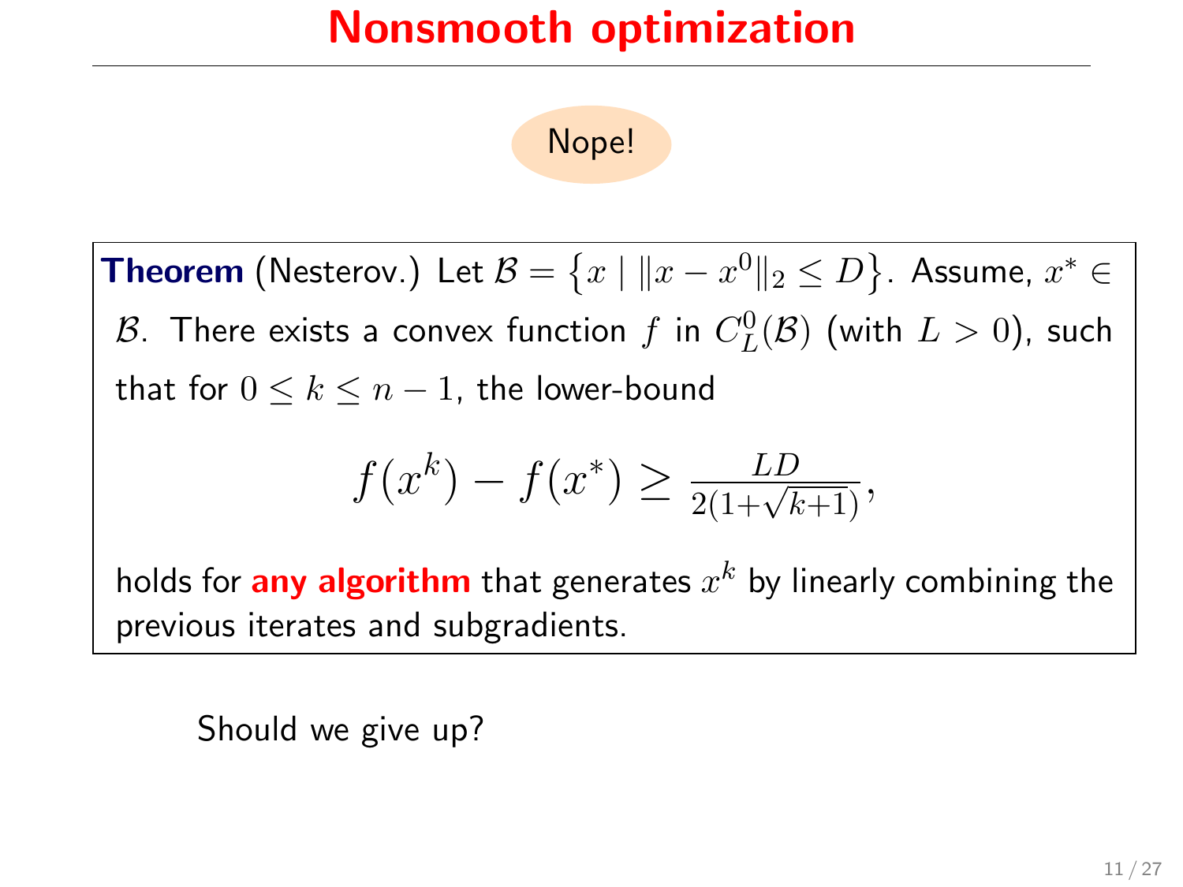# Nonsmooth optimization

Nope!

**Theorem** (Nesterov.) Let $\mathcal{B} = \{x \mid \|x - x^0\|_2 \leq D\}$. Assume, $x^* \in \mathcal{B}$. There exists a convex function $f$ in $C_L^0(\mathcal{B})$ (with $L > 0$), such that for $0 \leq k \leq n-1$, the lower-bound

$$f(x^k) - f(x^*) \geq \frac{LD}{2(1+\sqrt{k+1})},$$

holds for **any algorithm** that generates $x^k$ by linearly combining the previous iterates and subgradients.

Should we give up?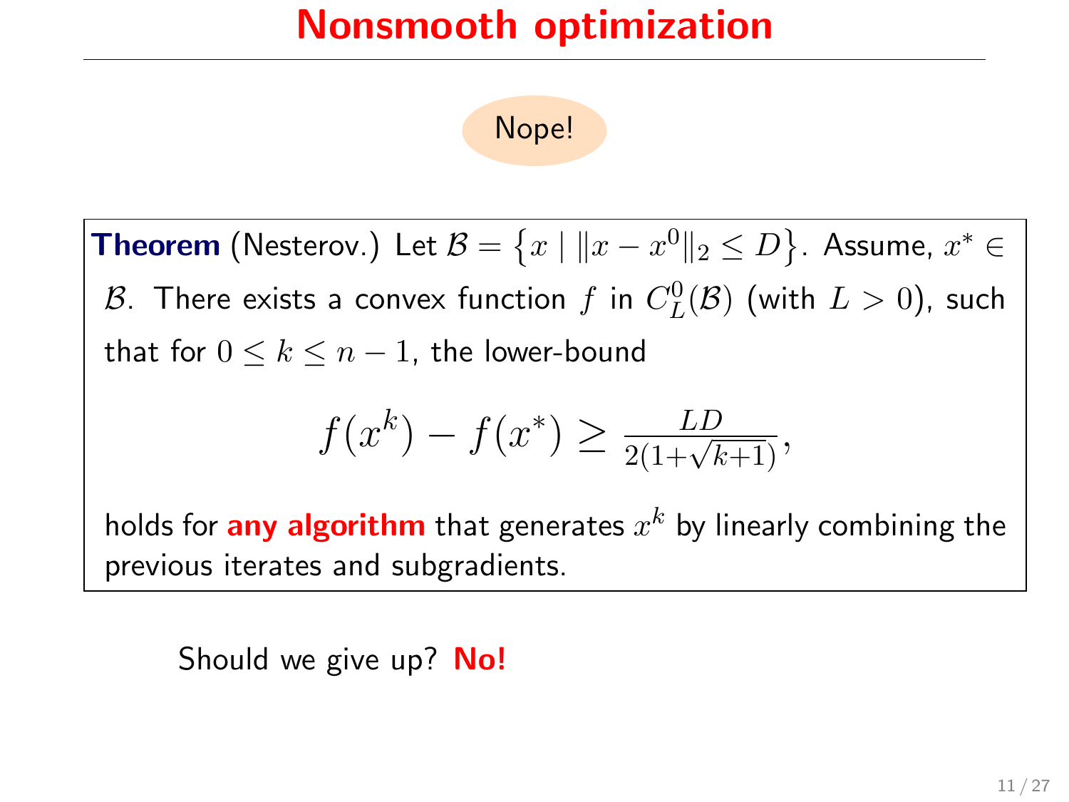# Nonsmooth optimization

Nope!

**Theorem** (Nesterov.) Let $\mathcal{B} = \{x \mid \|x - x^0\|_2 \leq D\}$. Assume, $x^* \in \mathcal{B}$. There exists a convex function $f$ in $C_L^0(\mathcal{B})$ (with $L > 0$), such that for $0 \leq k \leq n-1$, the lower-bound

$$f(x^k) - f(x^*) \geq \frac{LD}{2(1+\sqrt{k+1})},$$

holds for **any algorithm** that generates $x^k$ by linearly combining the previous iterates and subgradients.

Should we give up? **No!**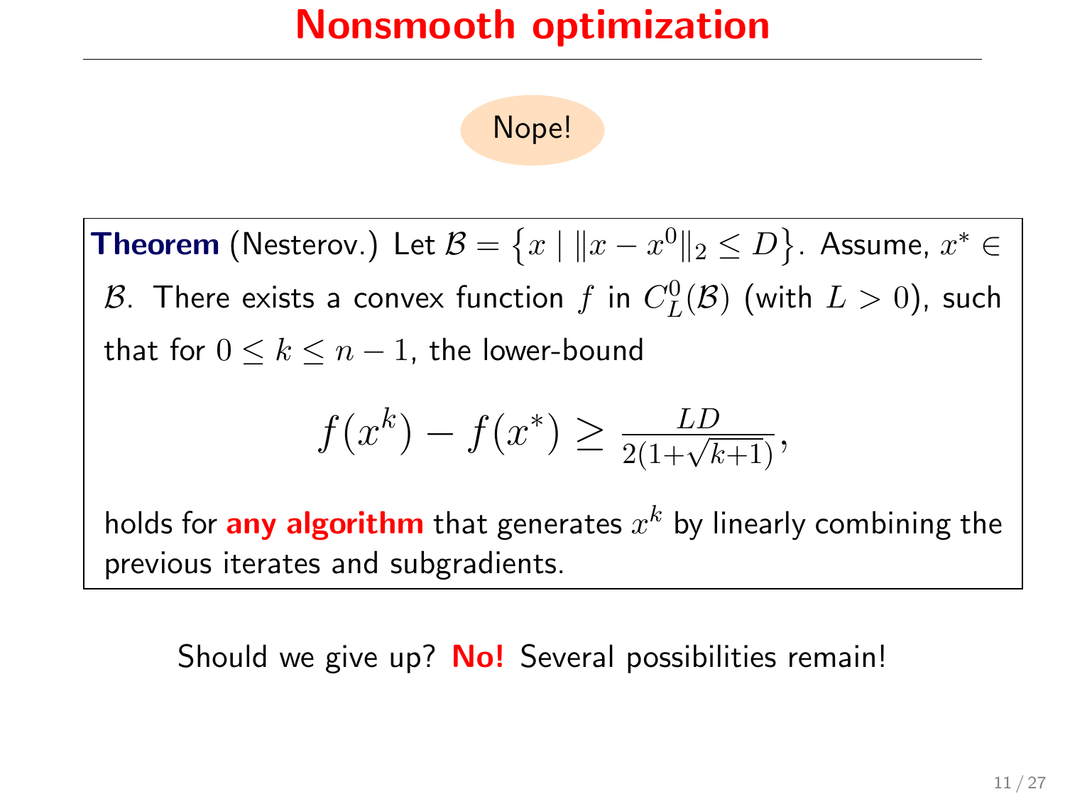# Nonsmooth optimization

Nope!

**Theorem** (Nesterov.) Let $\mathcal{B} = \left\{x \mid \|x - x^0\|_2 \le D\right\}$. Assume, $x^* \in \mathcal{B}$. There exists a convex function $f$ in $C_L^0(\mathcal{B})$ (with $L > 0$), such that for $0 \le k \le n-1$, the lower-bound

$$f(x^k) - f(x^*) \ge \frac{LD}{2(1+\sqrt{k+1})},$$

holds for **any algorithm** that generates $x^k$ by linearly combining the previous iterates and subgradients.

Should we give up? **No!** Several possibilities remain!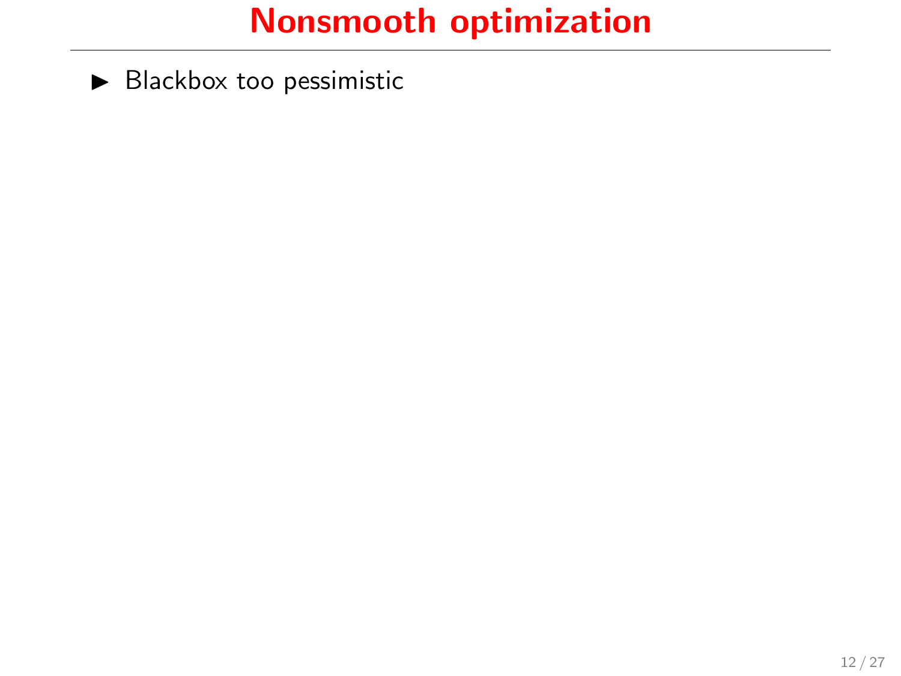# Nonsmooth optimization

- Blackbox too pessimistic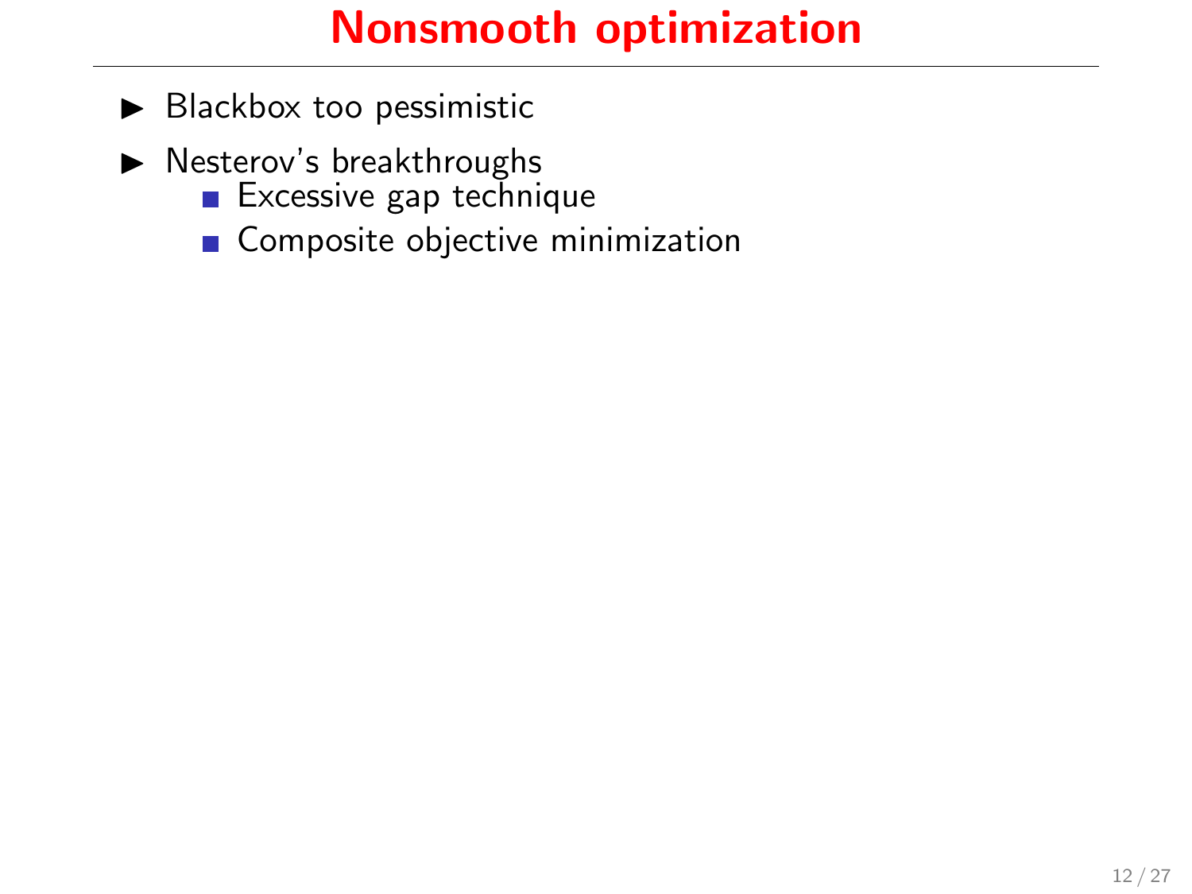# Nonsmooth optimization

- Blackbox too pessimistic
- Nesterov's breakthroughs
  - Excessive gap technique
  - Composite objective minimization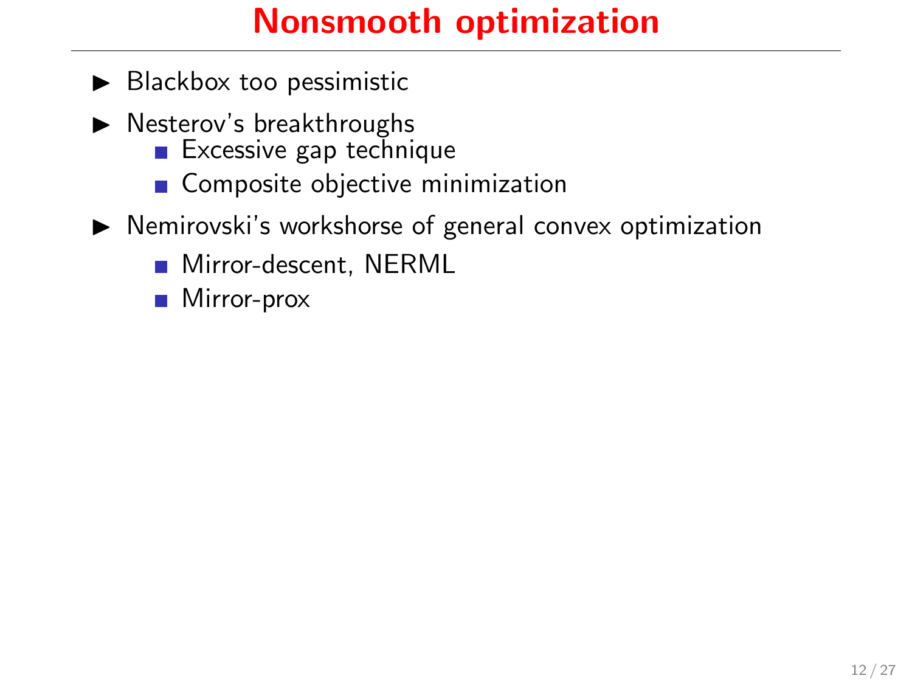# Nonsmooth optimization

- Blackbox too pessimistic
- Nesterov's breakthroughs
  - Excessive gap technique
  - Composite objective minimization
- Nemirovski's workshorse of general convex optimization
  - Mirror-descent, NERML
  - Mirror-prox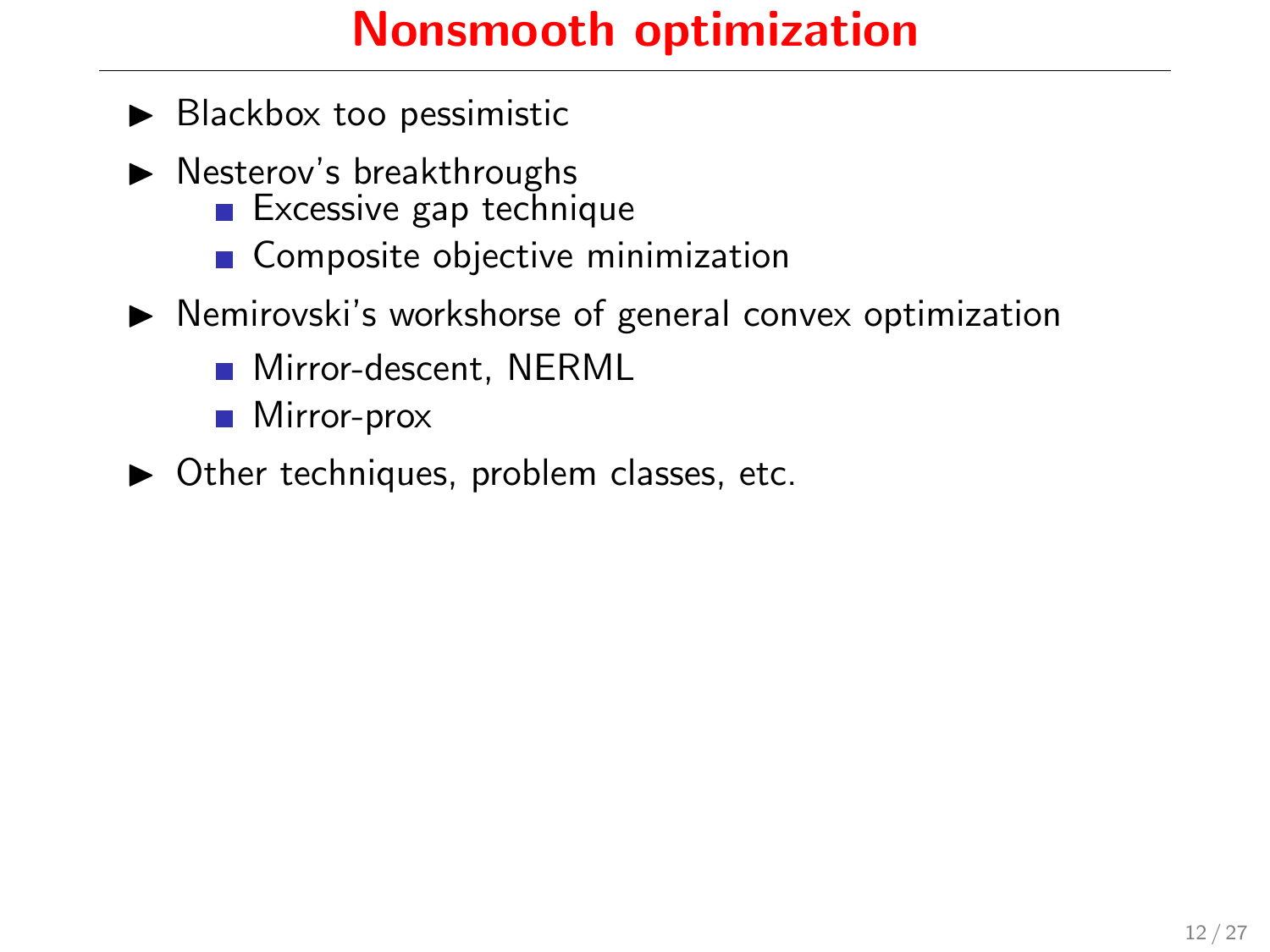# Nonsmooth optimization

- Blackbox too pessimistic
- Nesterov's breakthroughs
  - Excessive gap technique
  - Composite objective minimization
- Nemirovski's workshorse of general convex optimization
  - Mirror-descent, NERML
  - Mirror-prox
- Other techniques, problem classes, etc.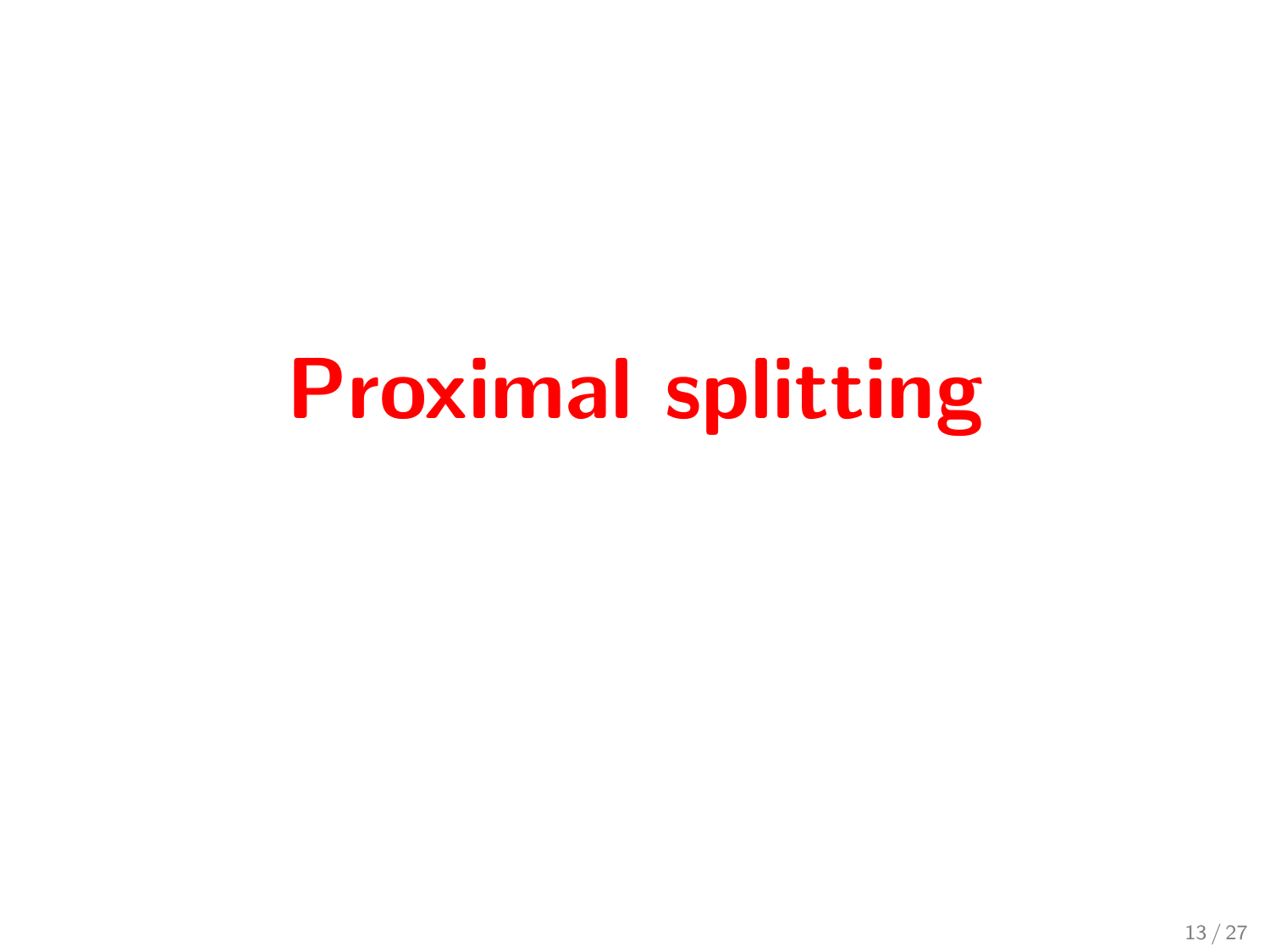# Proximal splitting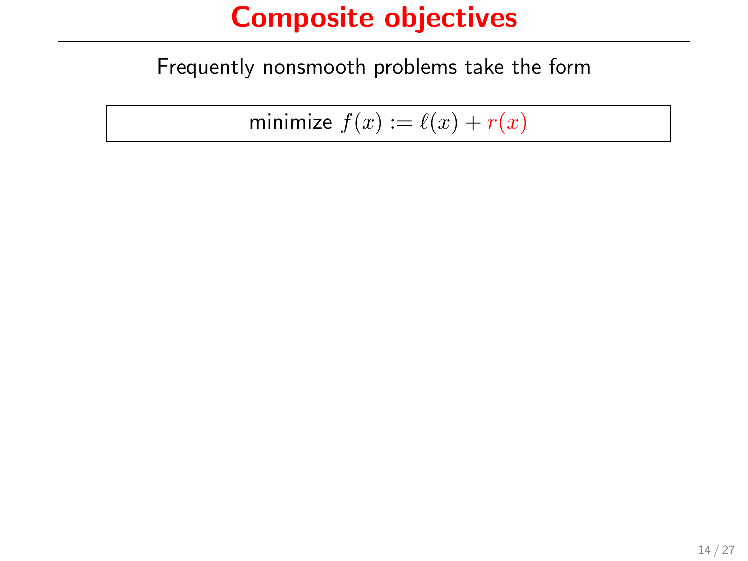# Composite objectives

Frequently nonsmooth problems take the form

$$\text{minimize } f(x) := \ell(x) + r(x)$$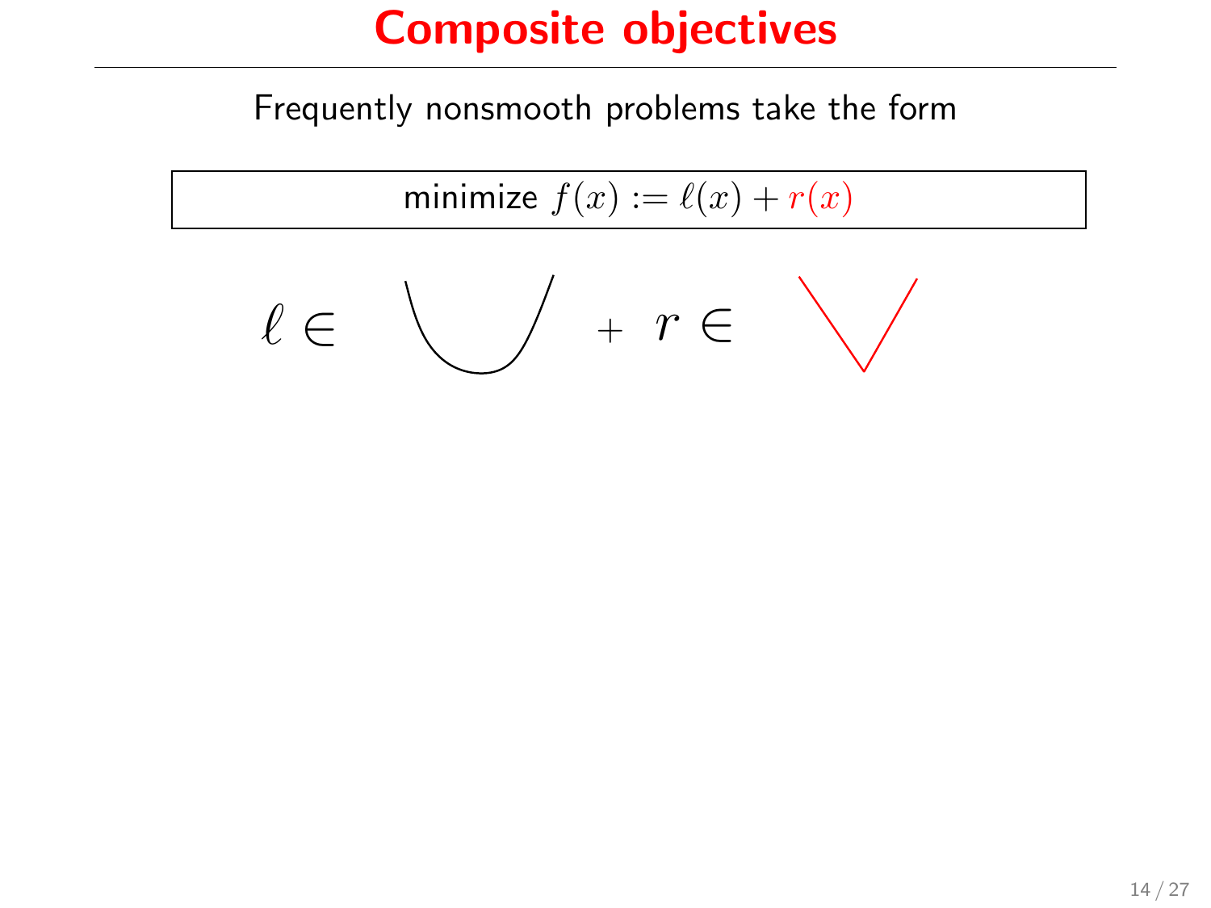# Composite objectives

Frequently nonsmooth problems take the form

$$\text{minimize } f(x) := \ell(x) + r(x)$$

$\ell \in$ + $r \in$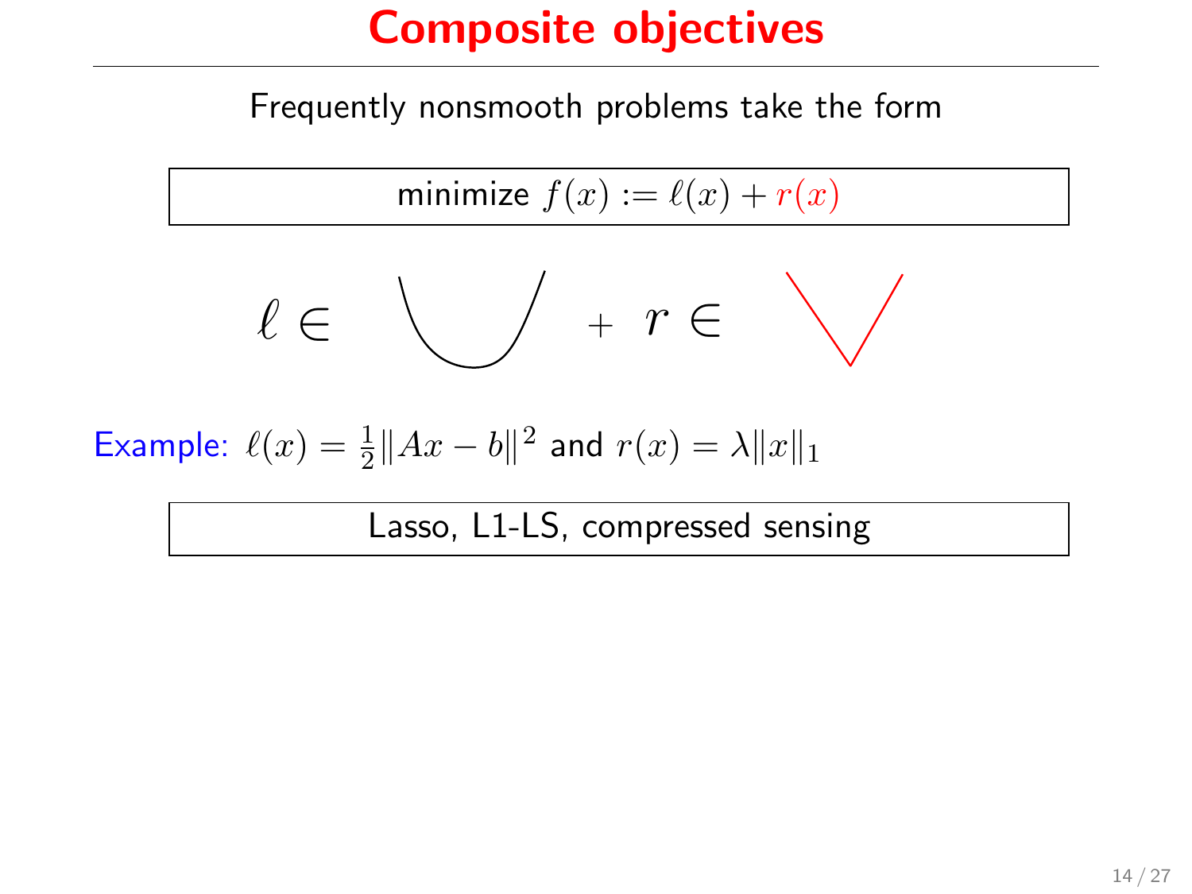# Composite objectives

Frequently nonsmooth problems take the form

$$\text{minimize } f(x) := \ell(x) + r(x)$$

$\ell \in$ + $r \in$

Example: $\ell(x) = \frac{1}{2}\|Ax - b\|^2$ and $r(x) = \lambda\|x\|_1$

Lasso, L1-LS, compressed sensing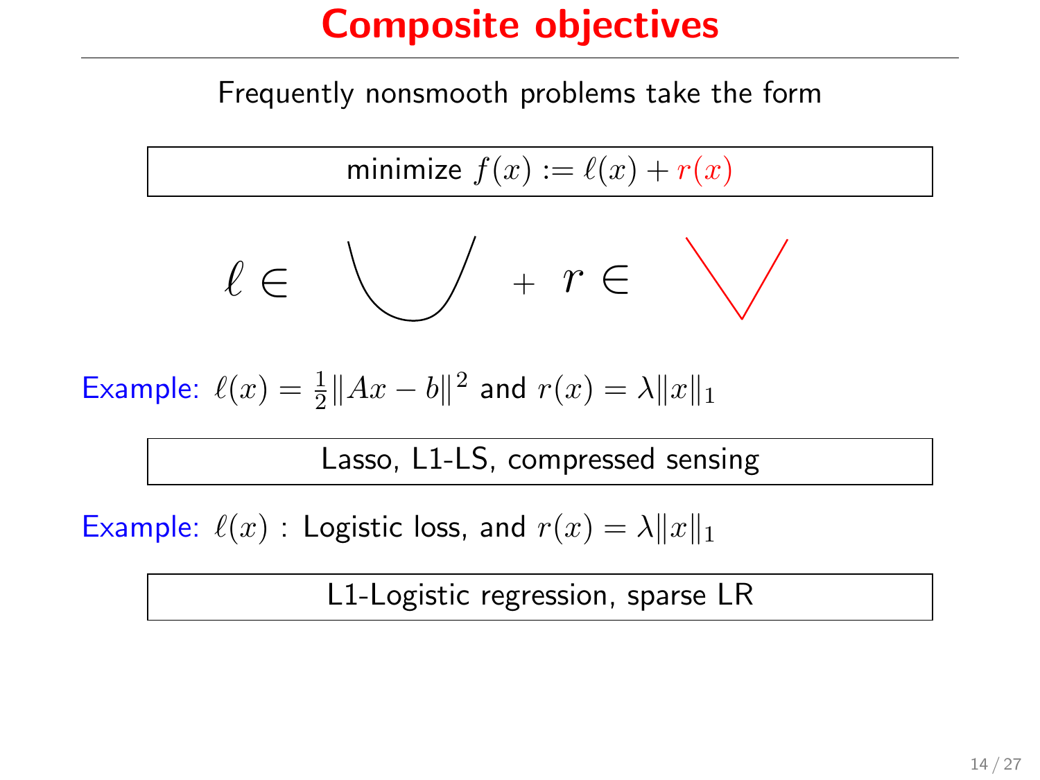# Composite objectives

Frequently nonsmooth problems take the form

$$\text{minimize } f(x) := \ell(x) + r(x)$$

$\ell \in$ + $r \in$

Example: $\ell(x) = \frac{1}{2}\|Ax - b\|^2$ and $r(x) = \lambda\|x\|_1$

Lasso, L1-LS, compressed sensing

Example: $\ell(x)$ : Logistic loss, and $r(x) = \lambda\|x\|_1$

L1-Logistic regression, sparse LR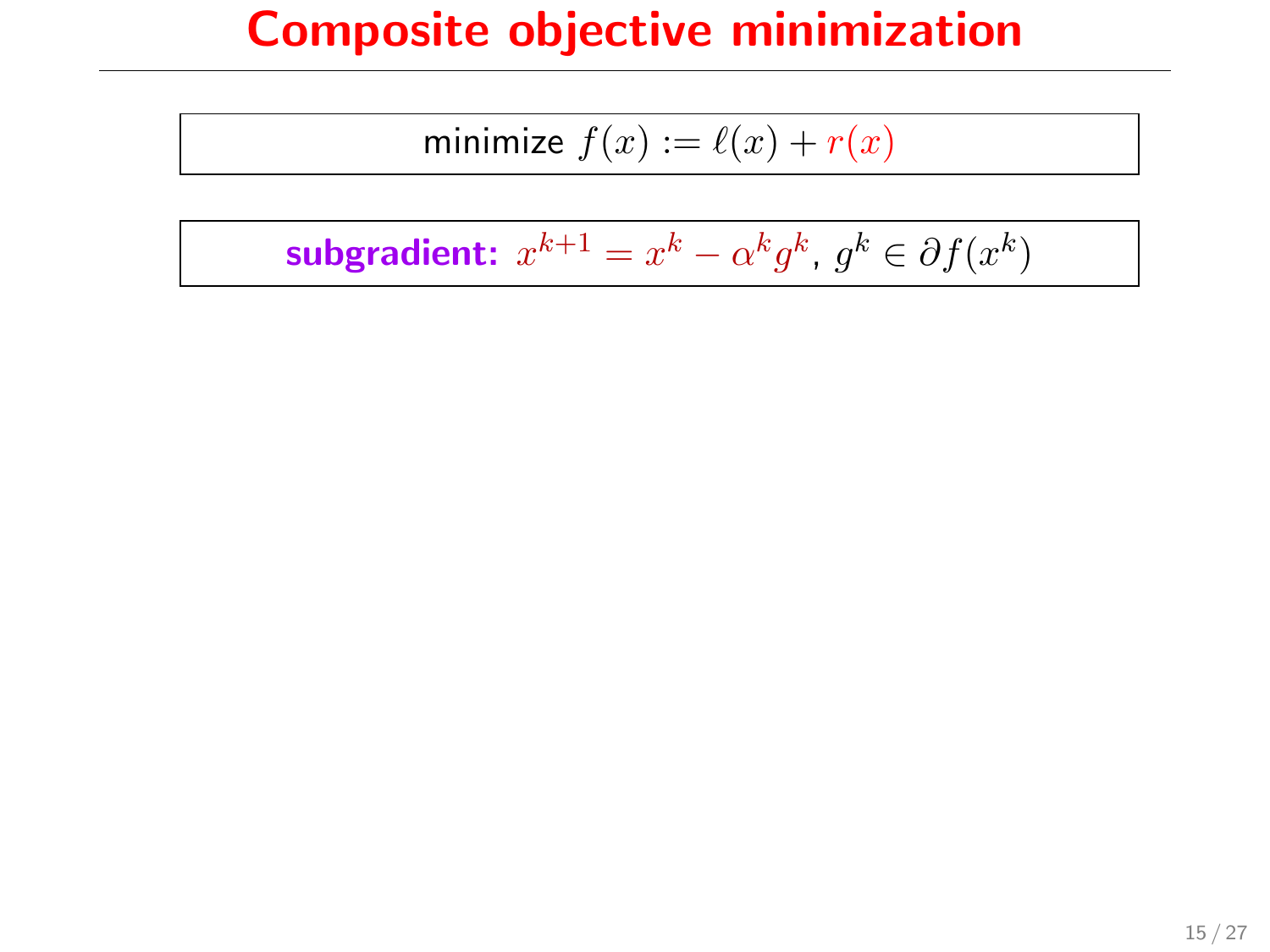# Composite objective minimization

minimize $f(x) := \ell(x) + r(x)$

**subgradient:** $x^{k+1} = x^k - \alpha^k g^k$, $g^k \in \partial f(x^k)$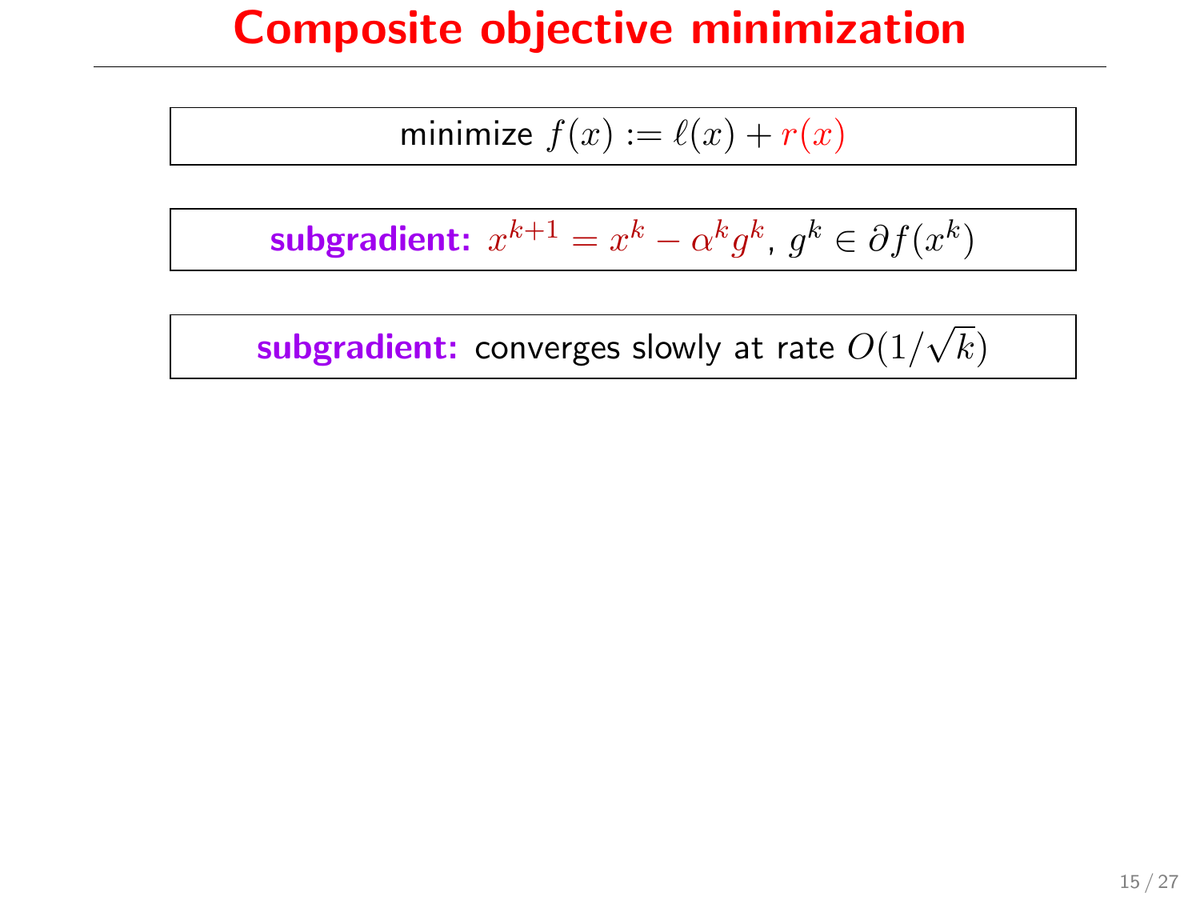# Composite objective minimization

minimize $f(x) := \ell(x) + r(x)$

**subgradient:** $x^{k+1} = x^k - \alpha^k g^k$, $g^k \in \partial f(x^k)$

**subgradient:** converges slowly at rate $O(1/\sqrt{k})$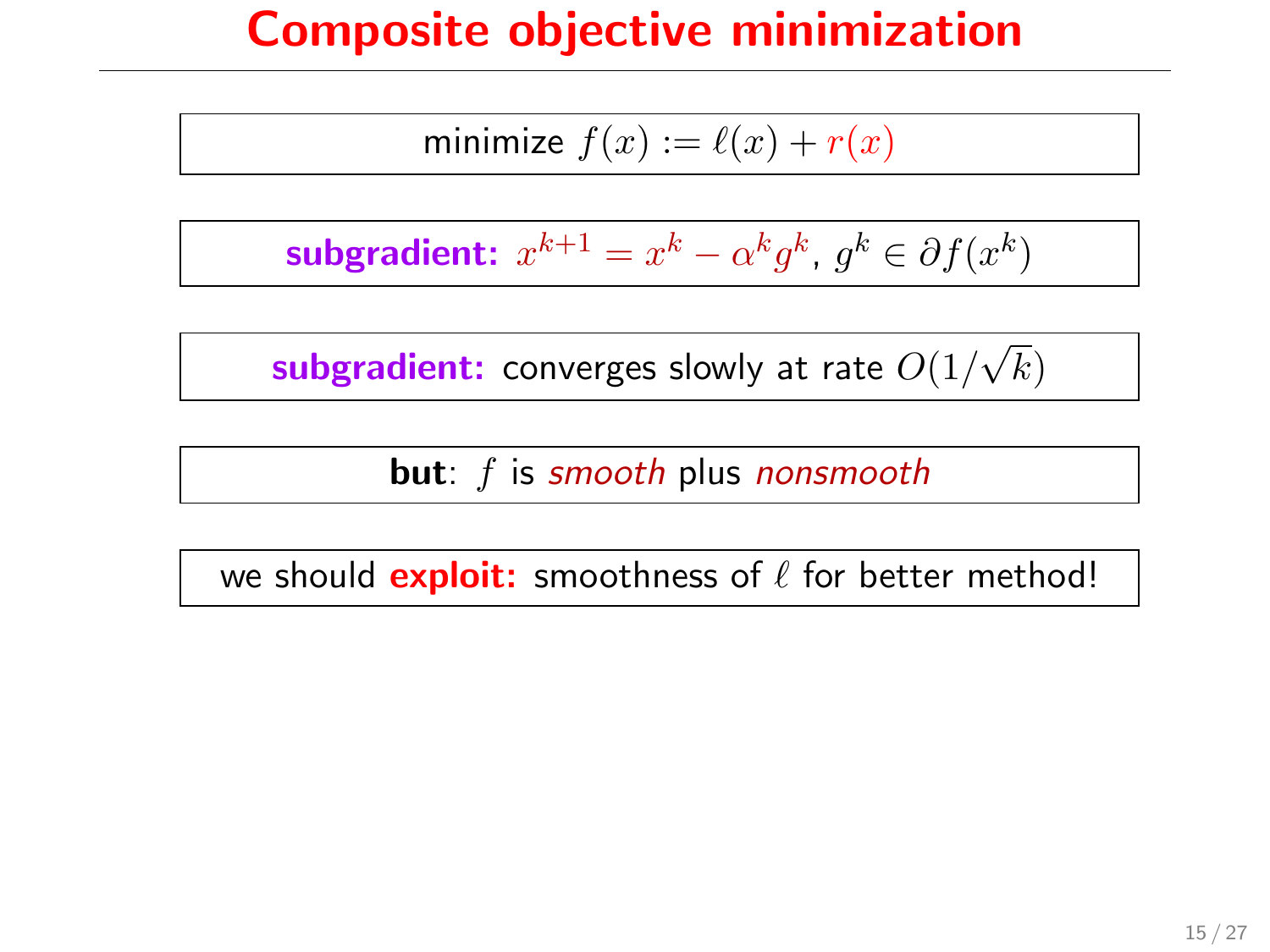# Composite objective minimization

minimize $f(x) := \ell(x) + r(x)$

**subgradient:** $x^{k+1} = x^k - \alpha^k g^k$, $g^k \in \partial f(x^k)$

**subgradient:** converges slowly at rate $O(1/\sqrt{k})$

**but**: $f$ is *smooth* plus *nonsmooth*

we should **exploit:** smoothness of $\ell$ for better method!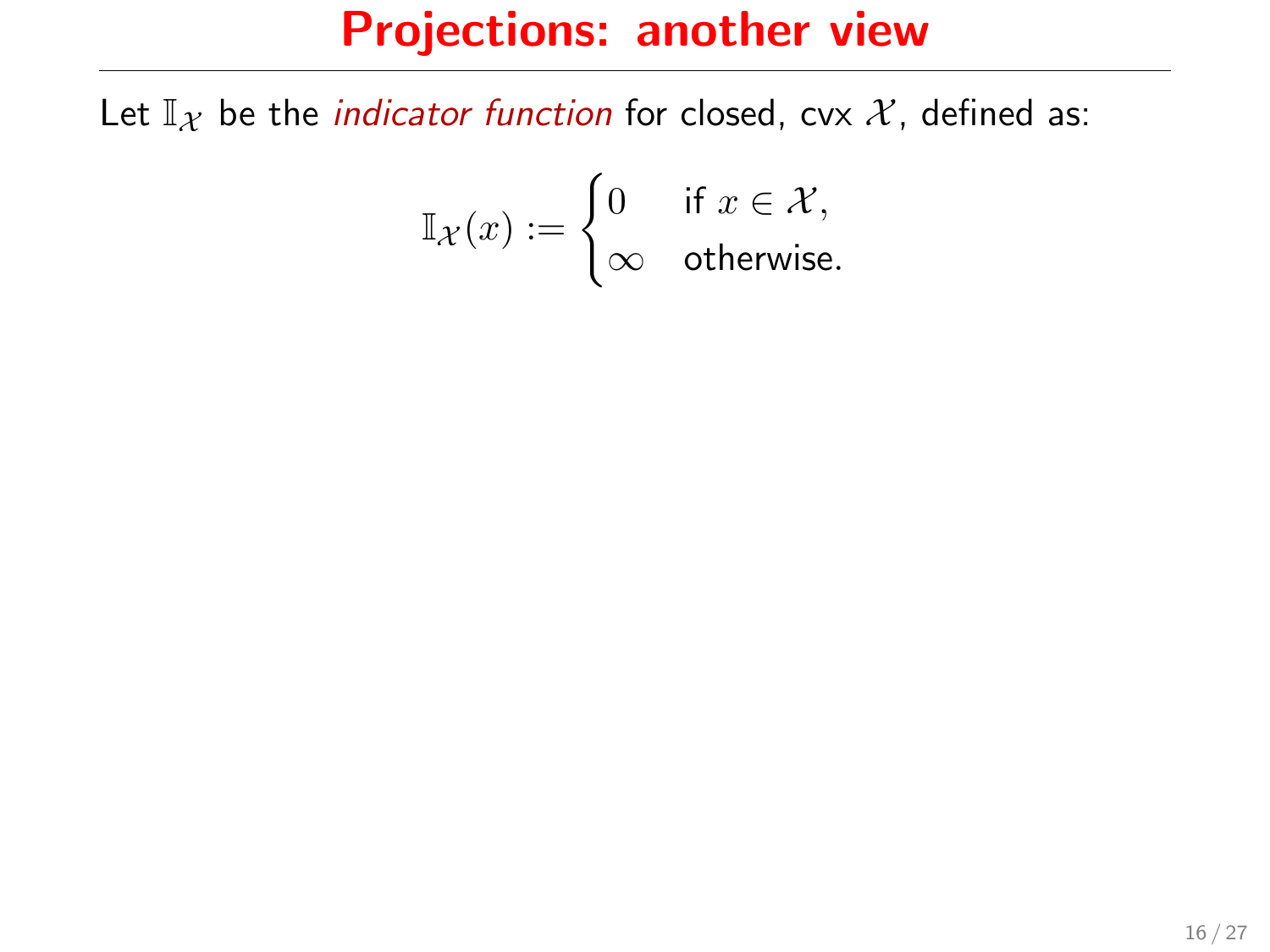# Projections: another view

Let $\mathbb{I}_{\mathcal{X}}$ be the *indicator function* for closed, cvx $\mathcal{X}$, defined as:

$$\mathbb{I}_{\mathcal{X}}(x) := \begin{cases} 0 & \text{if } x \in \mathcal{X}, \\ \infty & \text{otherwise.} \end{cases}$$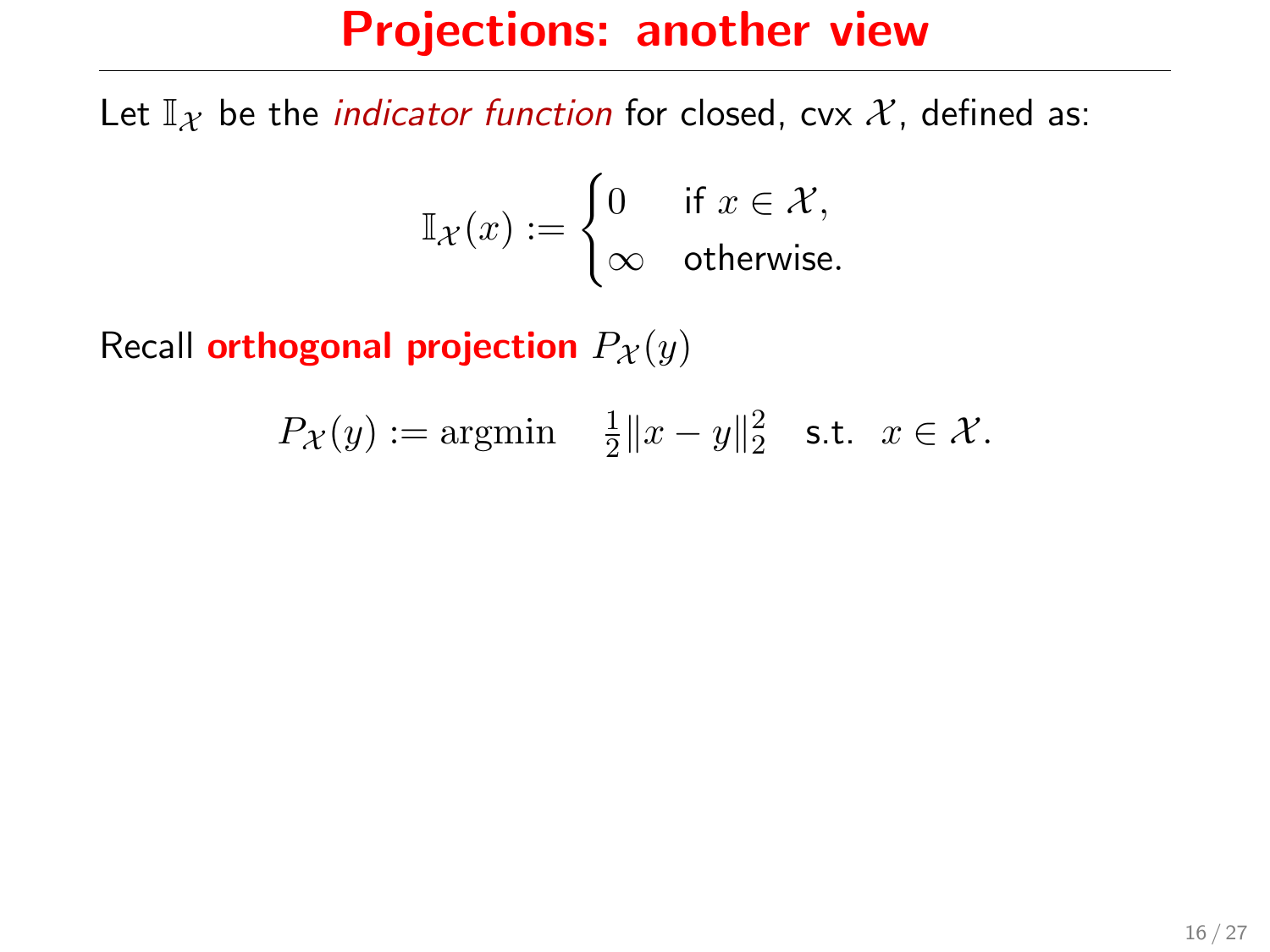# Projections: another view

Let $\mathbb{I}_{\mathcal{X}}$ be the *indicator function* for closed, cvx $\mathcal{X}$, defined as:

$$\mathbb{I}_{\mathcal{X}}(x) := \begin{cases} 0 & \text{if } x \in \mathcal{X}, \\ \infty & \text{otherwise.} \end{cases}$$

Recall **orthogonal projection** $P_{\mathcal{X}}(y)$

$$P_{\mathcal{X}}(y) := \operatorname{argmin} \quad \tfrac{1}{2}\|x - y\|_2^2 \quad \text{s.t.} \quad x \in \mathcal{X}.$$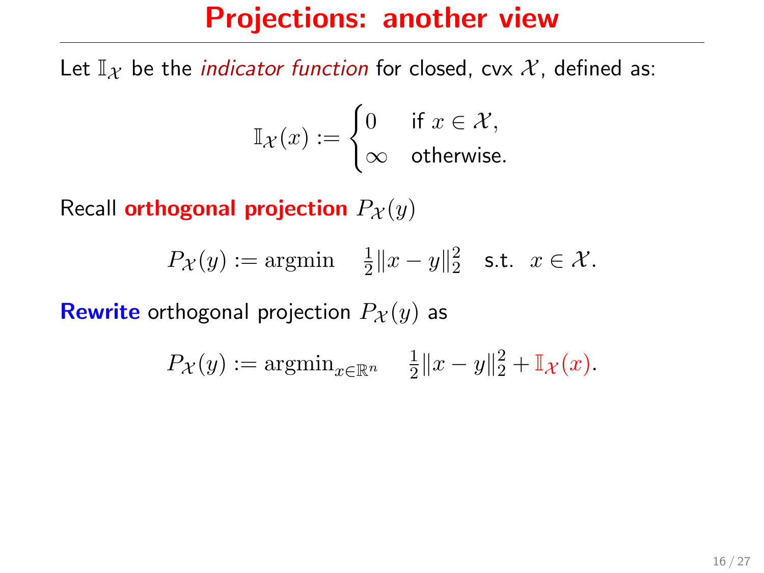# Projections: another view

Let $\mathbb{I}_{\mathcal{X}}$ be the *indicator function* for closed, cvx $\mathcal{X}$, defined as:

$$\mathbb{I}_{\mathcal{X}}(x) := \begin{cases} 0 & \text{if } x \in \mathcal{X}, \\ \infty & \text{otherwise.} \end{cases}$$

Recall **orthogonal projection** $P_{\mathcal{X}}(y)$

$$P_{\mathcal{X}}(y) := \text{argmin} \quad \tfrac{1}{2}\|x - y\|_2^2 \quad \text{s.t.} \;\; x \in \mathcal{X}.$$

**Rewrite** orthogonal projection $P_{\mathcal{X}}(y)$ as

$$P_{\mathcal{X}}(y) := \text{argmin}_{x \in \mathbb{R}^n} \quad \tfrac{1}{2}\|x - y\|_2^2 + \mathbb{I}_{\mathcal{X}}(x).$$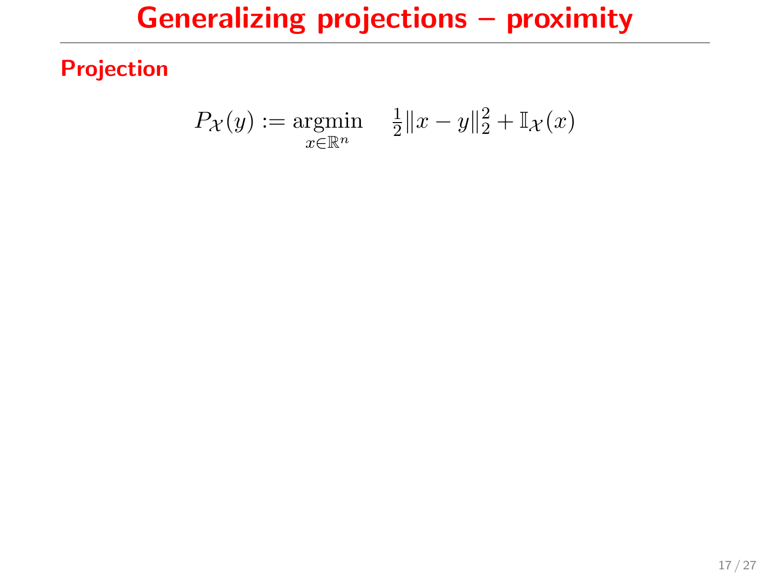# Generalizing projections – proximity

## Projection

$$P_{\mathcal{X}}(y) := \underset{x \in \mathbb{R}^n}{\operatorname{argmin}} \quad \tfrac{1}{2}\|x - y\|_2^2 + \mathbb{I}_{\mathcal{X}}(x)$$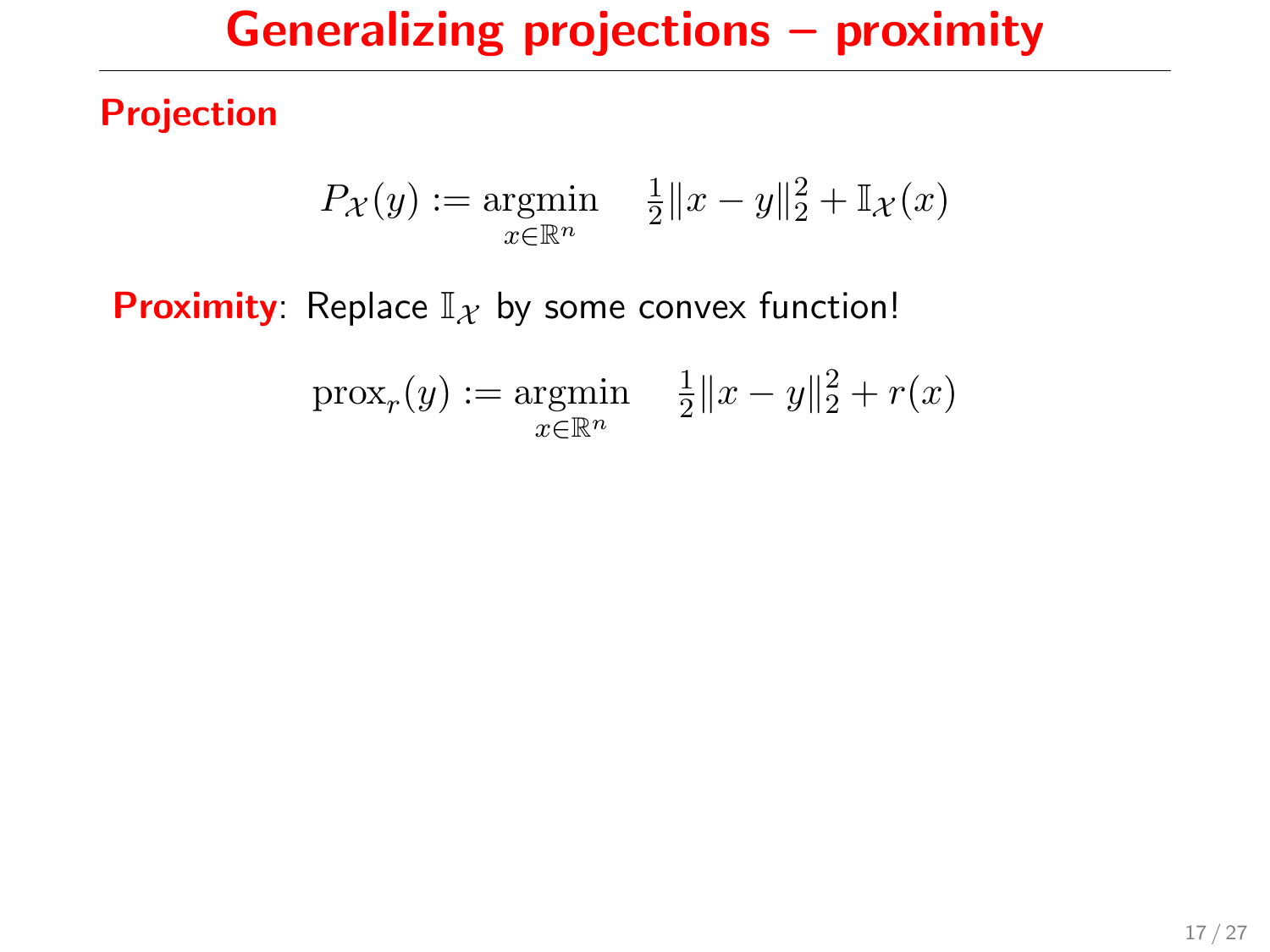# Generalizing projections – proximity

**Projection**

$$P_{\mathcal{X}}(y) := \underset{x \in \mathbb{R}^n}{\operatorname{argmin}} \quad \tfrac{1}{2}\|x - y\|_2^2 + \mathbb{I}_{\mathcal{X}}(x)$$

**Proximity**: Replace $\mathbb{I}_{\mathcal{X}}$ by some convex function!

$$\operatorname{prox}_r(y) := \underset{x \in \mathbb{R}^n}{\operatorname{argmin}} \quad \tfrac{1}{2}\|x - y\|_2^2 + r(x)$$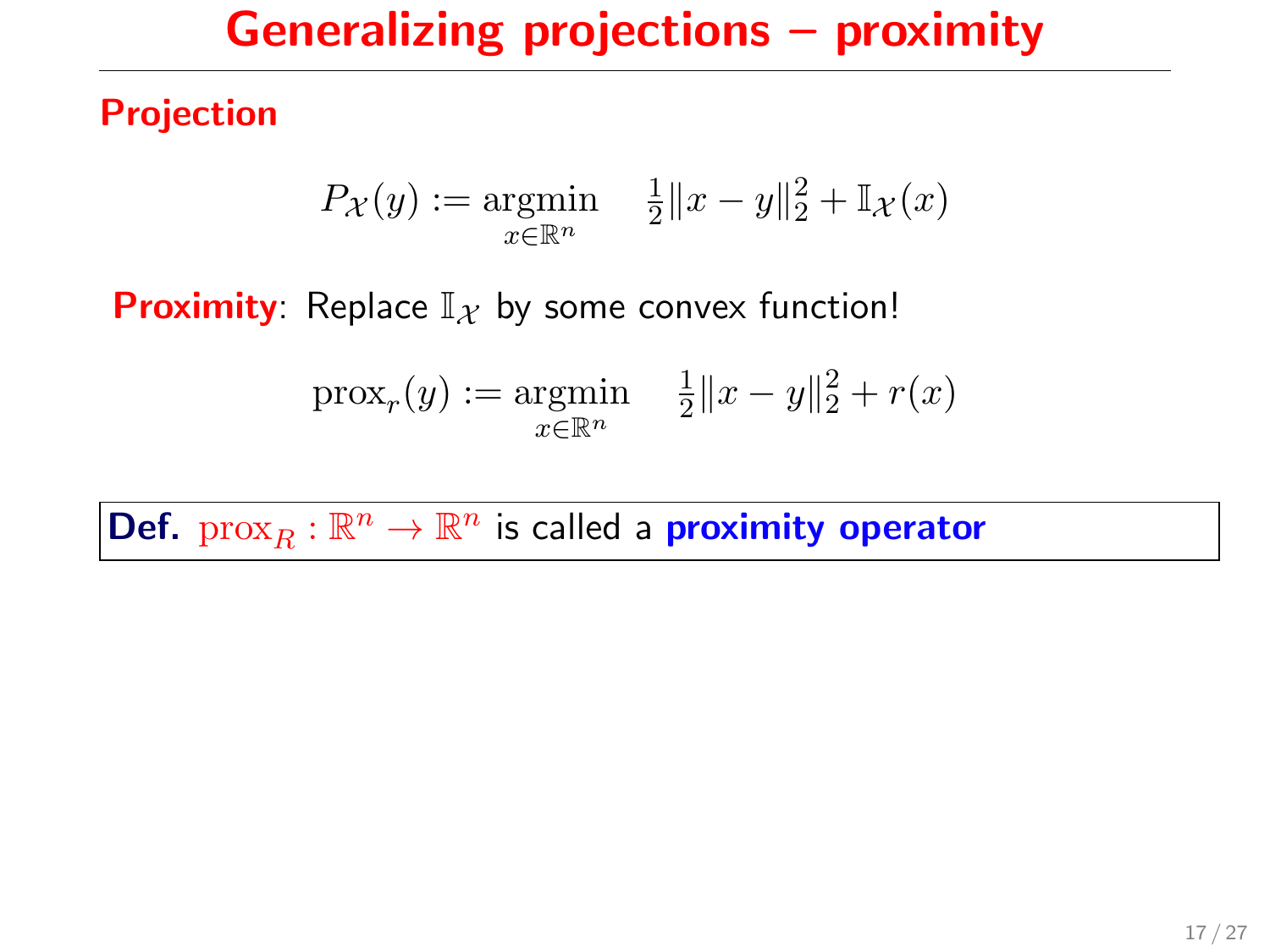# Generalizing projections – proximity

**Projection**

$$P_{\mathcal{X}}(y) := \underset{x \in \mathbb{R}^n}{\operatorname{argmin}} \quad \tfrac{1}{2}\|x - y\|_2^2 + \mathbb{I}_{\mathcal{X}}(x)$$

**Proximity**: Replace $\mathbb{I}_{\mathcal{X}}$ by some convex function!

$$\operatorname{prox}_r(y) := \underset{x \in \mathbb{R}^n}{\operatorname{argmin}} \quad \tfrac{1}{2}\|x - y\|_2^2 + r(x)$$

**Def.** $\operatorname{prox}_R : \mathbb{R}^n \to \mathbb{R}^n$ is called a **proximity operator**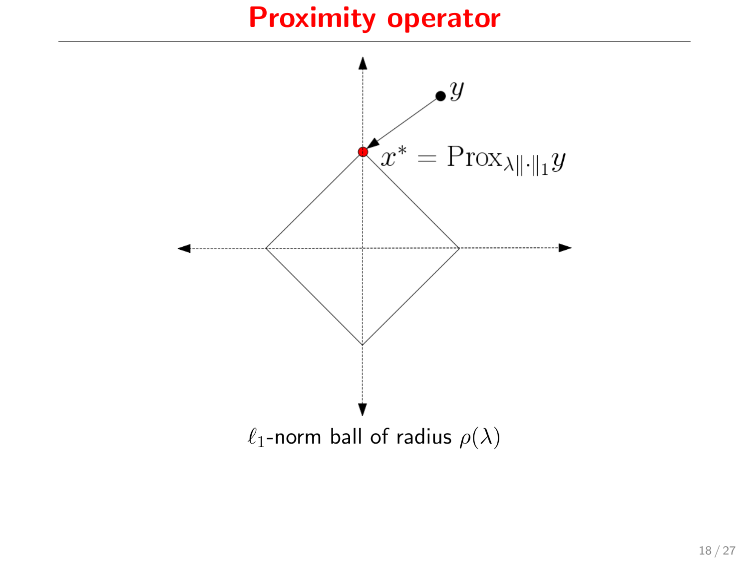# Proximity operator

$y$

$x^* = \mathrm{Prox}_{\lambda\|\cdot\|_1} y$

$\ell_1$-norm ball of radius $\rho(\lambda)$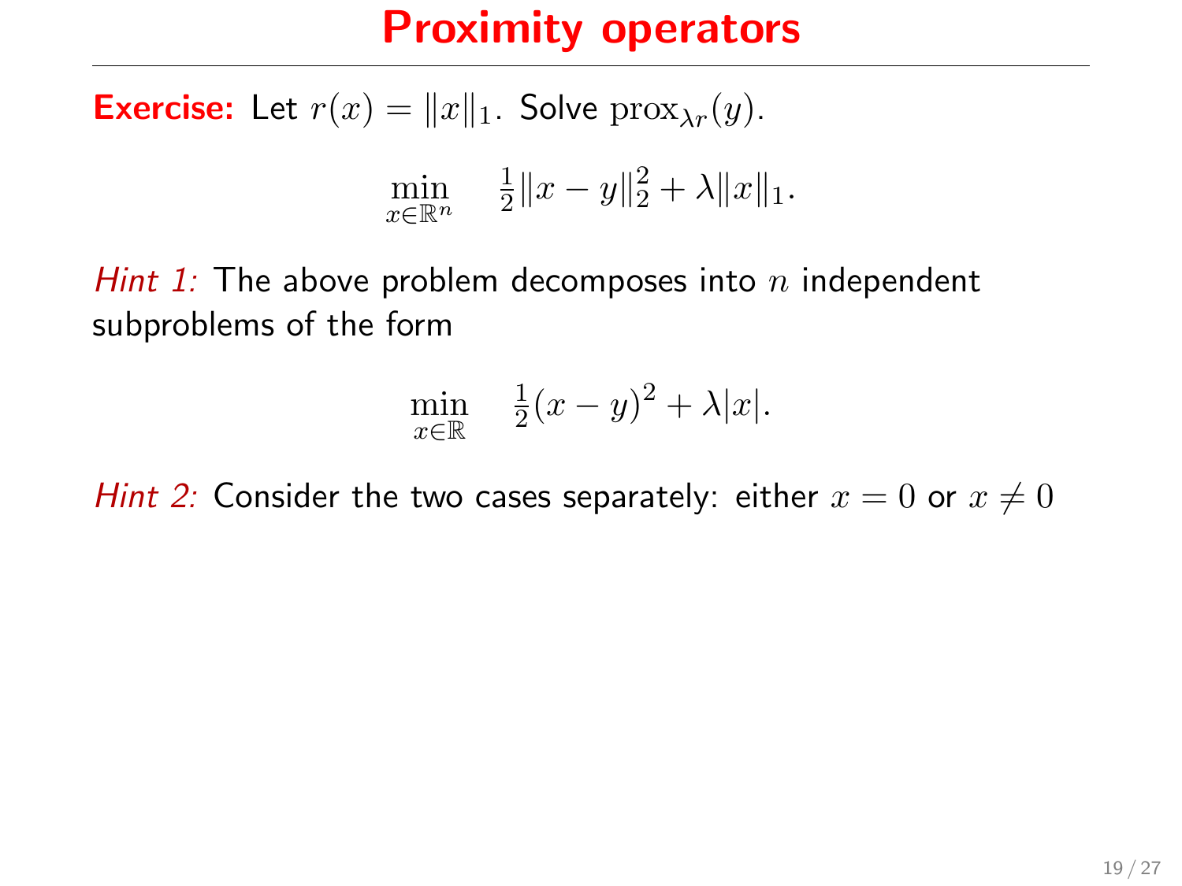# Proximity operators

**Exercise:** Let $r(x) = \|x\|_1$. Solve $\mathrm{prox}_{\lambda r}(y)$.

$$\min_{x \in \mathbb{R}^n} \quad \tfrac{1}{2}\|x - y\|_2^2 + \lambda \|x\|_1.$$

*Hint 1:* The above problem decomposes into $n$ independent subproblems of the form

$$\min_{x \in \mathbb{R}} \quad \tfrac{1}{2}(x - y)^2 + \lambda |x|.$$

*Hint 2:* Consider the two cases separately: either $x = 0$ or $x \neq 0$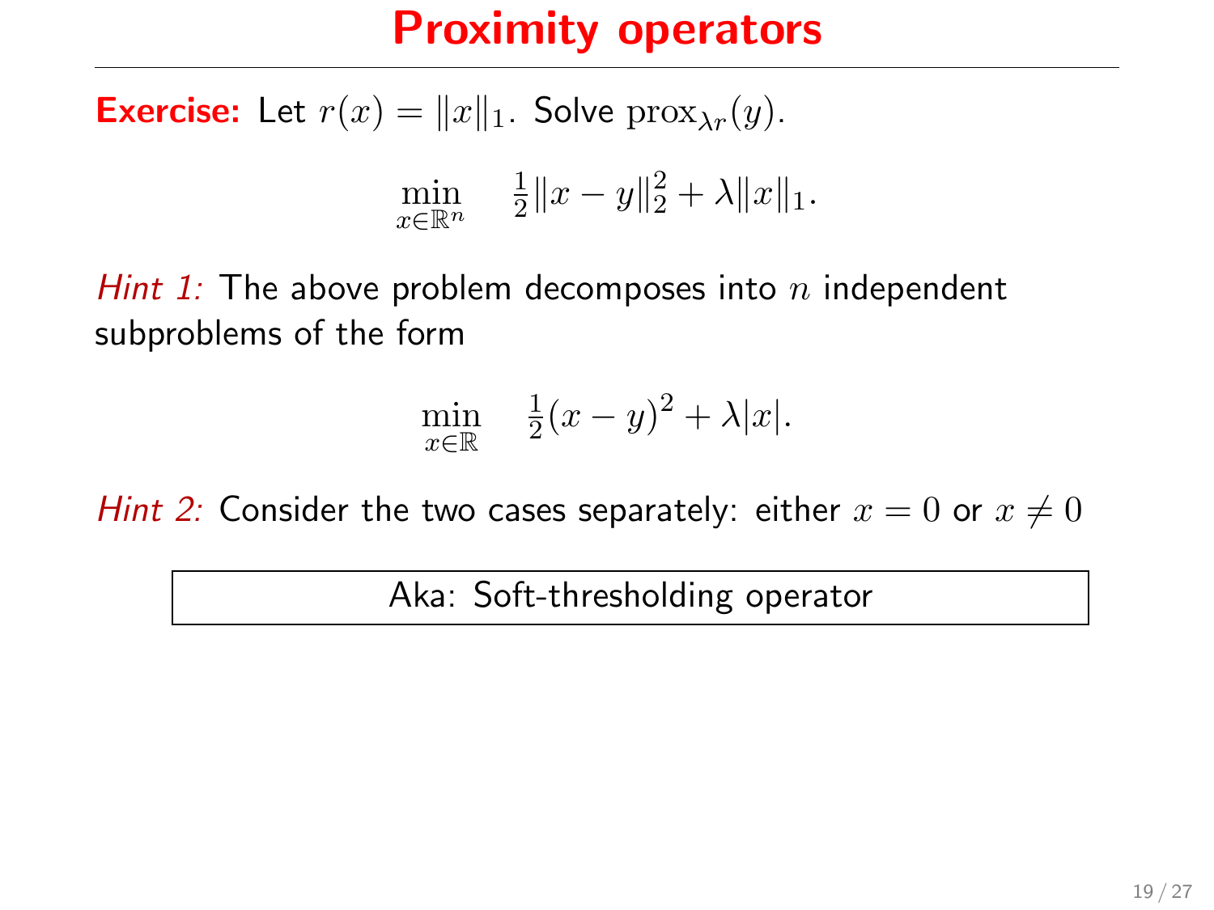# Proximity operators

**Exercise:** Let $r(x) = \|x\|_1$. Solve $\mathrm{prox}_{\lambda r}(y)$.

$$\min_{x \in \mathbb{R}^n} \quad \tfrac{1}{2}\|x - y\|_2^2 + \lambda \|x\|_1.$$

*Hint 1:* The above problem decomposes into $n$ independent subproblems of the form

$$\min_{x \in \mathbb{R}} \quad \tfrac{1}{2}(x - y)^2 + \lambda |x|.$$

*Hint 2:* Consider the two cases separately: either $x = 0$ or $x \neq 0$

Aka: Soft-thresholding operator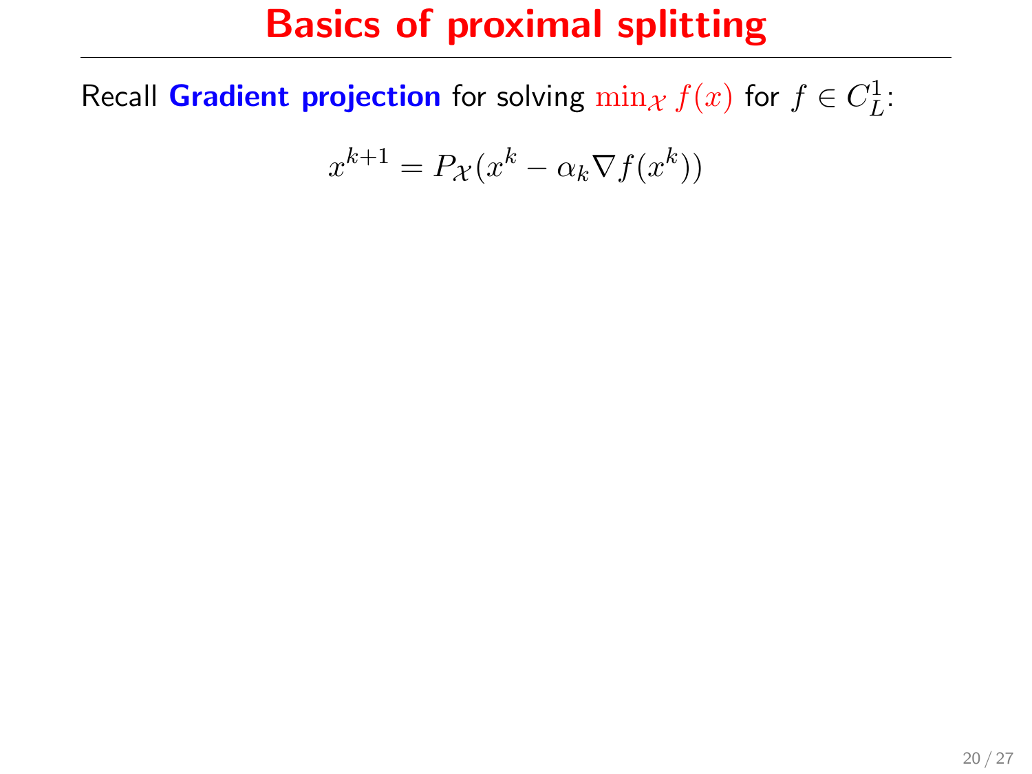# Basics of proximal splitting

Recall **Gradient projection** for solving $\min_{\mathcal{X}} f(x)$ for $f \in C^1_L$:

$$x^{k+1} = P_{\mathcal{X}}(x^k - \alpha_k \nabla f(x^k))$$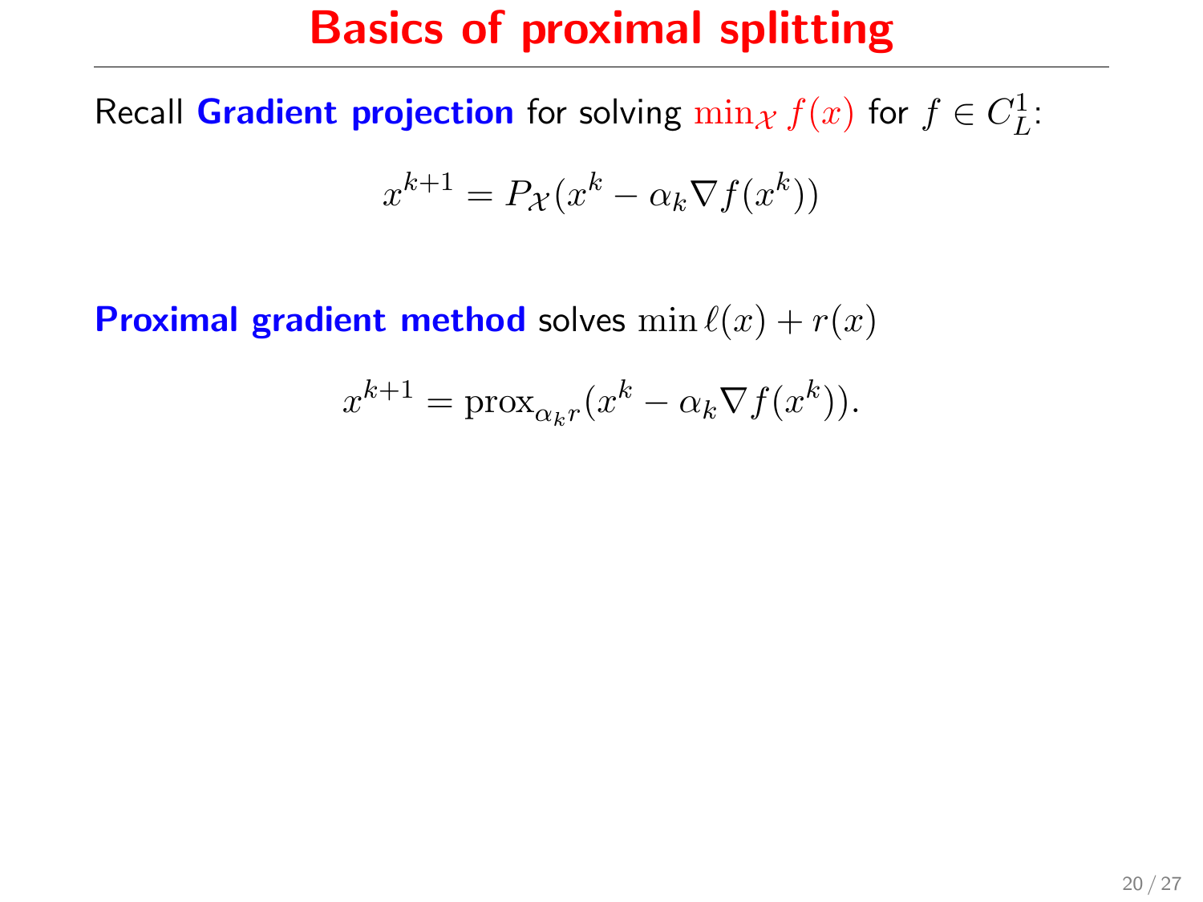# Basics of proximal splitting

Recall **Gradient projection** for solving $\min_{\mathcal{X}} f(x)$ for $f \in C^1_L$:

$$x^{k+1} = P_{\mathcal{X}}(x^k - \alpha_k \nabla f(x^k))$$

**Proximal gradient method** solves $\min \ell(x) + r(x)$

$$x^{k+1} = \operatorname{prox}_{\alpha_k r}(x^k - \alpha_k \nabla f(x^k)).$$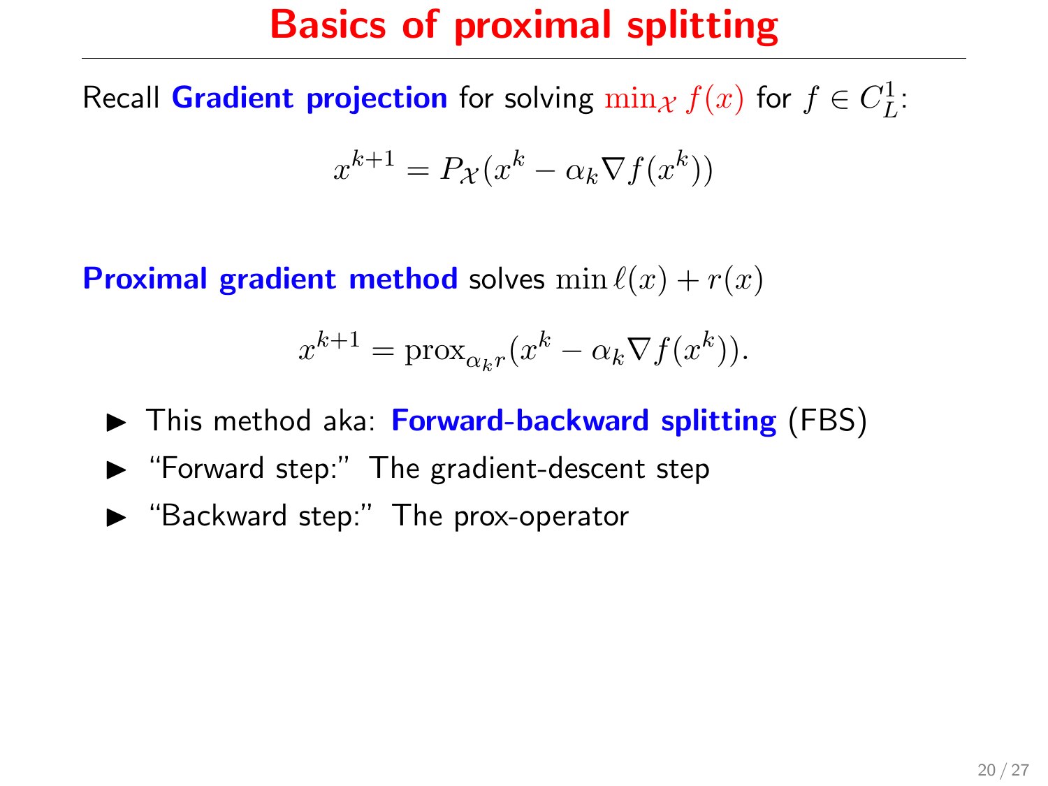# Basics of proximal splitting

Recall **Gradient projection** for solving $\min_{\mathcal{X}} f(x)$ for $f \in C_L^1$:

$$x^{k+1} = P_{\mathcal{X}}(x^k - \alpha_k \nabla f(x^k))$$

**Proximal gradient method** solves $\min \ell(x) + r(x)$

$$x^{k+1} = \mathrm{prox}_{\alpha_k r}(x^k - \alpha_k \nabla f(x^k)).$$

- This method aka: **Forward-backward splitting** (FBS)
- "Forward step:" The gradient-descent step
- "Backward step:" The prox-operator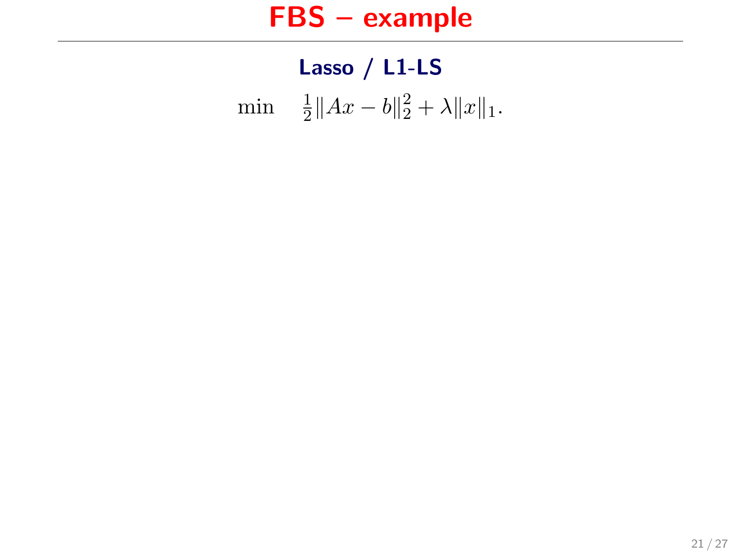# FBS – example

## Lasso / L1-LS

$$\min \quad \tfrac{1}{2}\|Ax - b\|_2^2 + \lambda\|x\|_1.$$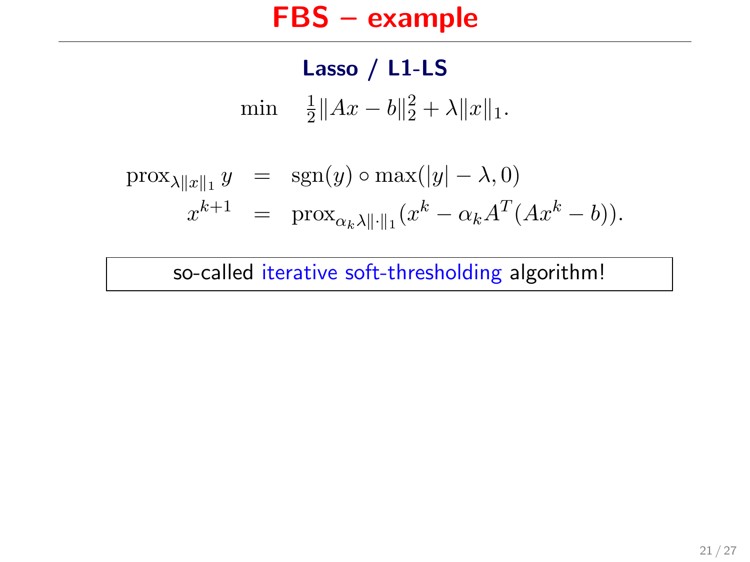# FBS – example

### Lasso / L1-LS

$$\min \quad \tfrac{1}{2}\|Ax - b\|_2^2 + \lambda\|x\|_1.$$

$$\begin{aligned}
\operatorname{prox}_{\lambda\|x\|_1} y &= \operatorname{sgn}(y) \circ \max(|y| - \lambda, 0) \\
x^{k+1} &= \operatorname{prox}_{\alpha_k \lambda\|\cdot\|_1}(x^k - \alpha_k A^T(Ax^k - b)).
\end{aligned}$$

so-called iterative soft-thresholding algorithm!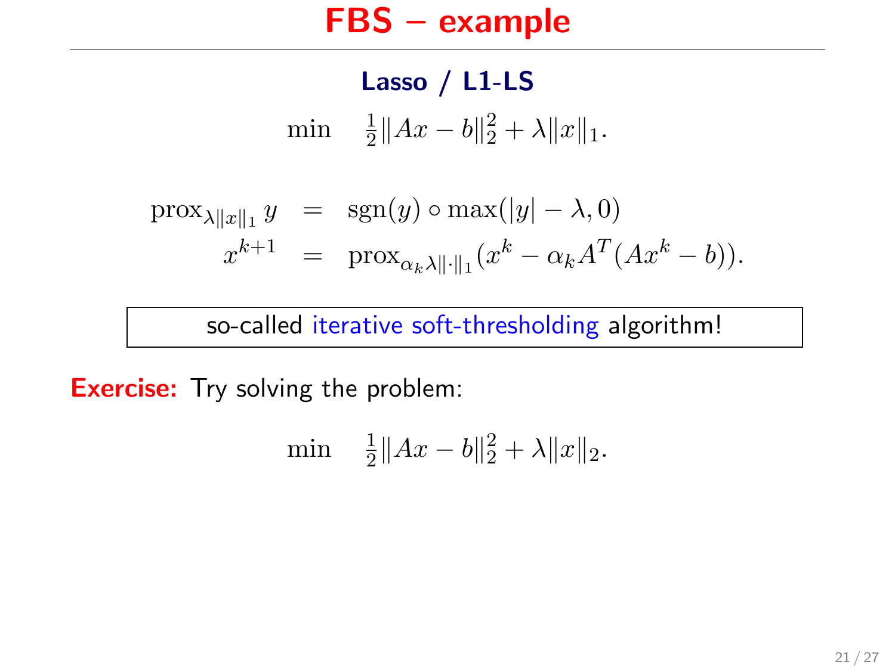# FBS – example

## Lasso / L1-LS

$$\min \quad \tfrac{1}{2}\|Ax - b\|_2^2 + \lambda\|x\|_1.$$

$$\begin{aligned}
\operatorname{prox}_{\lambda\|x\|_1} y &= \operatorname{sgn}(y) \circ \max(|y| - \lambda, 0) \\
x^{k+1} &= \operatorname{prox}_{\alpha_k \lambda\|\cdot\|_1}(x^k - \alpha_k A^T(Ax^k - b)).
\end{aligned}$$

so-called iterative soft-thresholding algorithm!

**Exercise:** Try solving the problem:

$$\min \quad \tfrac{1}{2}\|Ax - b\|_2^2 + \lambda\|x\|_2.$$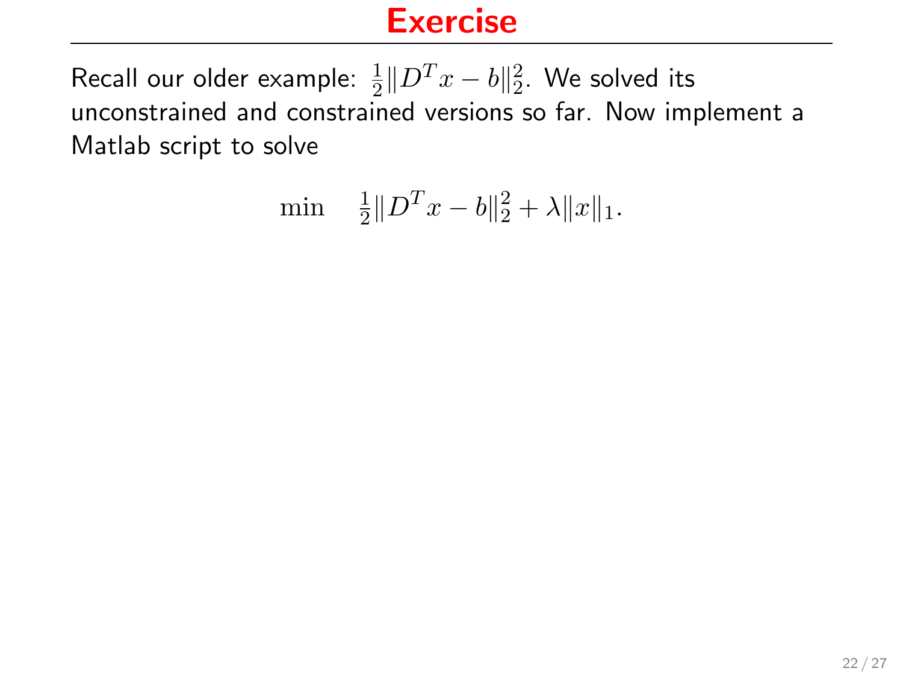# Exercise

Recall our older example: $\frac{1}{2}\|D^T x - b\|_2^2$. We solved its unconstrained and constrained versions so far. Now implement a Matlab script to solve

$$\min \quad \tfrac{1}{2}\|D^T x - b\|_2^2 + \lambda \|x\|_1.$$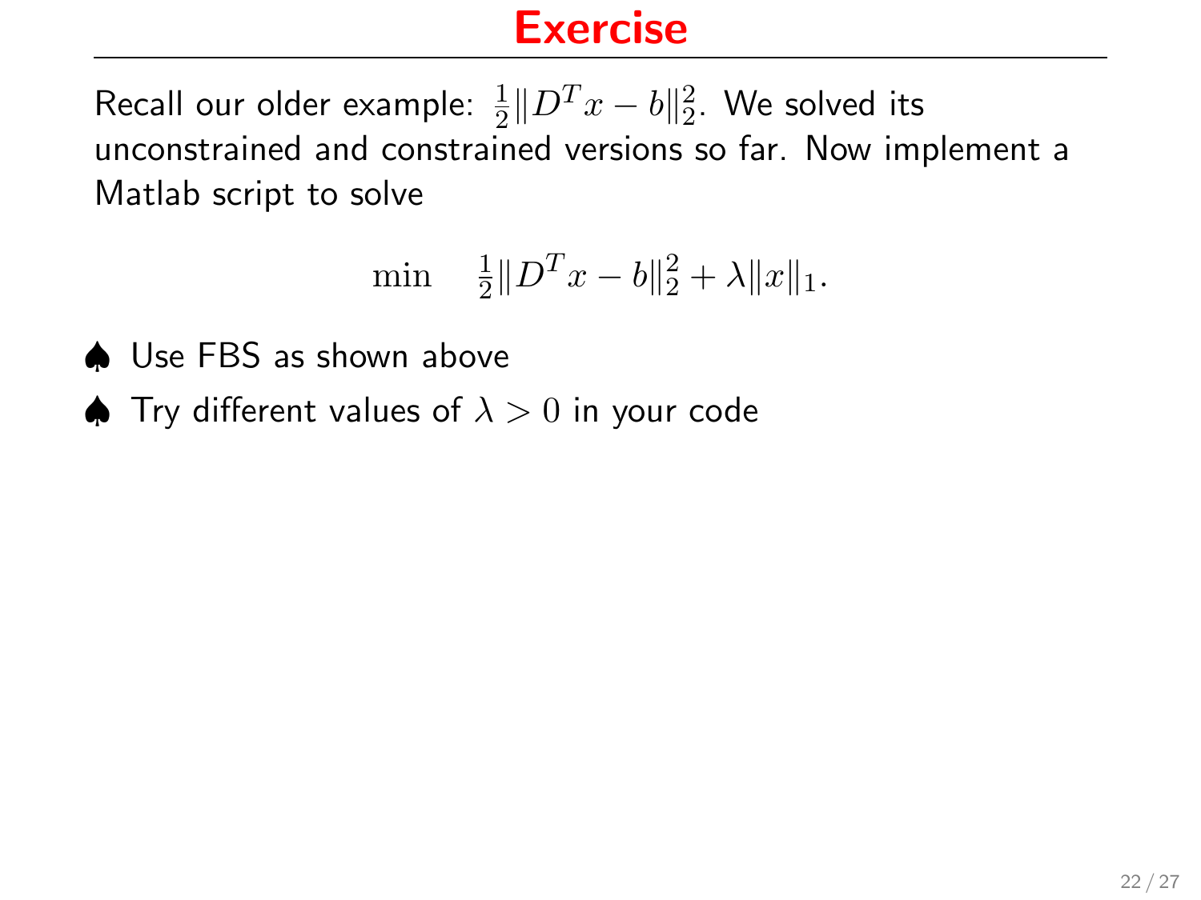# Exercise

Recall our older example: $\frac{1}{2}\|D^T x - b\|_2^2$. We solved its unconstrained and constrained versions so far. Now implement a Matlab script to solve

$$\min \quad \tfrac{1}{2}\|D^T x - b\|_2^2 + \lambda \|x\|_1.$$

♠ Use FBS as shown above

♠ Try different values of $\lambda > 0$ in your code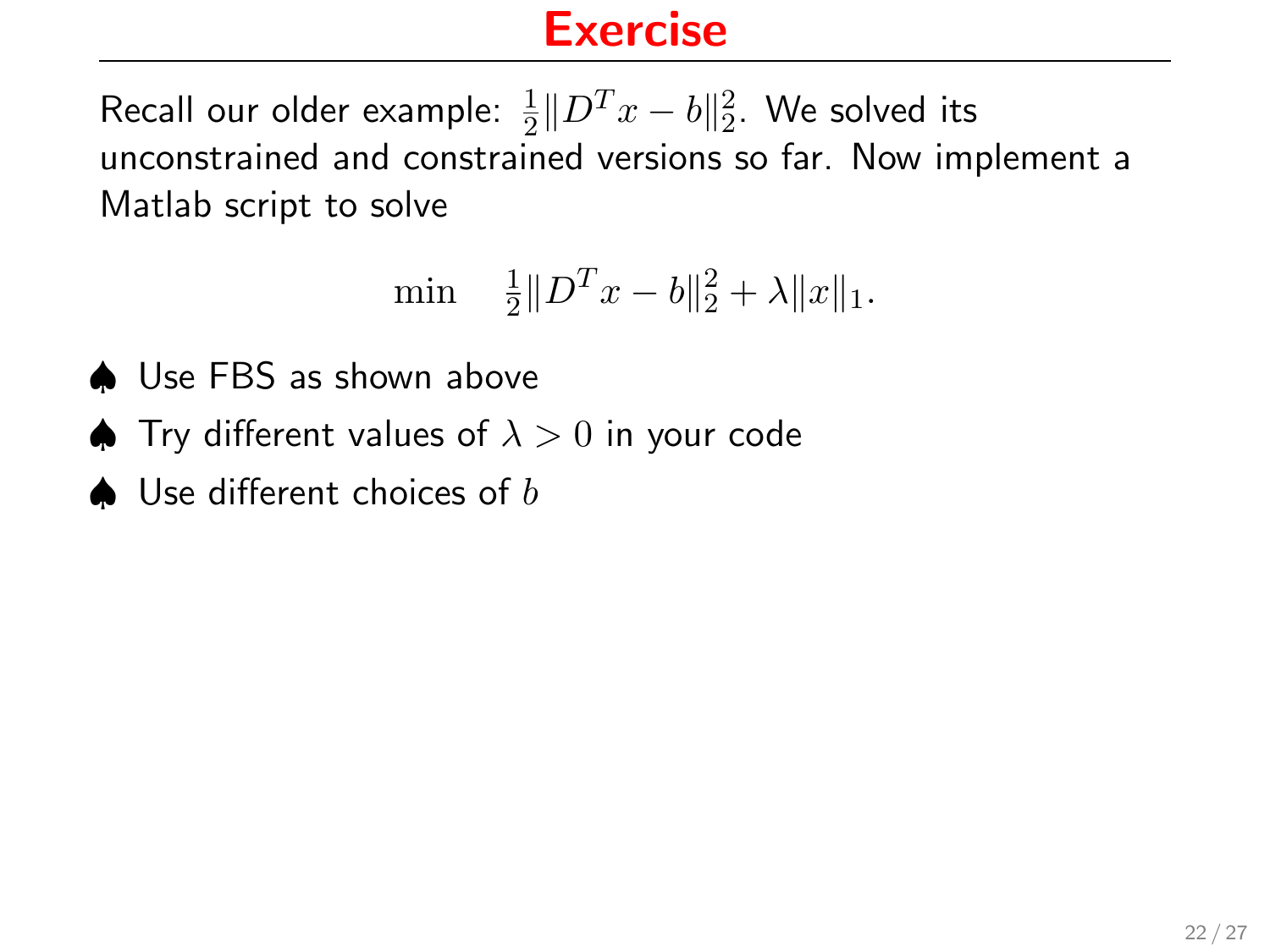# Exercise

Recall our older example: $\frac{1}{2}\|D^T x - b\|_2^2$. We solved its unconstrained and constrained versions so far. Now implement a Matlab script to solve

$$\min \quad \tfrac{1}{2}\|D^T x - b\|_2^2 + \lambda \|x\|_1.$$

- ♠ Use FBS as shown above
- ♠ Try different values of $\lambda > 0$ in your code
- ♠ Use different choices of $b$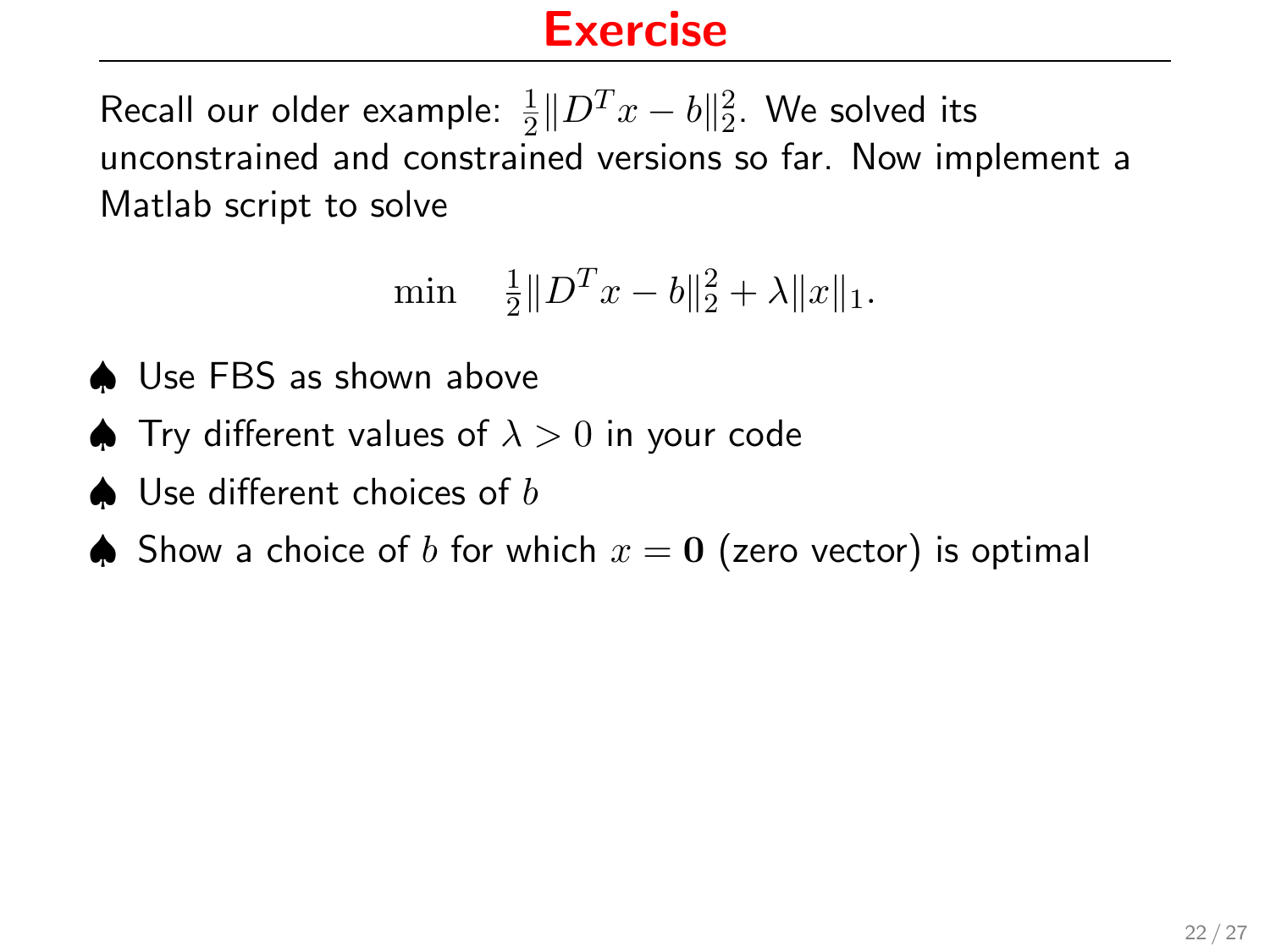# Exercise

Recall our older example: $\frac{1}{2}\|D^T x - b\|_2^2$. We solved its unconstrained and constrained versions so far. Now implement a Matlab script to solve

$$\min \quad \tfrac{1}{2}\|D^T x - b\|_2^2 + \lambda\|x\|_1.$$

- ♠ Use FBS as shown above
- ♠ Try different values of $\lambda > 0$ in your code
- ♠ Use different choices of $b$
- ♠ Show a choice of $b$ for which $x = \mathbf{0}$ (zero vector) is optimal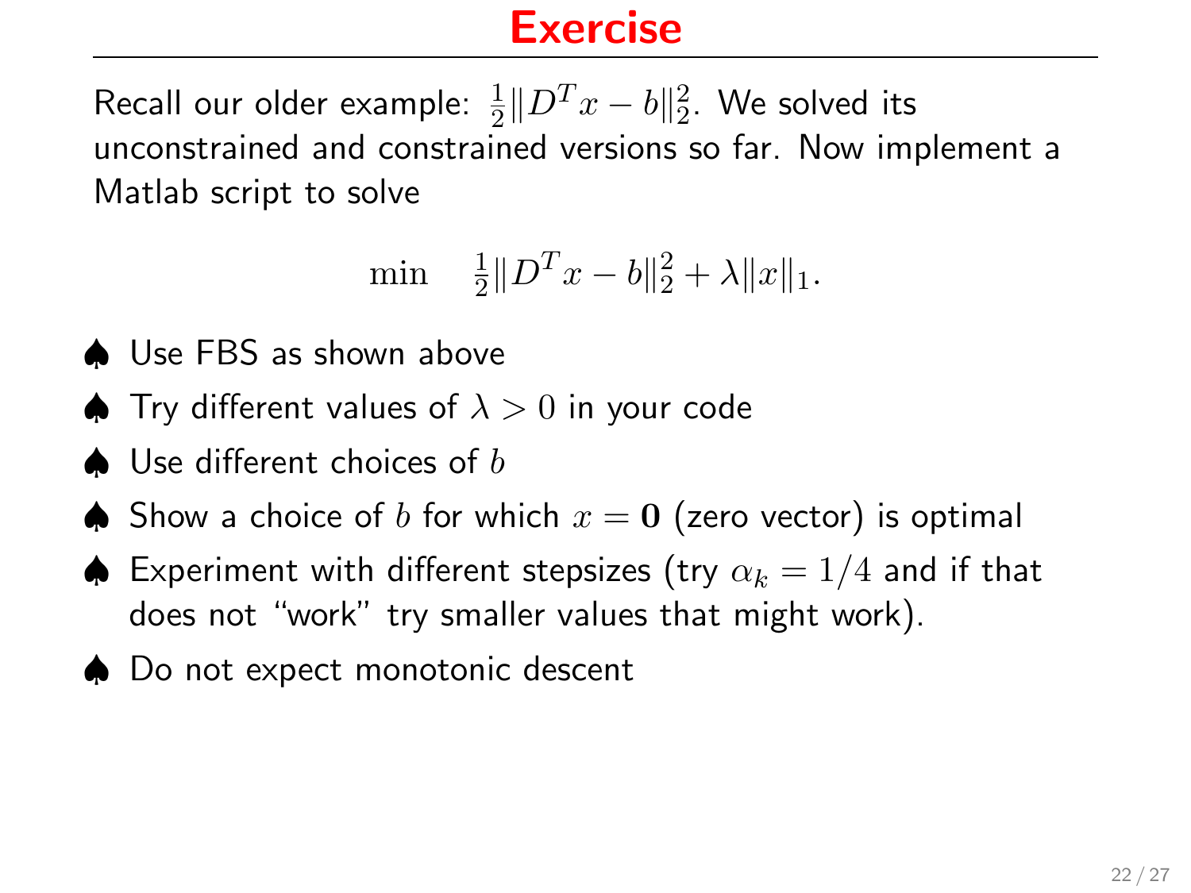# Exercise

Recall our older example: $\frac{1}{2}\|D^T x - b\|_2^2$. We solved its unconstrained and constrained versions so far. Now implement a Matlab script to solve

$$\min \quad \tfrac{1}{2}\|D^T x - b\|_2^2 + \lambda\|x\|_1.$$

- ♠ Use FBS as shown above
- ♠ Try different values of $\lambda > 0$ in your code
- ♠ Use different choices of $b$
- ♠ Show a choice of $b$ for which $x = \mathbf{0}$ (zero vector) is optimal
- ♠ Experiment with different stepsizes (try $\alpha_k = 1/4$ and if that does not "work" try smaller values that might work).
- ♠ Do not expect monotonic descent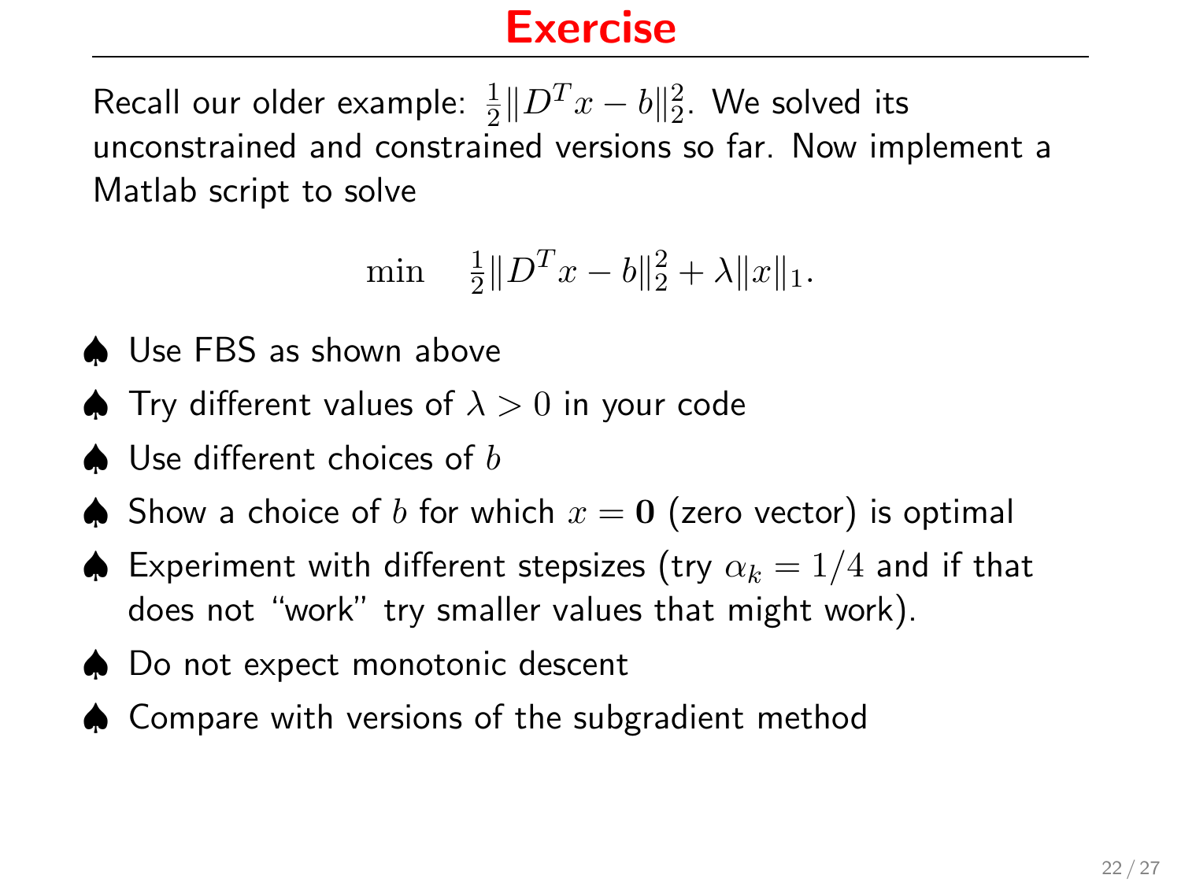# Exercise

Recall our older example: $\frac{1}{2}\|D^T x - b\|_2^2$. We solved its unconstrained and constrained versions so far. Now implement a Matlab script to solve

$$\min \quad \tfrac{1}{2}\|D^T x - b\|_2^2 + \lambda \|x\|_1.$$

- ♠ Use FBS as shown above
- ♠ Try different values of $\lambda > 0$ in your code
- ♠ Use different choices of $b$
- ♠ Show a choice of $b$ for which $x = \mathbf{0}$ (zero vector) is optimal
- ♠ Experiment with different stepsizes (try $\alpha_k = 1/4$ and if that does not "work" try smaller values that might work).
- ♠ Do not expect monotonic descent
- ♠ Compare with versions of the subgradient method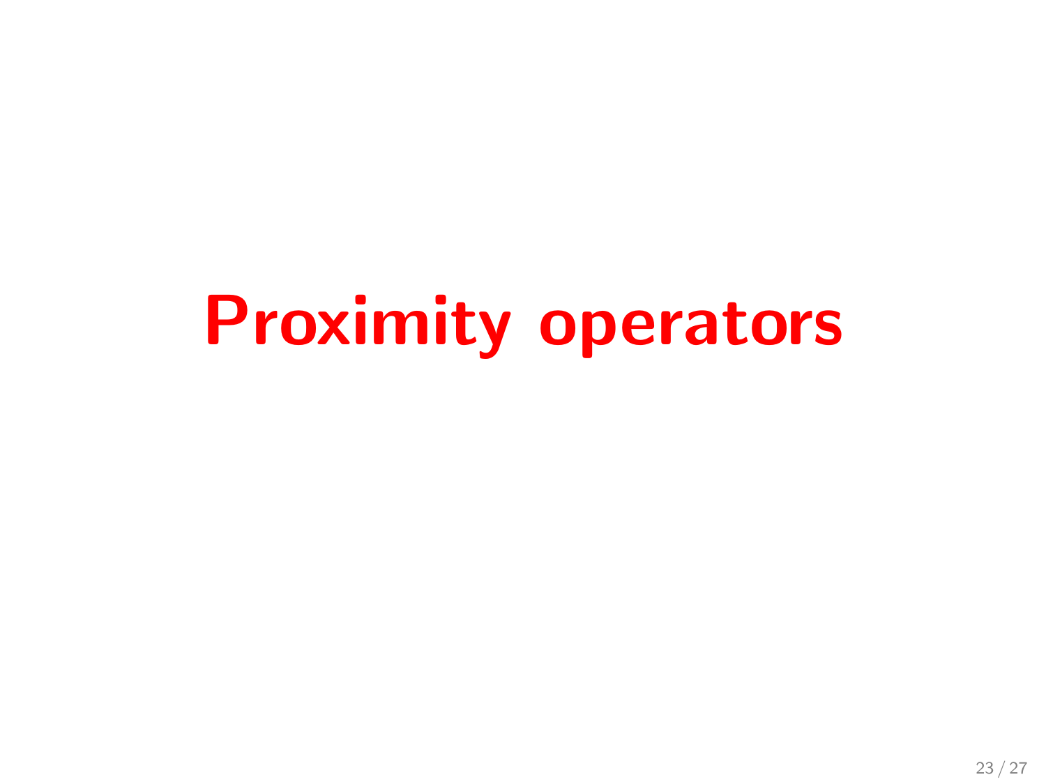# Proximity operators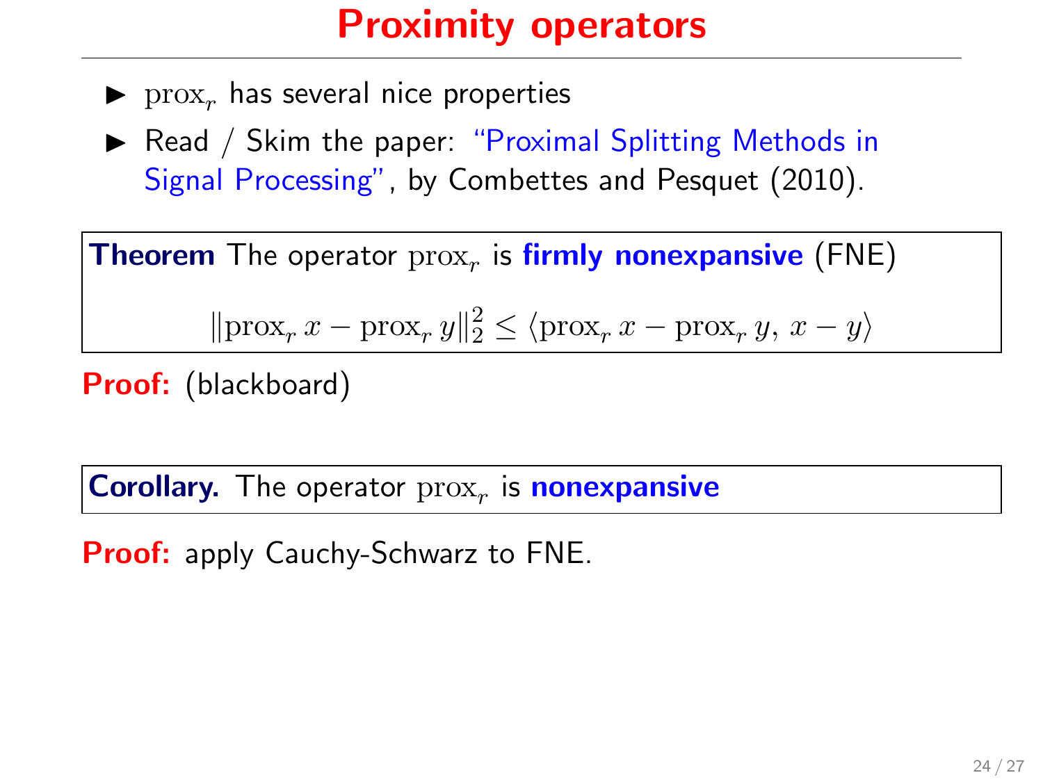# Proximity operators

- $\operatorname{prox}_r$ has several nice properties
- Read / Skim the paper: "Proximal Splitting Methods in Signal Processing", by Combettes and Pesquet (2010).

**Theorem** The operator $\operatorname{prox}_r$ is **firmly nonexpansive** (FNE)

$$\|\operatorname{prox}_r x - \operatorname{prox}_r y\|_2^2 \leq \langle \operatorname{prox}_r x - \operatorname{prox}_r y,\, x - y \rangle$$

**Proof:** (blackboard)

**Corollary.** The operator $\operatorname{prox}_r$ is **nonexpansive**

**Proof:** apply Cauchy-Schwarz to FNE.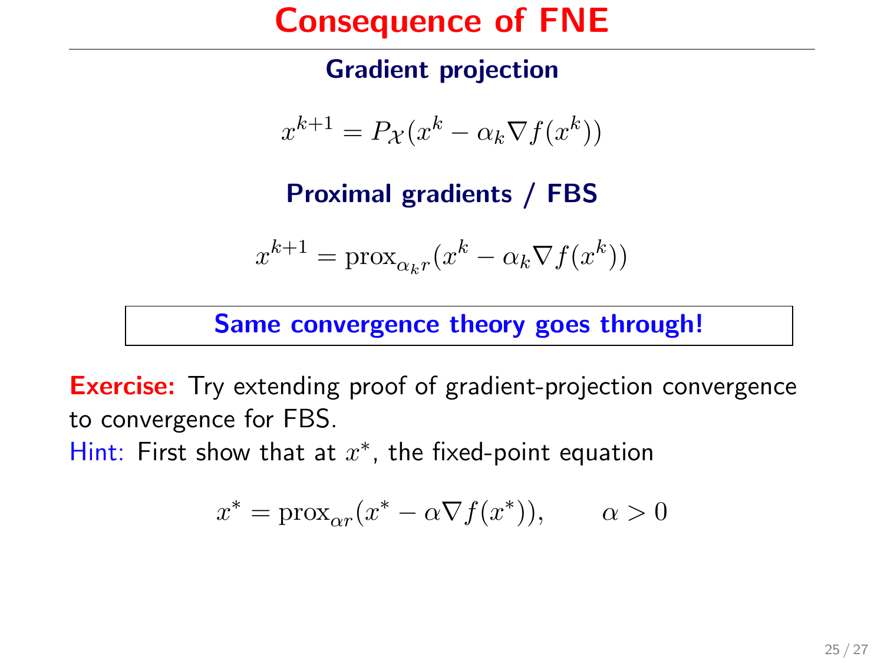# Consequence of FNE

### Gradient projection

$$x^{k+1} = P_{\mathcal{X}}(x^k - \alpha_k \nabla f(x^k))$$

### Proximal gradients / FBS

$$x^{k+1} = \mathrm{prox}_{\alpha_k r}(x^k - \alpha_k \nabla f(x^k))$$

**Same convergence theory goes through!**

**Exercise:** Try extending proof of gradient-projection convergence to convergence for FBS.

Hint: First show that at $x^*$, the fixed-point equation

$$x^* = \mathrm{prox}_{\alpha r}(x^* - \alpha \nabla f(x^*)), \qquad \alpha > 0$$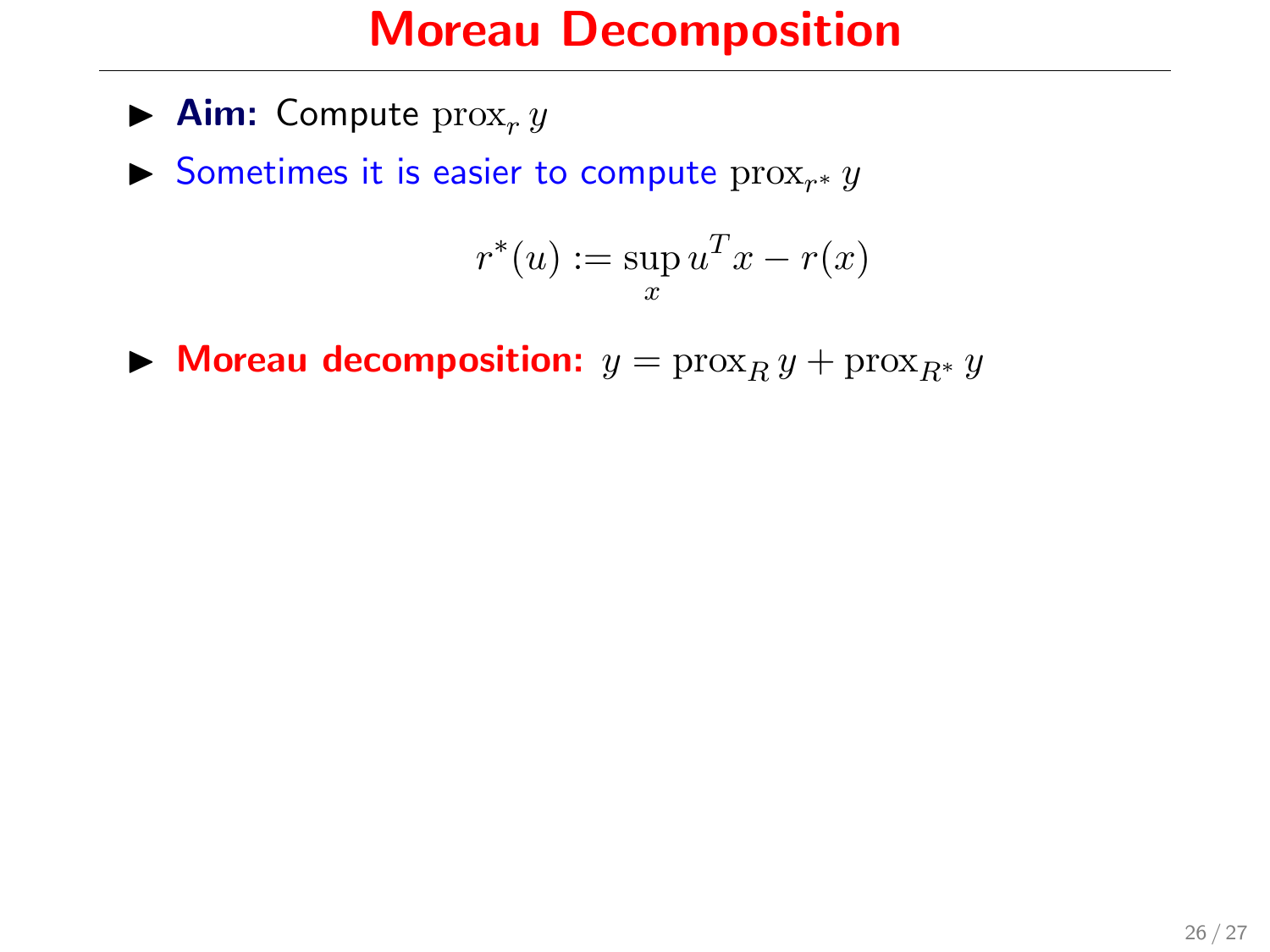# Moreau Decomposition

- **Aim:** Compute $\operatorname{prox}_r y$
- Sometimes it is easier to compute $\operatorname{prox}_{r^*} y$

$$r^*(u) := \sup_x u^T x - r(x)$$

- **Moreau decomposition:** $y = \operatorname{prox}_R y + \operatorname{prox}_{R^*} y$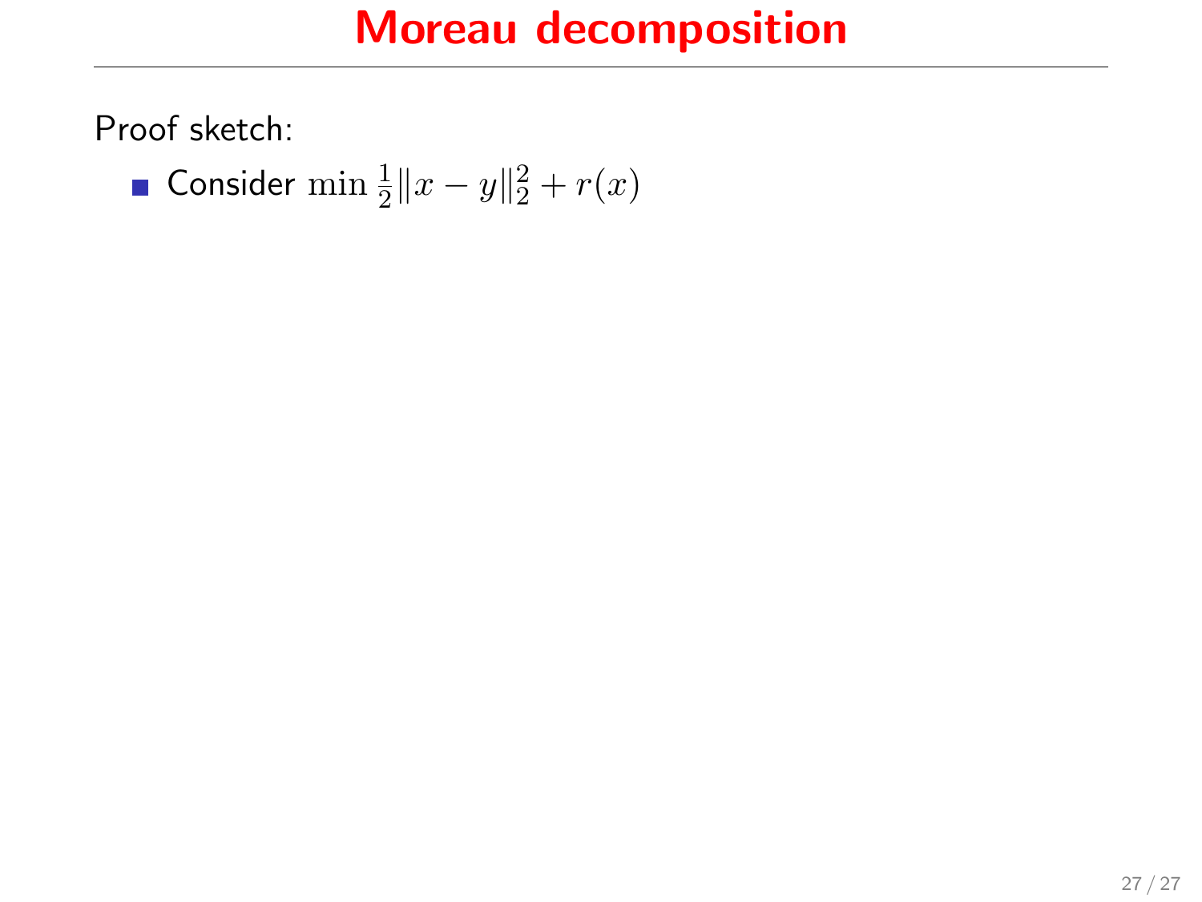# Moreau decomposition

Proof sketch:

- Consider $\min \frac{1}{2}\|x - y\|_2^2 + r(x)$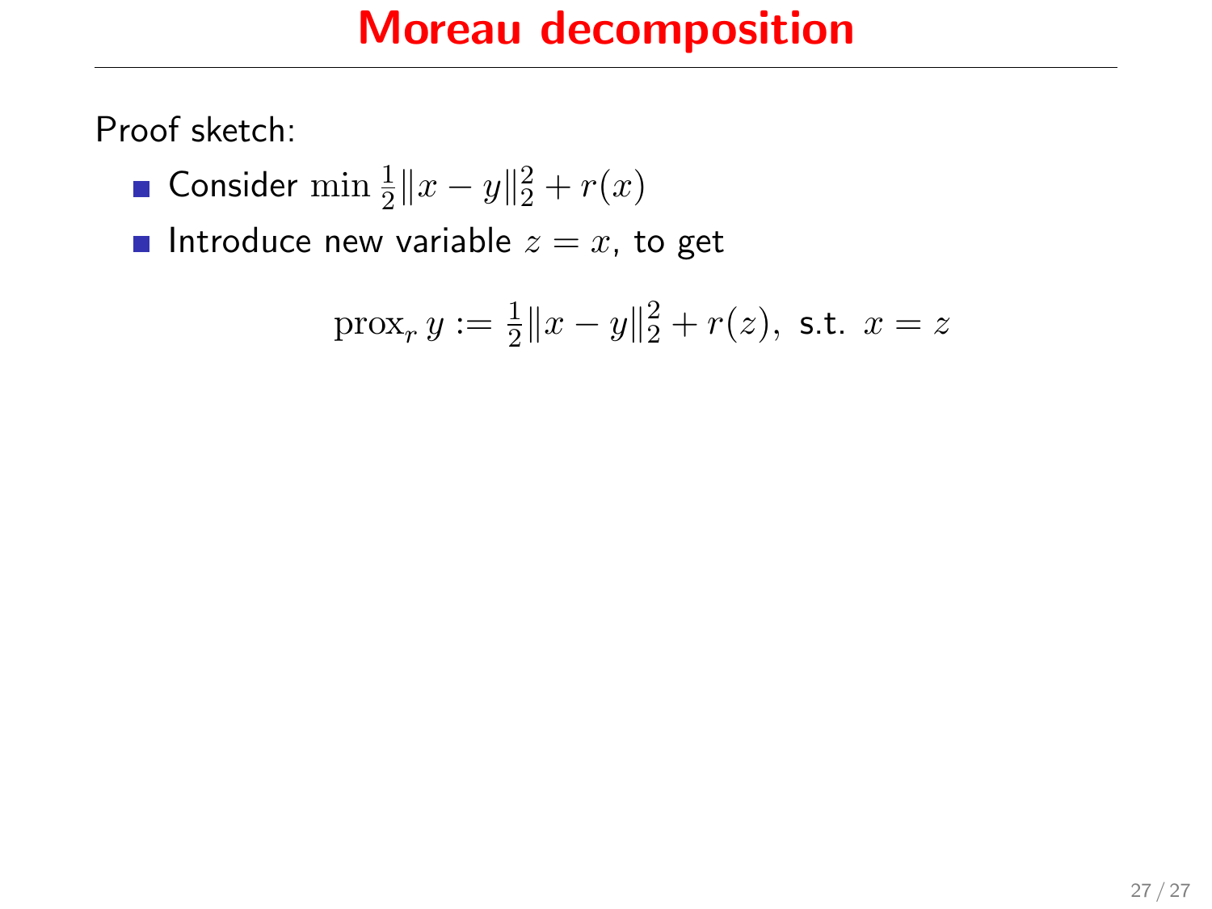# Moreau decomposition

Proof sketch:

- Consider $\min \frac{1}{2}\|x - y\|_2^2 + r(x)$
- Introduce new variable $z = x$, to get

$$\operatorname{prox}_r y := \tfrac{1}{2}\|x - y\|_2^2 + r(z), \text{ s.t. } x = z$$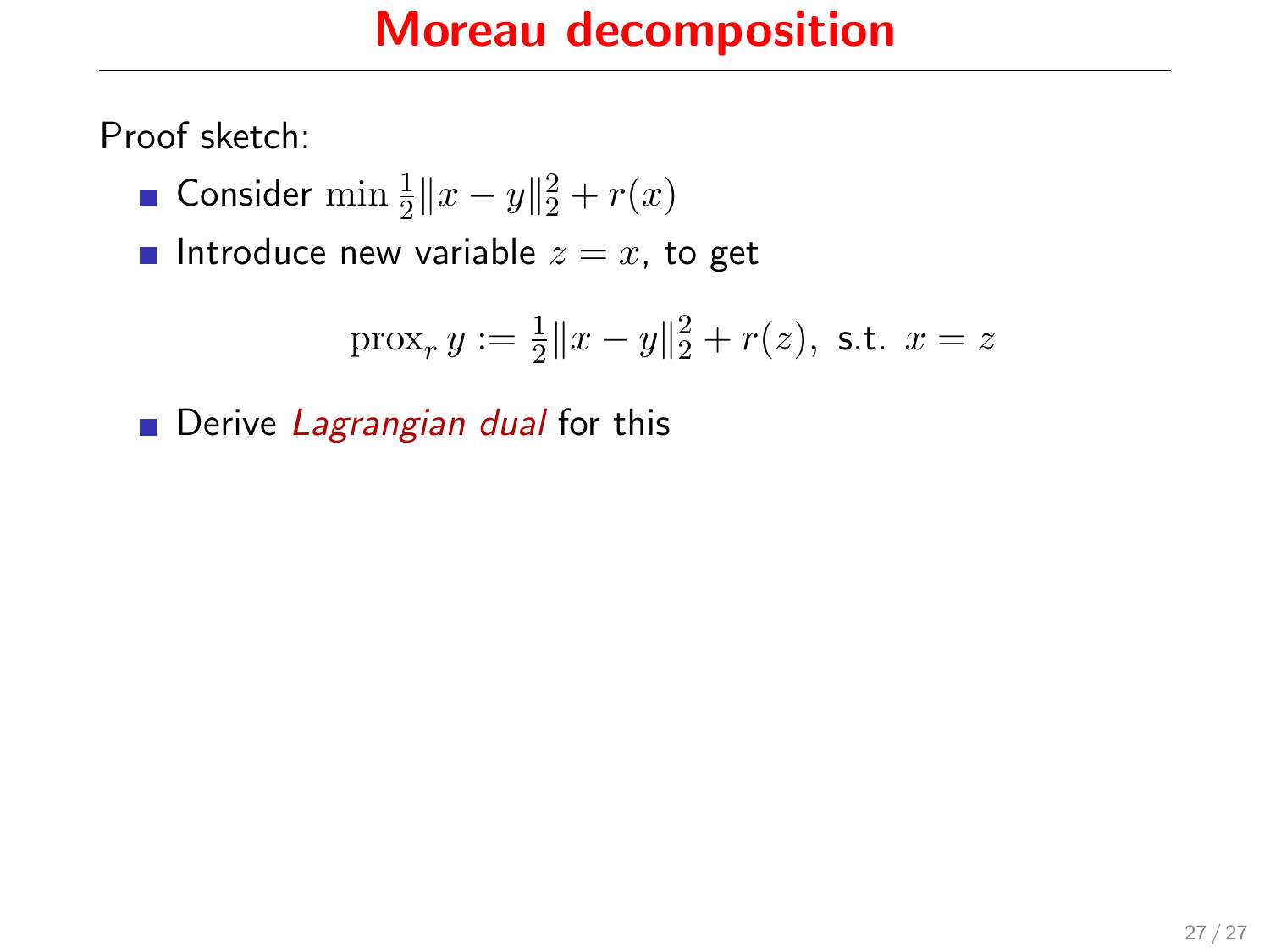# Moreau decomposition

Proof sketch:

- Consider $\min \frac{1}{2}\|x - y\|_2^2 + r(x)$
- Introduce new variable $z = x$, to get

$$\operatorname{prox}_r y := \tfrac{1}{2}\|x - y\|_2^2 + r(z), \text{ s.t. } x = z$$

- Derive *Lagrangian dual* for this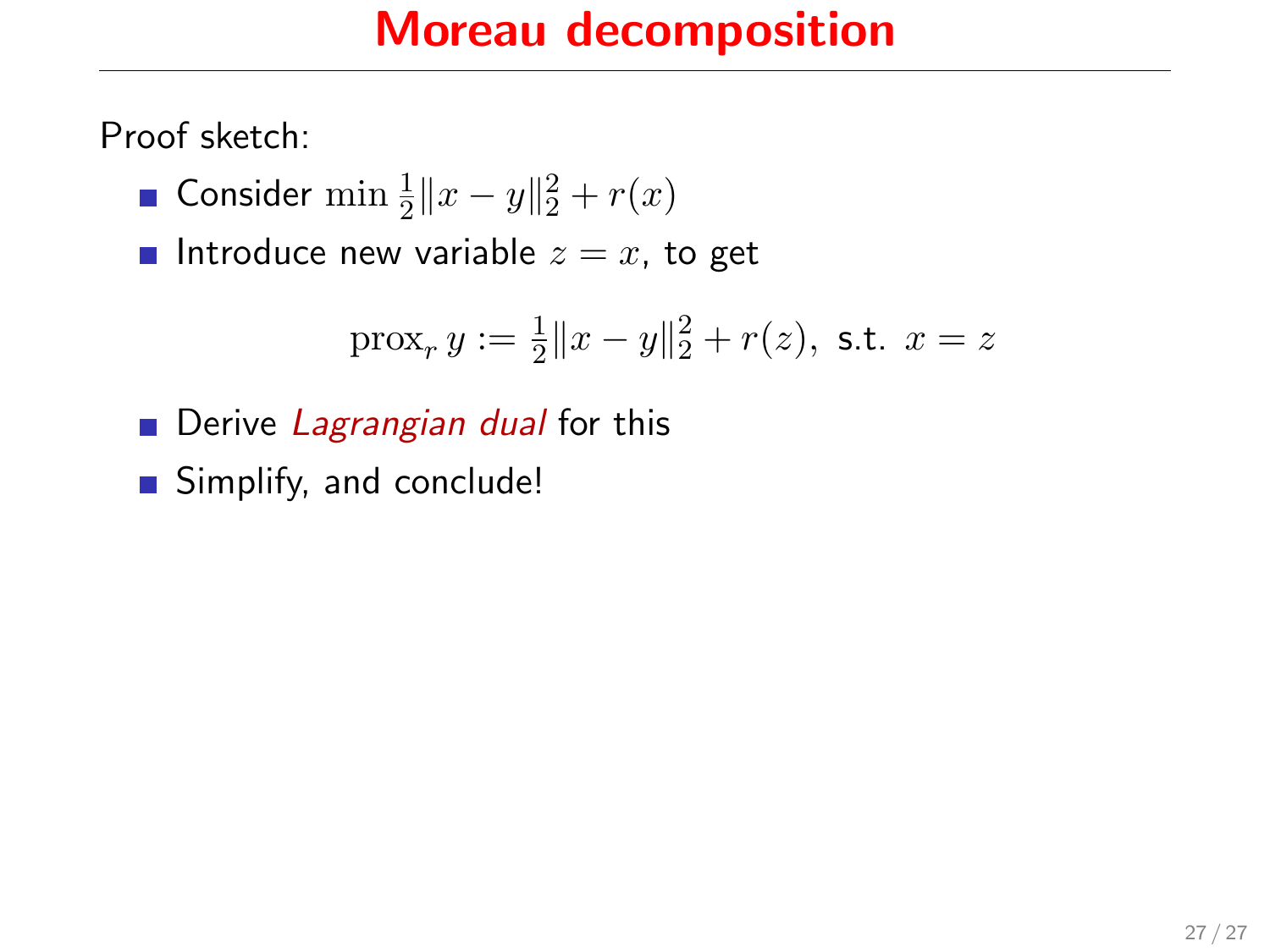# Moreau decomposition

Proof sketch:

- Consider $\min \frac{1}{2}\|x - y\|_2^2 + r(x)$
- Introduce new variable $z = x$, to get

$$\operatorname{prox}_r y := \tfrac{1}{2}\|x - y\|_2^2 + r(z), \text{ s.t. } x = z$$

- Derive *Lagrangian dual* for this
- Simplify, and conclude!